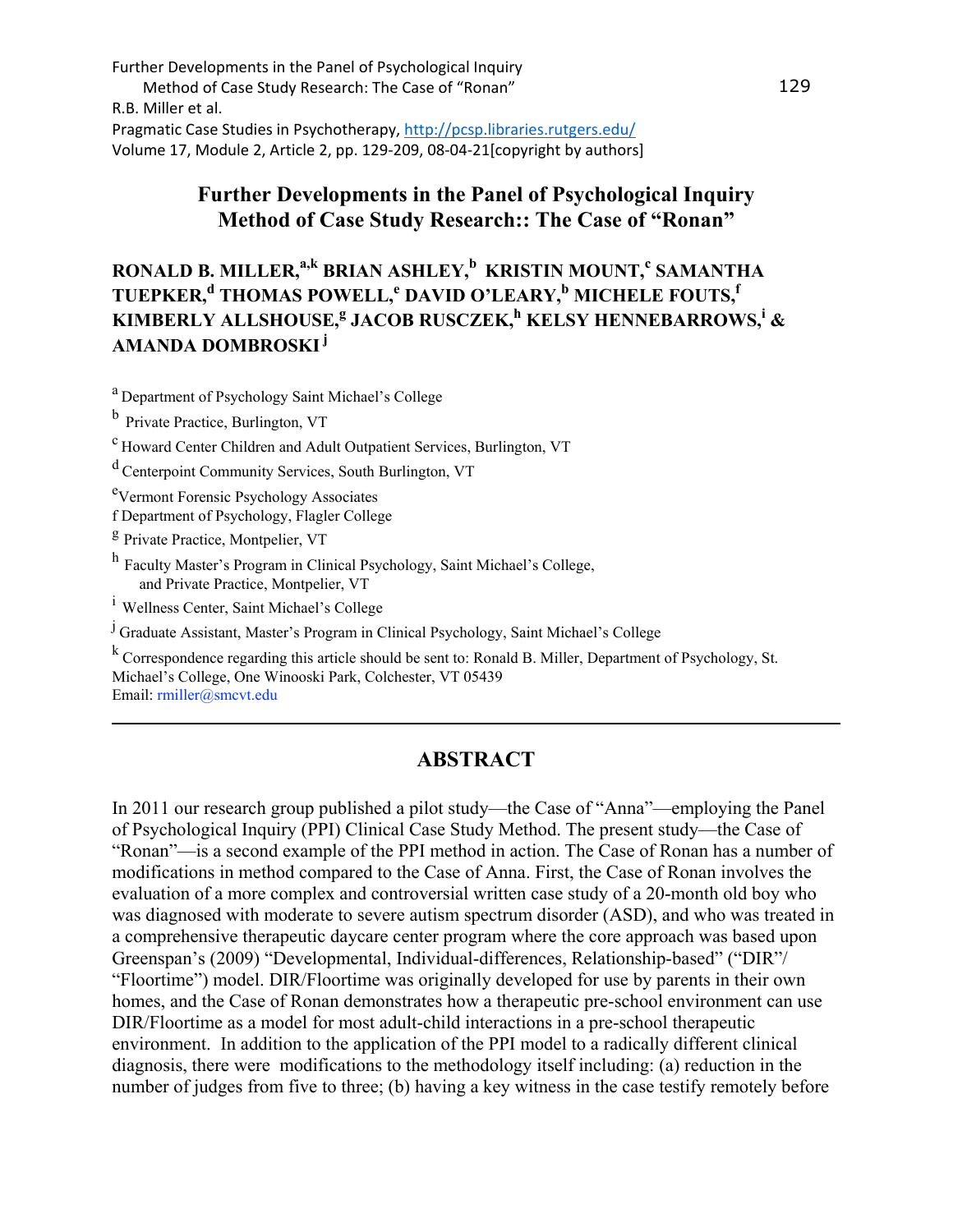# Further Developments in the Panel of Psychological Inquiry Method of Case Study Research:: The Case of "Ronan"

**RONALD B. MILLER,[a,k] BRIAN ASHLEY,[b] KRISTIN MOUNT,[c] SAMANTHA TUEPKER,[d] THOMAS POWELL,[e] DAVID O'LEARY,[b] MICHELE FOUTS,[f] KIMBERLY ALLSHOUSE,[g] JACOB RUSCZEK,[h] KELSY HENNEBARROWS,[i] & AMANDA DOMBROSKI[j]**

[a] Department of Psychology Saint Michael's College

[b] Private Practice, Burlington, VT

[c] Howard Center Children and Adult Outpatient Services, Burlington, VT

[d] Centerpoint Community Services, South Burlington, VT

[e] Vermont Forensic Psychology Associates

[f] Department of Psychology, Flagler College

[g] Private Practice, Montpelier, VT

[h] Faculty Master's Program in Clinical Psychology, Saint Michael's College, and Private Practice, Montpelier, VT

[i] Wellness Center, Saint Michael's College

[j] Graduate Assistant, Master's Program in Clinical Psychology, Saint Michael's College

[k] Correspondence regarding this article should be sent to: Ronald B. Miller, Department of Psychology, St. Michael's College, One Winooski Park, Colchester, VT 05439
Email: rmiller@smcvt.edu

---

## ABSTRACT

In 2011 our research group published a pilot study—the Case of "Anna"—employing the Panel of Psychological Inquiry (PPI) Clinical Case Study Method. The present study—the Case of "Ronan"—is a second example of the PPI method in action. The Case of Ronan has a number of modifications in method compared to the Case of Anna. First, the Case of Ronan involves the evaluation of a more complex and controversial written case study of a 20-month old boy who was diagnosed with moderate to severe autism spectrum disorder (ASD), and who was treated in a comprehensive therapeutic daycare center program where the core approach was based upon Greenspan's (2009) "Developmental, Individual-differences, Relationship-based" ("DIR"/ "Floortime") model. DIR/Floortime was originally developed for use by parents in their own homes, and the Case of Ronan demonstrates how a therapeutic pre-school environment can use DIR/Floortime as a model for most adult-child interactions in a pre-school therapeutic environment. In addition to the application of the PPI model to a radically different clinical diagnosis, there were modifications to the methodology itself including: (a) reduction in the number of judges from five to three; (b) having a key witness in the case testify remotely before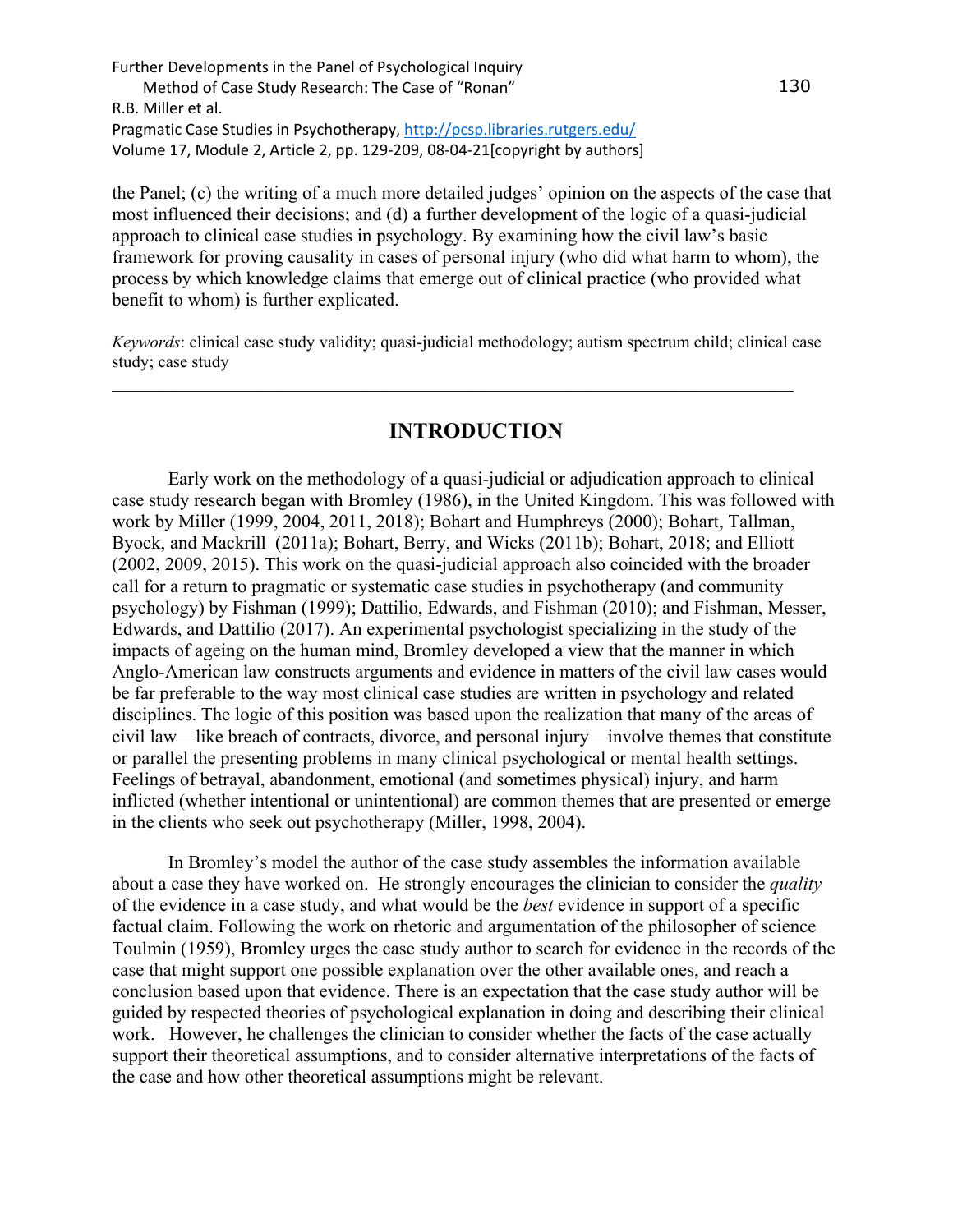the Panel; (c) the writing of a much more detailed judges' opinion on the aspects of the case that most influenced their decisions; and (d) a further development of the logic of a quasi-judicial approach to clinical case studies in psychology. By examining how the civil law's basic framework for proving causality in cases of personal injury (who did what harm to whom), the process by which knowledge claims that emerge out of clinical practice (who provided what benefit to whom) is further explicated.

*Keywords*: clinical case study validity; quasi-judicial methodology; autism spectrum child; clinical case study; case study

---

## INTRODUCTION

Early work on the methodology of a quasi-judicial or adjudication approach to clinical case study research began with Bromley (1986), in the United Kingdom. This was followed with work by Miller (1999, 2004, 2011, 2018); Bohart and Humphreys (2000); Bohart, Tallman, Byock, and Mackrill (2011a); Bohart, Berry, and Wicks (2011b); Bohart, 2018; and Elliott (2002, 2009, 2015). This work on the quasi-judicial approach also coincided with the broader call for a return to pragmatic or systematic case studies in psychotherapy (and community psychology) by Fishman (1999); Dattilio, Edwards, and Fishman (2010); and Fishman, Messer, Edwards, and Dattilio (2017). An experimental psychologist specializing in the study of the impacts of ageing on the human mind, Bromley developed a view that the manner in which Anglo-American law constructs arguments and evidence in matters of the civil law cases would be far preferable to the way most clinical case studies are written in psychology and related disciplines. The logic of this position was based upon the realization that many of the areas of civil law—like breach of contracts, divorce, and personal injury—involve themes that constitute or parallel the presenting problems in many clinical psychological or mental health settings. Feelings of betrayal, abandonment, emotional (and sometimes physical) injury, and harm inflicted (whether intentional or unintentional) are common themes that are presented or emerge in the clients who seek out psychotherapy (Miller, 1998, 2004).

In Bromley's model the author of the case study assembles the information available about a case they have worked on. He strongly encourages the clinician to consider the *quality* of the evidence in a case study, and what would be the *best* evidence in support of a specific factual claim. Following the work on rhetoric and argumentation of the philosopher of science Toulmin (1959), Bromley urges the case study author to search for evidence in the records of the case that might support one possible explanation over the other available ones, and reach a conclusion based upon that evidence. There is an expectation that the case study author will be guided by respected theories of psychological explanation in doing and describing their clinical work. However, he challenges the clinician to consider whether the facts of the case actually support their theoretical assumptions, and to consider alternative interpretations of the facts of the case and how other theoretical assumptions might be relevant.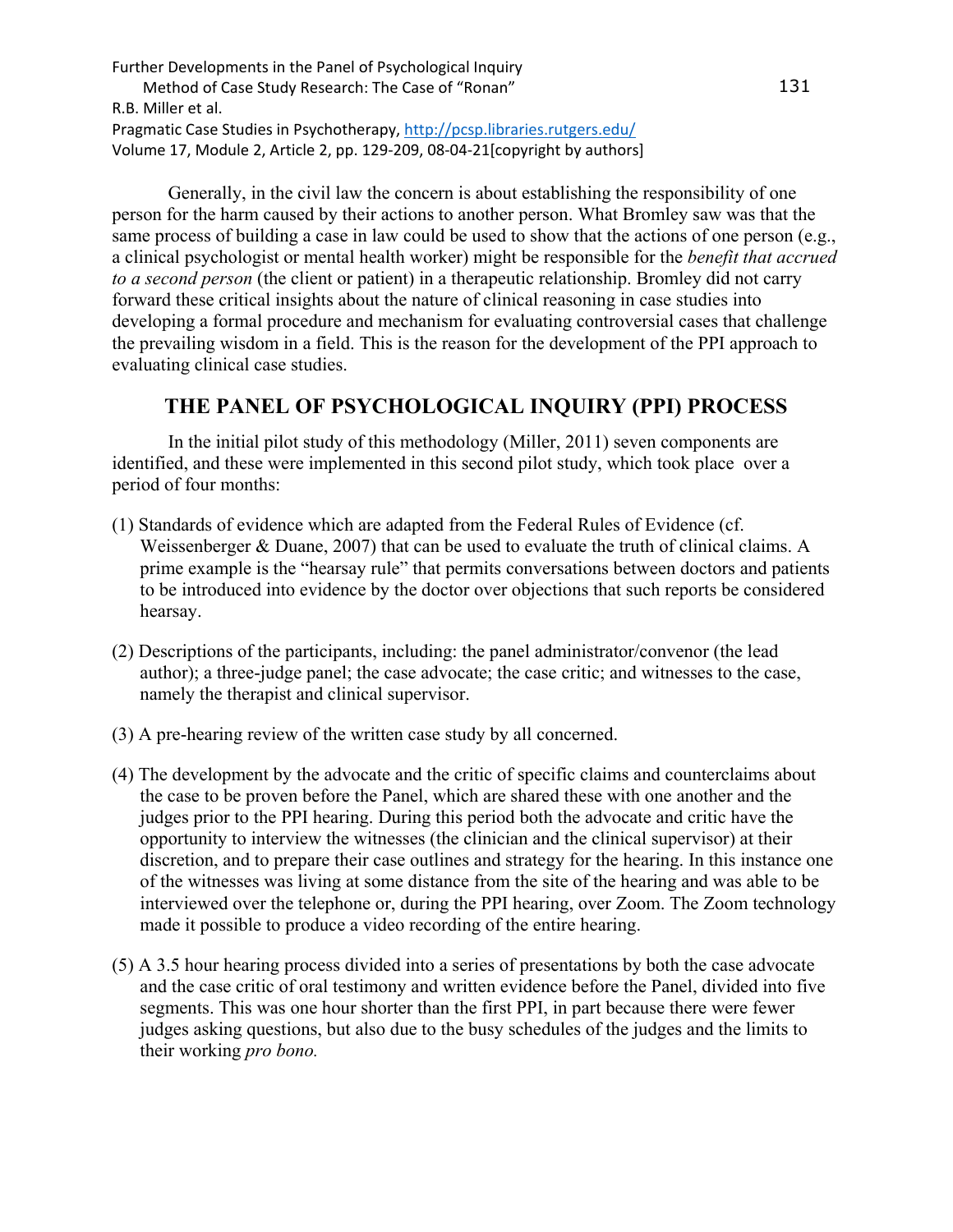Generally, in the civil law the concern is about establishing the responsibility of one person for the harm caused by their actions to another person. What Bromley saw was that the same process of building a case in law could be used to show that the actions of one person (e.g., a clinical psychologist or mental health worker) might be responsible for the *benefit that accrued to a second person* (the client or patient) in a therapeutic relationship. Bromley did not carry forward these critical insights about the nature of clinical reasoning in case studies into developing a formal procedure and mechanism for evaluating controversial cases that challenge the prevailing wisdom in a field. This is the reason for the development of the PPI approach to evaluating clinical case studies.

## THE PANEL OF PSYCHOLOGICAL INQUIRY (PPI) PROCESS

In the initial pilot study of this methodology (Miller, 2011) seven components are identified, and these were implemented in this second pilot study, which took place over a period of four months:

(1) Standards of evidence which are adapted from the Federal Rules of Evidence (cf. Weissenberger & Duane, 2007) that can be used to evaluate the truth of clinical claims. A prime example is the "hearsay rule" that permits conversations between doctors and patients to be introduced into evidence by the doctor over objections that such reports be considered hearsay.

(2) Descriptions of the participants, including: the panel administrator/convenor (the lead author); a three-judge panel; the case advocate; the case critic; and witnesses to the case, namely the therapist and clinical supervisor.

(3) A pre-hearing review of the written case study by all concerned.

(4) The development by the advocate and the critic of specific claims and counterclaims about the case to be proven before the Panel, which are shared these with one another and the judges prior to the PPI hearing. During this period both the advocate and critic have the opportunity to interview the witnesses (the clinician and the clinical supervisor) at their discretion, and to prepare their case outlines and strategy for the hearing. In this instance one of the witnesses was living at some distance from the site of the hearing and was able to be interviewed over the telephone or, during the PPI hearing, over Zoom. The Zoom technology made it possible to produce a video recording of the entire hearing.

(5) A 3.5 hour hearing process divided into a series of presentations by both the case advocate and the case critic of oral testimony and written evidence before the Panel, divided into five segments. This was one hour shorter than the first PPI, in part because there were fewer judges asking questions, but also due to the busy schedules of the judges and the limits to their working *pro bono.*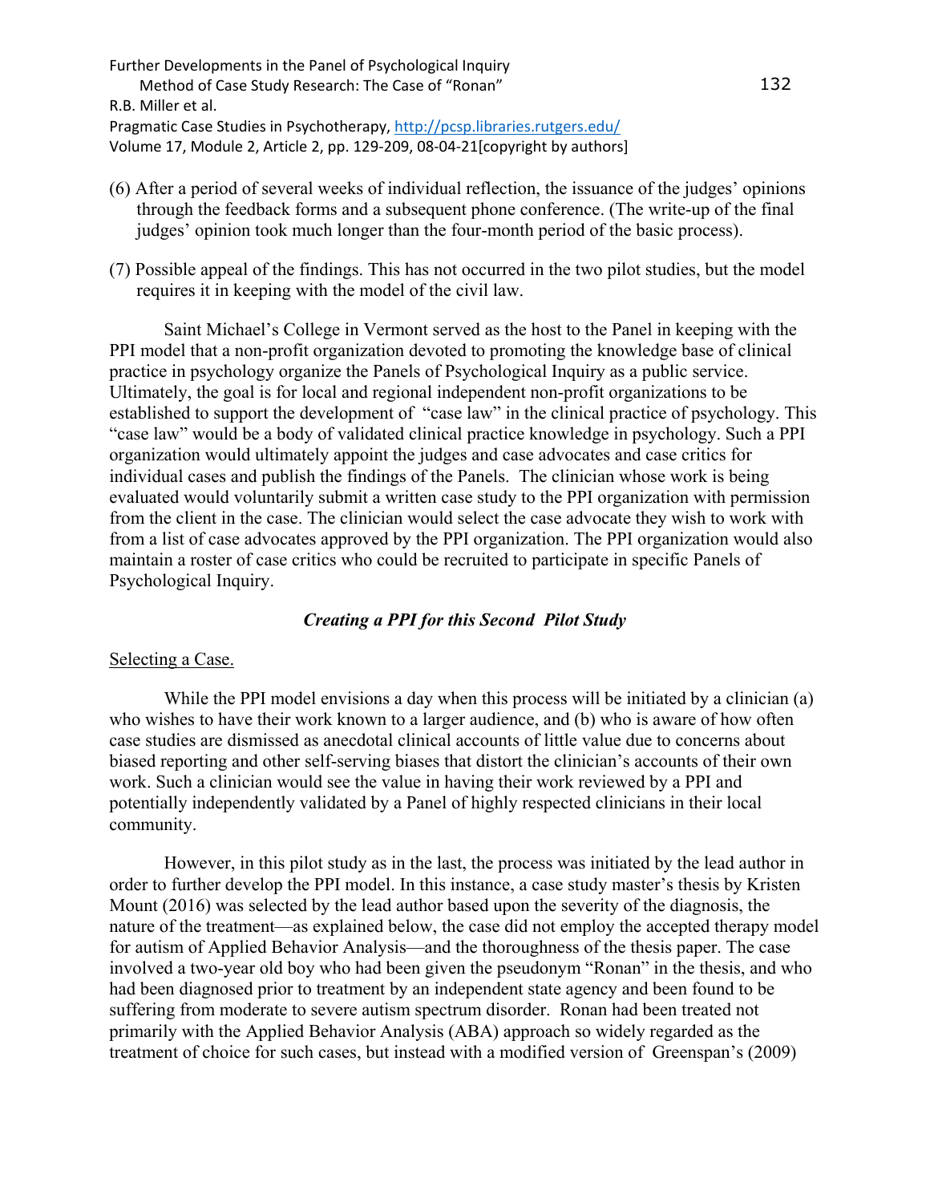(6) After a period of several weeks of individual reflection, the issuance of the judges' opinions through the feedback forms and a subsequent phone conference. (The write-up of the final judges' opinion took much longer than the four-month period of the basic process).

(7) Possible appeal of the findings. This has not occurred in the two pilot studies, but the model requires it in keeping with the model of the civil law.

Saint Michael's College in Vermont served as the host to the Panel in keeping with the PPI model that a non-profit organization devoted to promoting the knowledge base of clinical practice in psychology organize the Panels of Psychological Inquiry as a public service. Ultimately, the goal is for local and regional independent non-profit organizations to be established to support the development of "case law" in the clinical practice of psychology. This "case law" would be a body of validated clinical practice knowledge in psychology. Such a PPI organization would ultimately appoint the judges and case advocates and case critics for individual cases and publish the findings of the Panels. The clinician whose work is being evaluated would voluntarily submit a written case study to the PPI organization with permission from the client in the case. The clinician would select the case advocate they wish to work with from a list of case advocates approved by the PPI organization. The PPI organization would also maintain a roster of case critics who could be recruited to participate in specific Panels of Psychological Inquiry.

### *Creating a PPI for this Second Pilot Study*

Selecting a Case.

While the PPI model envisions a day when this process will be initiated by a clinician (a) who wishes to have their work known to a larger audience, and (b) who is aware of how often case studies are dismissed as anecdotal clinical accounts of little value due to concerns about biased reporting and other self-serving biases that distort the clinician's accounts of their own work. Such a clinician would see the value in having their work reviewed by a PPI and potentially independently validated by a Panel of highly respected clinicians in their local community.

However, in this pilot study as in the last, the process was initiated by the lead author in order to further develop the PPI model. In this instance, a case study master's thesis by Kristen Mount (2016) was selected by the lead author based upon the severity of the diagnosis, the nature of the treatment—as explained below, the case did not employ the accepted therapy model for autism of Applied Behavior Analysis—and the thoroughness of the thesis paper. The case involved a two-year old boy who had been given the pseudonym "Ronan" in the thesis, and who had been diagnosed prior to treatment by an independent state agency and been found to be suffering from moderate to severe autism spectrum disorder. Ronan had been treated not primarily with the Applied Behavior Analysis (ABA) approach so widely regarded as the treatment of choice for such cases, but instead with a modified version of Greenspan's (2009)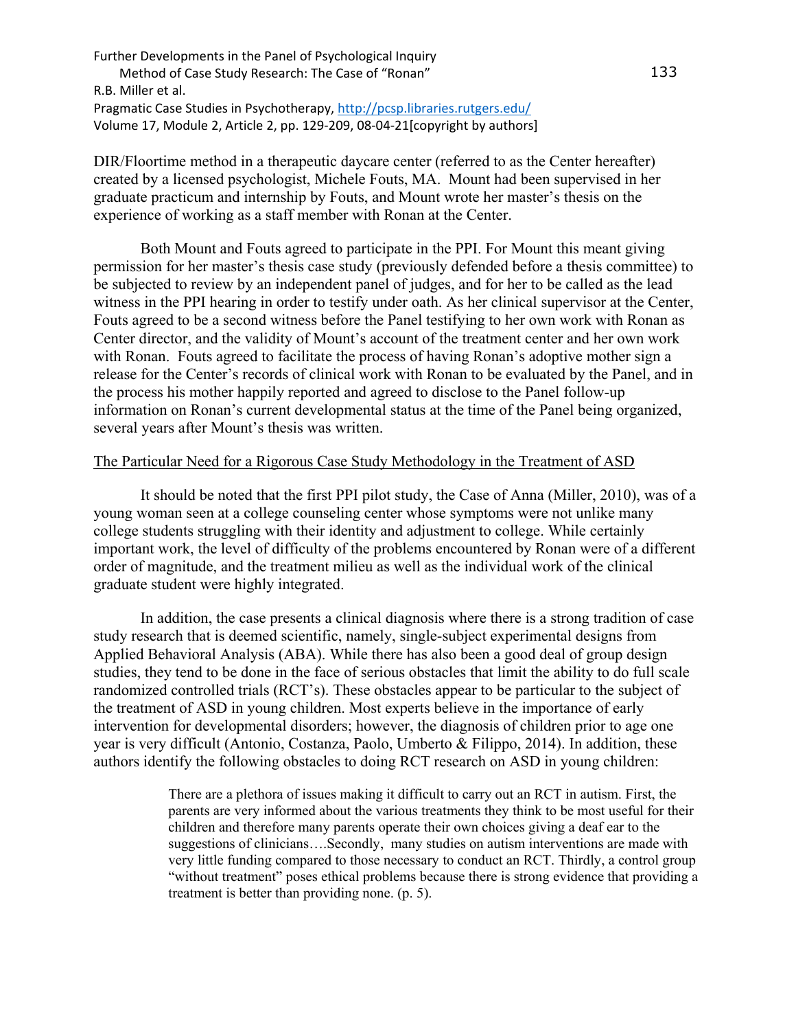DIR/Floortime method in a therapeutic daycare center (referred to as the Center hereafter) created by a licensed psychologist, Michele Fouts, MA. Mount had been supervised in her graduate practicum and internship by Fouts, and Mount wrote her master's thesis on the experience of working as a staff member with Ronan at the Center.

Both Mount and Fouts agreed to participate in the PPI. For Mount this meant giving permission for her master's thesis case study (previously defended before a thesis committee) to be subjected to review by an independent panel of judges, and for her to be called as the lead witness in the PPI hearing in order to testify under oath. As her clinical supervisor at the Center, Fouts agreed to be a second witness before the Panel testifying to her own work with Ronan as Center director, and the validity of Mount's account of the treatment center and her own work with Ronan. Fouts agreed to facilitate the process of having Ronan's adoptive mother sign a release for the Center's records of clinical work with Ronan to be evaluated by the Panel, and in the process his mother happily reported and agreed to disclose to the Panel follow-up information on Ronan's current developmental status at the time of the Panel being organized, several years after Mount's thesis was written.

## The Particular Need for a Rigorous Case Study Methodology in the Treatment of ASD

It should be noted that the first PPI pilot study, the Case of Anna (Miller, 2010), was of a young woman seen at a college counseling center whose symptoms were not unlike many college students struggling with their identity and adjustment to college. While certainly important work, the level of difficulty of the problems encountered by Ronan were of a different order of magnitude, and the treatment milieu as well as the individual work of the clinical graduate student were highly integrated.

In addition, the case presents a clinical diagnosis where there is a strong tradition of case study research that is deemed scientific, namely, single-subject experimental designs from Applied Behavioral Analysis (ABA). While there has also been a good deal of group design studies, they tend to be done in the face of serious obstacles that limit the ability to do full scale randomized controlled trials (RCT's). These obstacles appear to be particular to the subject of the treatment of ASD in young children. Most experts believe in the importance of early intervention for developmental disorders; however, the diagnosis of children prior to age one year is very difficult (Antonio, Costanza, Paolo, Umberto & Filippo, 2014). In addition, these authors identify the following obstacles to doing RCT research on ASD in young children:

> There are a plethora of issues making it difficult to carry out an RCT in autism. First, the parents are very informed about the various treatments they think to be most useful for their children and therefore many parents operate their own choices giving a deaf ear to the suggestions of clinicians….Secondly, many studies on autism interventions are made with very little funding compared to those necessary to conduct an RCT. Thirdly, a control group "without treatment" poses ethical problems because there is strong evidence that providing a treatment is better than providing none. (p. 5).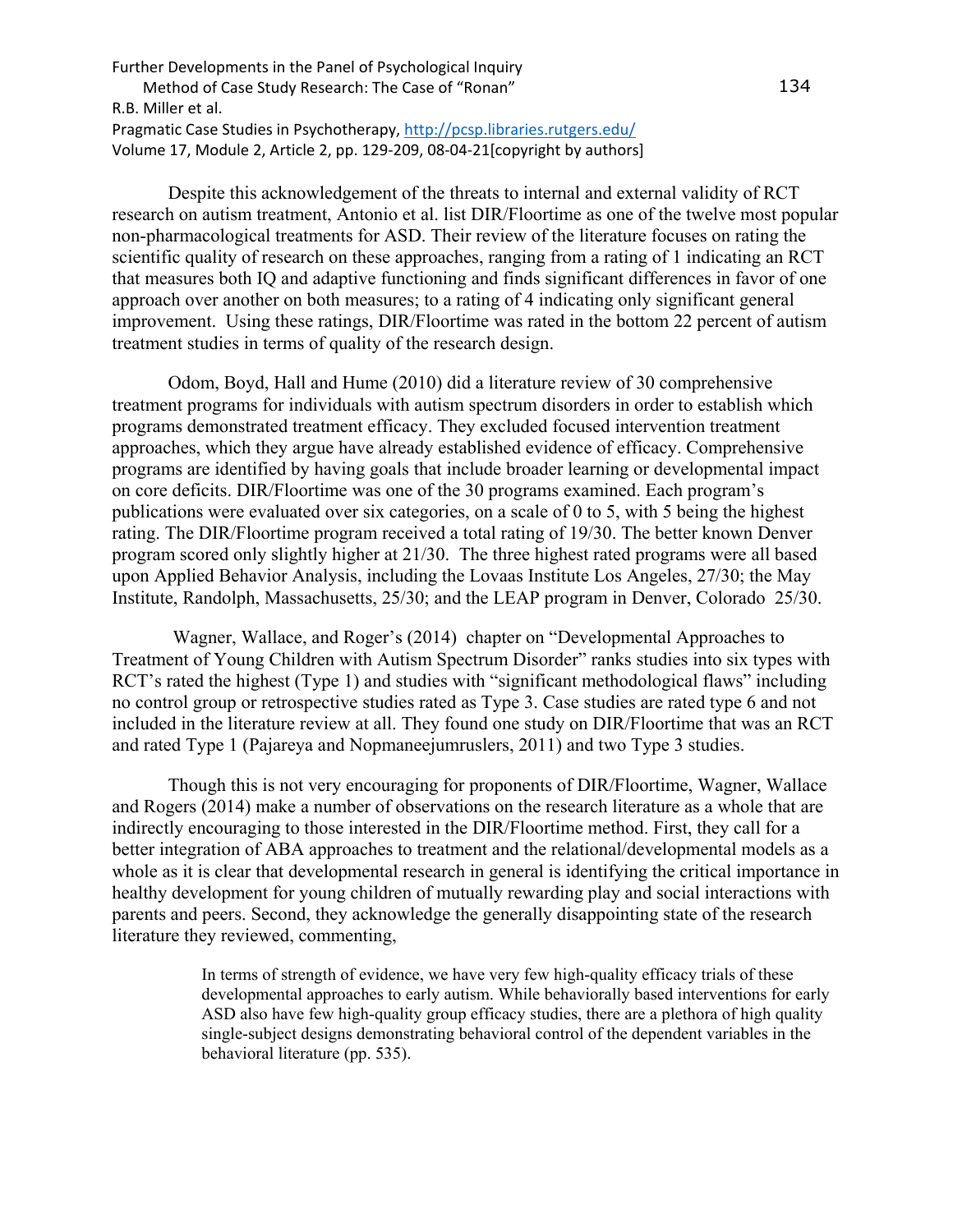Despite this acknowledgement of the threats to internal and external validity of RCT research on autism treatment, Antonio et al. list DIR/Floortime as one of the twelve most popular non-pharmacological treatments for ASD. Their review of the literature focuses on rating the scientific quality of research on these approaches, ranging from a rating of 1 indicating an RCT that measures both IQ and adaptive functioning and finds significant differences in favor of one approach over another on both measures; to a rating of 4 indicating only significant general improvement. Using these ratings, DIR/Floortime was rated in the bottom 22 percent of autism treatment studies in terms of quality of the research design.

Odom, Boyd, Hall and Hume (2010) did a literature review of 30 comprehensive treatment programs for individuals with autism spectrum disorders in order to establish which programs demonstrated treatment efficacy. They excluded focused intervention treatment approaches, which they argue have already established evidence of efficacy. Comprehensive programs are identified by having goals that include broader learning or developmental impact on core deficits. DIR/Floortime was one of the 30 programs examined. Each program's publications were evaluated over six categories, on a scale of 0 to 5, with 5 being the highest rating. The DIR/Floortime program received a total rating of 19/30. The better known Denver program scored only slightly higher at 21/30. The three highest rated programs were all based upon Applied Behavior Analysis, including the Lovaas Institute Los Angeles, 27/30; the May Institute, Randolph, Massachusetts, 25/30; and the LEAP program in Denver, Colorado 25/30.

Wagner, Wallace, and Roger's (2014) chapter on "Developmental Approaches to Treatment of Young Children with Autism Spectrum Disorder" ranks studies into six types with RCT's rated the highest (Type 1) and studies with "significant methodological flaws" including no control group or retrospective studies rated as Type 3. Case studies are rated type 6 and not included in the literature review at all. They found one study on DIR/Floortime that was an RCT and rated Type 1 (Pajareya and Nopmaneejumruslers, 2011) and two Type 3 studies.

Though this is not very encouraging for proponents of DIR/Floortime, Wagner, Wallace and Rogers (2014) make a number of observations on the research literature as a whole that are indirectly encouraging to those interested in the DIR/Floortime method. First, they call for a better integration of ABA approaches to treatment and the relational/developmental models as a whole as it is clear that developmental research in general is identifying the critical importance in healthy development for young children of mutually rewarding play and social interactions with parents and peers. Second, they acknowledge the generally disappointing state of the research literature they reviewed, commenting,

> In terms of strength of evidence, we have very few high-quality efficacy trials of these developmental approaches to early autism. While behaviorally based interventions for early ASD also have few high-quality group efficacy studies, there are a plethora of high quality single-subject designs demonstrating behavioral control of the dependent variables in the behavioral literature (pp. 535).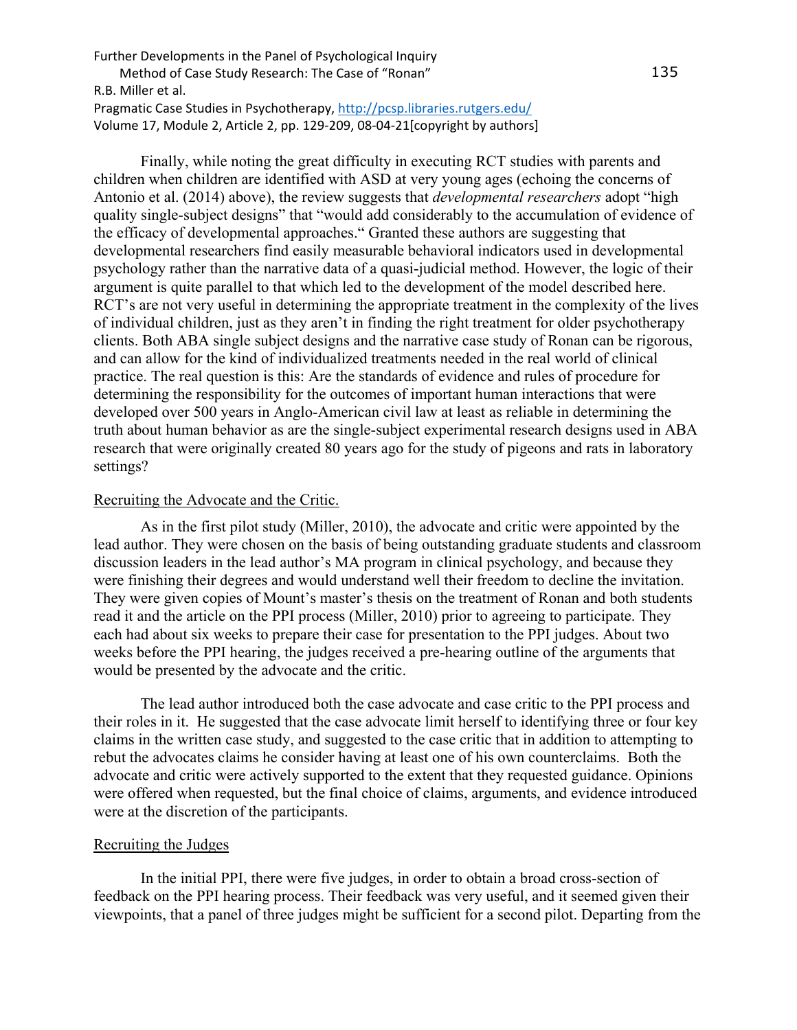Finally, while noting the great difficulty in executing RCT studies with parents and children when children are identified with ASD at very young ages (echoing the concerns of Antonio et al. (2014) above), the review suggests that *developmental researchers* adopt "high quality single-subject designs" that "would add considerably to the accumulation of evidence of the efficacy of developmental approaches." Granted these authors are suggesting that developmental researchers find easily measurable behavioral indicators used in developmental psychology rather than the narrative data of a quasi-judicial method. However, the logic of their argument is quite parallel to that which led to the development of the model described here. RCT's are not very useful in determining the appropriate treatment in the complexity of the lives of individual children, just as they aren't in finding the right treatment for older psychotherapy clients. Both ABA single subject designs and the narrative case study of Ronan can be rigorous, and can allow for the kind of individualized treatments needed in the real world of clinical practice. The real question is this: Are the standards of evidence and rules of procedure for determining the responsibility for the outcomes of important human interactions that were developed over 500 years in Anglo-American civil law at least as reliable in determining the truth about human behavior as are the single-subject experimental research designs used in ABA research that were originally created 80 years ago for the study of pigeons and rats in laboratory settings?

Recruiting the Advocate and the Critic.

As in the first pilot study (Miller, 2010), the advocate and critic were appointed by the lead author. They were chosen on the basis of being outstanding graduate students and classroom discussion leaders in the lead author's MA program in clinical psychology, and because they were finishing their degrees and would understand well their freedom to decline the invitation. They were given copies of Mount's master's thesis on the treatment of Ronan and both students read it and the article on the PPI process (Miller, 2010) prior to agreeing to participate. They each had about six weeks to prepare their case for presentation to the PPI judges. About two weeks before the PPI hearing, the judges received a pre-hearing outline of the arguments that would be presented by the advocate and the critic.

The lead author introduced both the case advocate and case critic to the PPI process and their roles in it. He suggested that the case advocate limit herself to identifying three or four key claims in the written case study, and suggested to the case critic that in addition to attempting to rebut the advocates claims he consider having at least one of his own counterclaims. Both the advocate and critic were actively supported to the extent that they requested guidance. Opinions were offered when requested, but the final choice of claims, arguments, and evidence introduced were at the discretion of the participants.

Recruiting the Judges

In the initial PPI, there were five judges, in order to obtain a broad cross-section of feedback on the PPI hearing process. Their feedback was very useful, and it seemed given their viewpoints, that a panel of three judges might be sufficient for a second pilot. Departing from the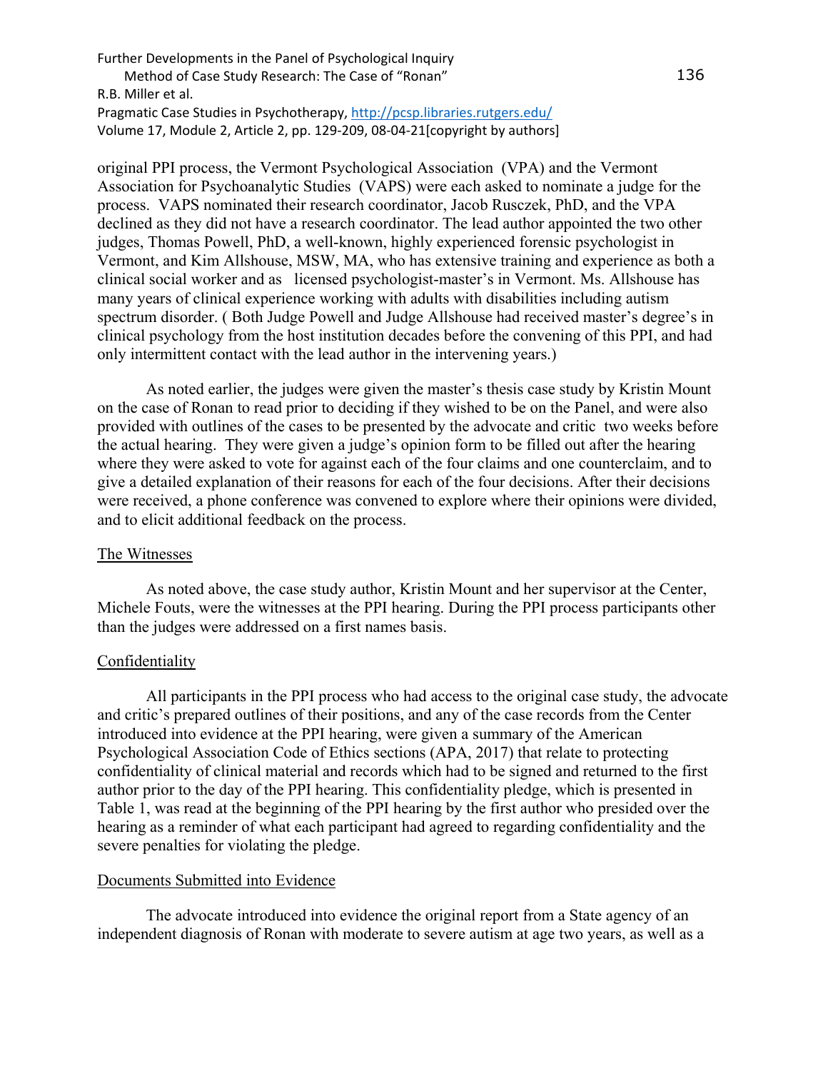original PPI process, the Vermont Psychological Association (VPA) and the Vermont Association for Psychoanalytic Studies (VAPS) were each asked to nominate a judge for the process. VAPS nominated their research coordinator, Jacob Rusczek, PhD, and the VPA declined as they did not have a research coordinator. The lead author appointed the two other judges, Thomas Powell, PhD, a well-known, highly experienced forensic psychologist in Vermont, and Kim Allshouse, MSW, MA, who has extensive training and experience as both a clinical social worker and as licensed psychologist-master's in Vermont. Ms. Allshouse has many years of clinical experience working with adults with disabilities including autism spectrum disorder. ( Both Judge Powell and Judge Allshouse had received master's degree's in clinical psychology from the host institution decades before the convening of this PPI, and had only intermittent contact with the lead author in the intervening years.)

As noted earlier, the judges were given the master's thesis case study by Kristin Mount on the case of Ronan to read prior to deciding if they wished to be on the Panel, and were also provided with outlines of the cases to be presented by the advocate and critic two weeks before the actual hearing. They were given a judge's opinion form to be filled out after the hearing where they were asked to vote for against each of the four claims and one counterclaim, and to give a detailed explanation of their reasons for each of the four decisions. After their decisions were received, a phone conference was convened to explore where their opinions were divided, and to elicit additional feedback on the process.

<u>The Witnesses</u>

As noted above, the case study author, Kristin Mount and her supervisor at the Center, Michele Fouts, were the witnesses at the PPI hearing. During the PPI process participants other than the judges were addressed on a first names basis.

<u>Confidentiality</u>

All participants in the PPI process who had access to the original case study, the advocate and critic's prepared outlines of their positions, and any of the case records from the Center introduced into evidence at the PPI hearing, were given a summary of the American Psychological Association Code of Ethics sections (APA, 2017) that relate to protecting confidentiality of clinical material and records which had to be signed and returned to the first author prior to the day of the PPI hearing. This confidentiality pledge, which is presented in Table 1, was read at the beginning of the PPI hearing by the first author who presided over the hearing as a reminder of what each participant had agreed to regarding confidentiality and the severe penalties for violating the pledge.

<u>Documents Submitted into Evidence</u>

The advocate introduced into evidence the original report from a State agency of an independent diagnosis of Ronan with moderate to severe autism at age two years, as well as a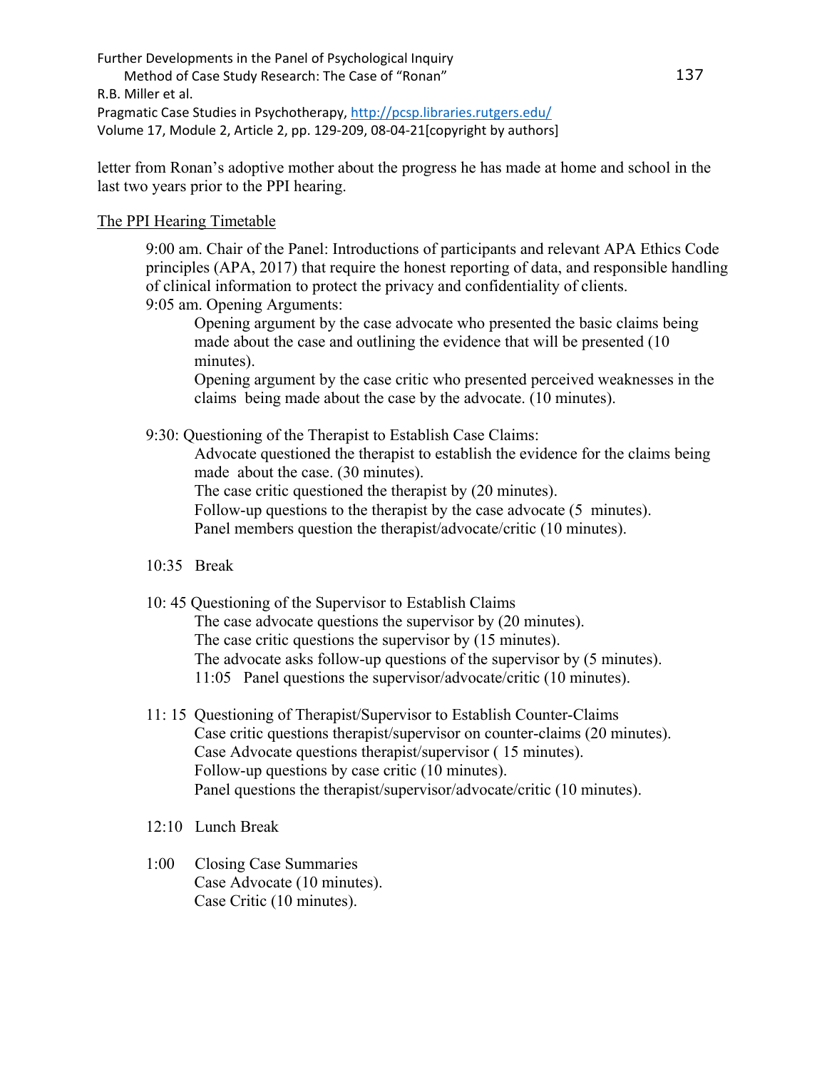letter from Ronan's adoptive mother about the progress he has made at home and school in the last two years prior to the PPI hearing.

The PPI Hearing Timetable

9:00 am. Chair of the Panel: Introductions of participants and relevant APA Ethics Code principles (APA, 2017) that require the honest reporting of data, and responsible handling of clinical information to protect the privacy and confidentiality of clients.

9:05 am. Opening Arguments:

Opening argument by the case advocate who presented the basic claims being made about the case and outlining the evidence that will be presented (10 minutes).

Opening argument by the case critic who presented perceived weaknesses in the claims being made about the case by the advocate. (10 minutes).

9:30: Questioning of the Therapist to Establish Case Claims:

Advocate questioned the therapist to establish the evidence for the claims being made about the case. (30 minutes).

The case critic questioned the therapist by (20 minutes).

Follow-up questions to the therapist by the case advocate (5 minutes).

Panel members question the therapist/advocate/critic (10 minutes).

10:35 Break

10: 45 Questioning of the Supervisor to Establish Claims

The case advocate questions the supervisor by (20 minutes).

The case critic questions the supervisor by (15 minutes).

The advocate asks follow-up questions of the supervisor by (5 minutes).

11:05 Panel questions the supervisor/advocate/critic (10 minutes).

11: 15 Questioning of Therapist/Supervisor to Establish Counter-Claims

Case critic questions therapist/supervisor on counter-claims (20 minutes).

Case Advocate questions therapist/supervisor ( 15 minutes).

Follow-up questions by case critic (10 minutes).

Panel questions the therapist/supervisor/advocate/critic (10 minutes).

12:10 Lunch Break

1:00 Closing Case Summaries

Case Advocate (10 minutes).

Case Critic (10 minutes).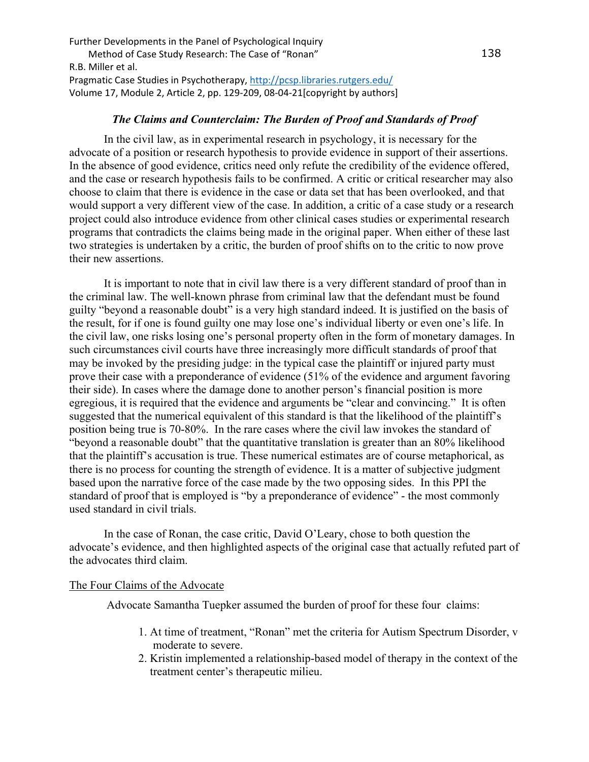### *The Claims and Counterclaim: The Burden of Proof and Standards of Proof*

In the civil law, as in experimental research in psychology, it is necessary for the advocate of a position or research hypothesis to provide evidence in support of their assertions. In the absence of good evidence, critics need only refute the credibility of the evidence offered, and the case or research hypothesis fails to be confirmed. A critic or critical researcher may also choose to claim that there is evidence in the case or data set that has been overlooked, and that would support a very different view of the case. In addition, a critic of a case study or a research project could also introduce evidence from other clinical cases studies or experimental research programs that contradicts the claims being made in the original paper. When either of these last two strategies is undertaken by a critic, the burden of proof shifts on to the critic to now prove their new assertions.

It is important to note that in civil law there is a very different standard of proof than in the criminal law. The well-known phrase from criminal law that the defendant must be found guilty "beyond a reasonable doubt" is a very high standard indeed. It is justified on the basis of the result, for if one is found guilty one may lose one's individual liberty or even one's life. In the civil law, one risks losing one's personal property often in the form of monetary damages. In such circumstances civil courts have three increasingly more difficult standards of proof that may be invoked by the presiding judge: in the typical case the plaintiff or injured party must prove their case with a preponderance of evidence (51% of the evidence and argument favoring their side). In cases where the damage done to another person's financial position is more egregious, it is required that the evidence and arguments be "clear and convincing." It is often suggested that the numerical equivalent of this standard is that the likelihood of the plaintiff's position being true is 70-80%. In the rare cases where the civil law invokes the standard of "beyond a reasonable doubt" that the quantitative translation is greater than an 80% likelihood that the plaintiff's accusation is true. These numerical estimates are of course metaphorical, as there is no process for counting the strength of evidence. It is a matter of subjective judgment based upon the narrative force of the case made by the two opposing sides. In this PPI the standard of proof that is employed is "by a preponderance of evidence" - the most commonly used standard in civil trials.

In the case of Ronan, the case critic, David O'Leary, chose to both question the advocate's evidence, and then highlighted aspects of the original case that actually refuted part of the advocates third claim.

<u>The Four Claims of the Advocate</u>

Advocate Samantha Tuepker assumed the burden of proof for these four claims:

1. At time of treatment, "Ronan" met the criteria for Autism Spectrum Disorder, v moderate to severe.
2. Kristin implemented a relationship-based model of therapy in the context of the treatment center's therapeutic milieu.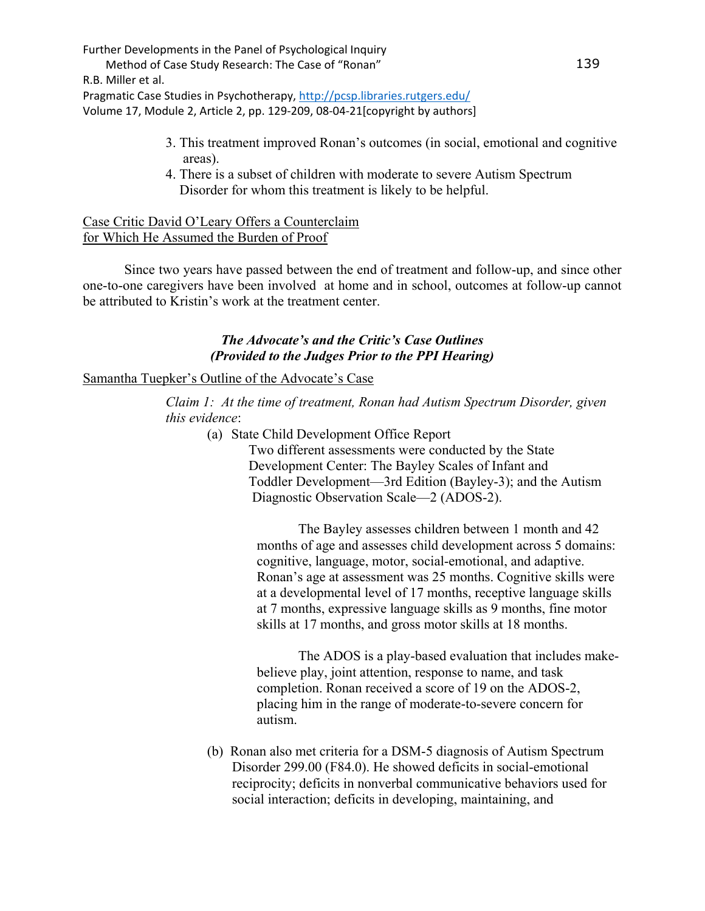3. This treatment improved Ronan's outcomes (in social, emotional and cognitive areas).
4. There is a subset of children with moderate to severe Autism Spectrum Disorder for whom this treatment is likely to be helpful.

Case Critic David O'Leary Offers a Counterclaim for Which He Assumed the Burden of Proof

Since two years have passed between the end of treatment and follow-up, and since other one-to-one caregivers have been involved at home and in school, outcomes at follow-up cannot be attributed to Kristin's work at the treatment center.

### *The Advocate's and the Critic's Case Outlines (Provided to the Judges Prior to the PPI Hearing)*

Samantha Tuepker's Outline of the Advocate's Case

*Claim 1: At the time of treatment, Ronan had Autism Spectrum Disorder, given this evidence*:

(a) State Child Development Office Report

Two different assessments were conducted by the State Development Center: The Bayley Scales of Infant and Toddler Development—3rd Edition (Bayley-3); and the Autism Diagnostic Observation Scale—2 (ADOS-2).

The Bayley assesses children between 1 month and 42 months of age and assesses child development across 5 domains: cognitive, language, motor, social-emotional, and adaptive. Ronan's age at assessment was 25 months. Cognitive skills were at a developmental level of 17 months, receptive language skills at 7 months, expressive language skills as 9 months, fine motor skills at 17 months, and gross motor skills at 18 months.

The ADOS is a play-based evaluation that includes make-believe play, joint attention, response to name, and task completion. Ronan received a score of 19 on the ADOS-2, placing him in the range of moderate-to-severe concern for autism.

(b) Ronan also met criteria for a DSM-5 diagnosis of Autism Spectrum Disorder 299.00 (F84.0). He showed deficits in social-emotional reciprocity; deficits in nonverbal communicative behaviors used for social interaction; deficits in developing, maintaining, and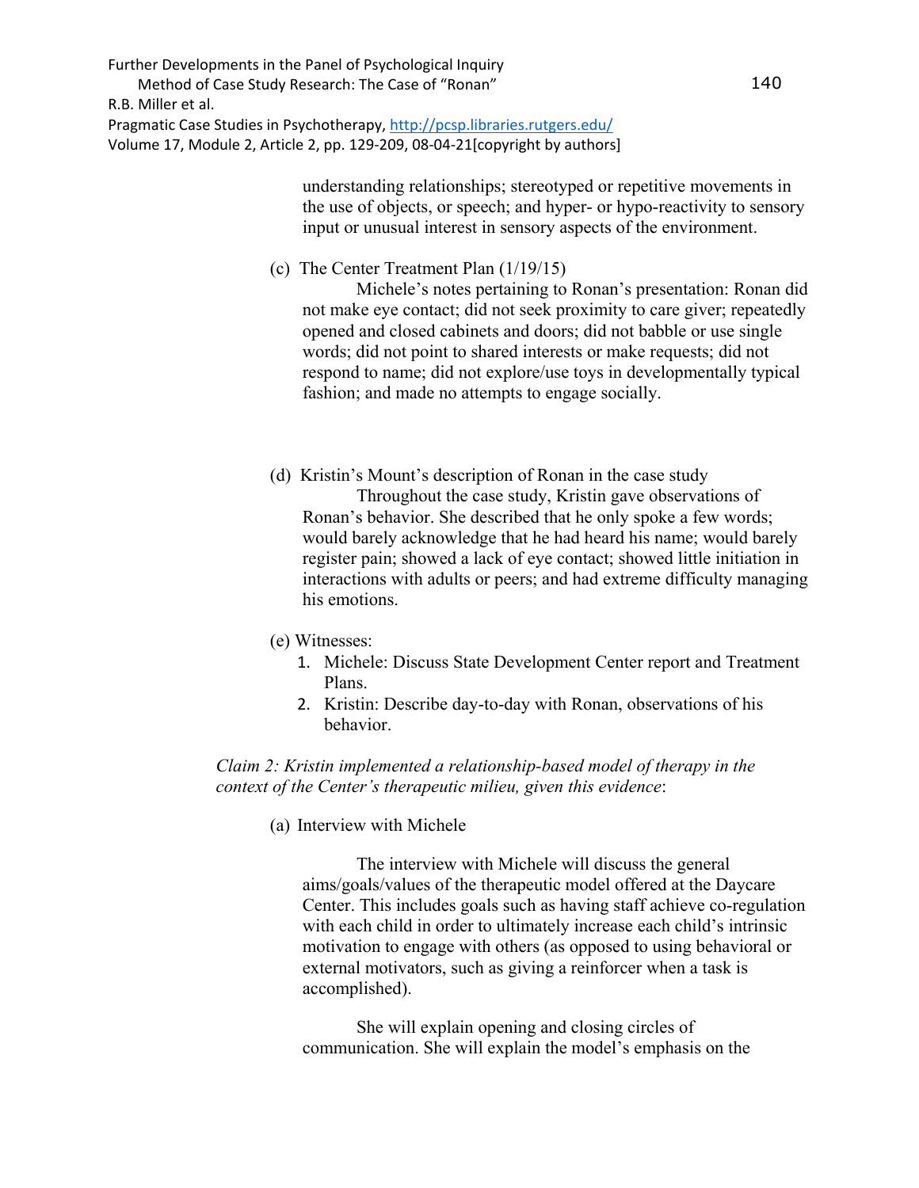understanding relationships; stereotyped or repetitive movements in the use of objects, or speech; and hyper- or hypo-reactivity to sensory input or unusual interest in sensory aspects of the environment.

(c) The Center Treatment Plan (1/19/15)

Michele's notes pertaining to Ronan's presentation: Ronan did not make eye contact; did not seek proximity to care giver; repeatedly opened and closed cabinets and doors; did not babble or use single words; did not point to shared interests or make requests; did not respond to name; did not explore/use toys in developmentally typical fashion; and made no attempts to engage socially.

(d) Kristin's Mount's description of Ronan in the case study

Throughout the case study, Kristin gave observations of Ronan's behavior. She described that he only spoke a few words; would barely acknowledge that he had heard his name; would barely register pain; showed a lack of eye contact; showed little initiation in interactions with adults or peers; and had extreme difficulty managing his emotions.

(e) Witnesses:

1. Michele: Discuss State Development Center report and Treatment Plans.
2. Kristin: Describe day-to-day with Ronan, observations of his behavior.

*Claim 2: Kristin implemented a relationship-based model of therapy in the context of the Center's therapeutic milieu, given this evidence*:

(a) Interview with Michele

The interview with Michele will discuss the general aims/goals/values of the therapeutic model offered at the Daycare Center. This includes goals such as having staff achieve co-regulation with each child in order to ultimately increase each child's intrinsic motivation to engage with others (as opposed to using behavioral or external motivators, such as giving a reinforcer when a task is accomplished).

She will explain opening and closing circles of communication. She will explain the model's emphasis on the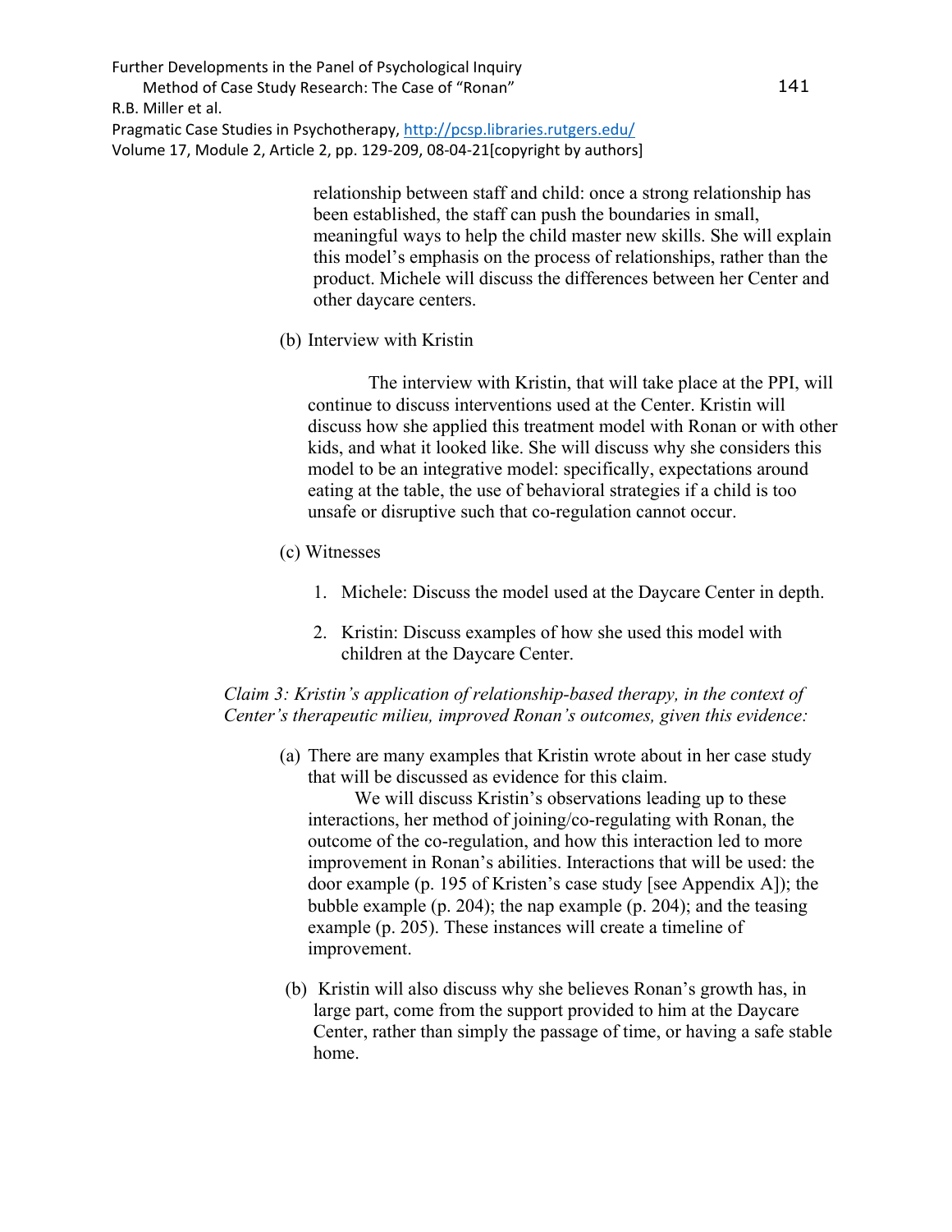relationship between staff and child: once a strong relationship has been established, the staff can push the boundaries in small, meaningful ways to help the child master new skills. She will explain this model's emphasis on the process of relationships, rather than the product. Michele will discuss the differences between her Center and other daycare centers.

(b) Interview with Kristin

The interview with Kristin, that will take place at the PPI, will continue to discuss interventions used at the Center. Kristin will discuss how she applied this treatment model with Ronan or with other kids, and what it looked like. She will discuss why she considers this model to be an integrative model: specifically, expectations around eating at the table, the use of behavioral strategies if a child is too unsafe or disruptive such that co-regulation cannot occur.

(c) Witnesses

1. Michele: Discuss the model used at the Daycare Center in depth.
2. Kristin: Discuss examples of how she used this model with children at the Daycare Center.

*Claim 3: Kristin's application of relationship-based therapy, in the context of Center's therapeutic milieu, improved Ronan's outcomes, given this evidence:*

(a) There are many examples that Kristin wrote about in her case study that will be discussed as evidence for this claim.

We will discuss Kristin's observations leading up to these interactions, her method of joining/co-regulating with Ronan, the outcome of the co-regulation, and how this interaction led to more improvement in Ronan's abilities. Interactions that will be used: the door example (p. 195 of Kristen's case study [see Appendix A]); the bubble example (p. 204); the nap example (p. 204); and the teasing example (p. 205). These instances will create a timeline of improvement.

(b) Kristin will also discuss why she believes Ronan's growth has, in large part, come from the support provided to him at the Daycare Center, rather than simply the passage of time, or having a safe stable home.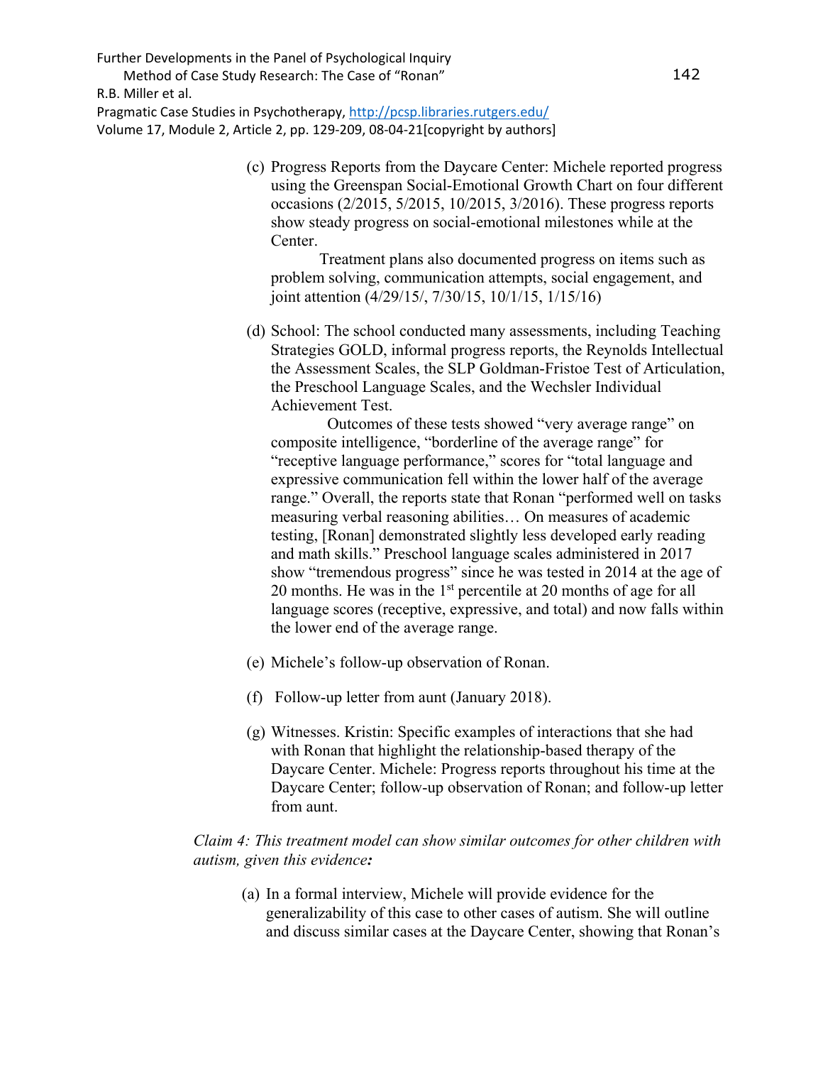(c) Progress Reports from the Daycare Center: Michele reported progress using the Greenspan Social-Emotional Growth Chart on four different occasions (2/2015, 5/2015, 10/2015, 3/2016). These progress reports show steady progress on social-emotional milestones while at the Center.

    Treatment plans also documented progress on items such as problem solving, communication attempts, social engagement, and joint attention (4/29/15/, 7/30/15, 10/1/15, 1/15/16)

(d) School: The school conducted many assessments, including Teaching Strategies GOLD, informal progress reports, the Reynolds Intellectual the Assessment Scales, the SLP Goldman-Fristoe Test of Articulation, the Preschool Language Scales, and the Wechsler Individual Achievement Test.

    Outcomes of these tests showed "very average range" on composite intelligence, "borderline of the average range" for "receptive language performance," scores for "total language and expressive communication fell within the lower half of the average range." Overall, the reports state that Ronan "performed well on tasks measuring verbal reasoning abilities… On measures of academic testing, [Ronan] demonstrated slightly less developed early reading and math skills." Preschool language scales administered in 2017 show "tremendous progress" since he was tested in 2014 at the age of 20 months. He was in the 1st percentile at 20 months of age for all language scores (receptive, expressive, and total) and now falls within the lower end of the average range.

(e) Michele's follow-up observation of Ronan.

(f) Follow-up letter from aunt (January 2018).

(g) Witnesses. Kristin: Specific examples of interactions that she had with Ronan that highlight the relationship-based therapy of the Daycare Center. Michele: Progress reports throughout his time at the Daycare Center; follow-up observation of Ronan; and follow-up letter from aunt.

*Claim 4: This treatment model can show similar outcomes for other children with autism, given this evidence:*

(a) In a formal interview, Michele will provide evidence for the generalizability of this case to other cases of autism. She will outline and discuss similar cases at the Daycare Center, showing that Ronan's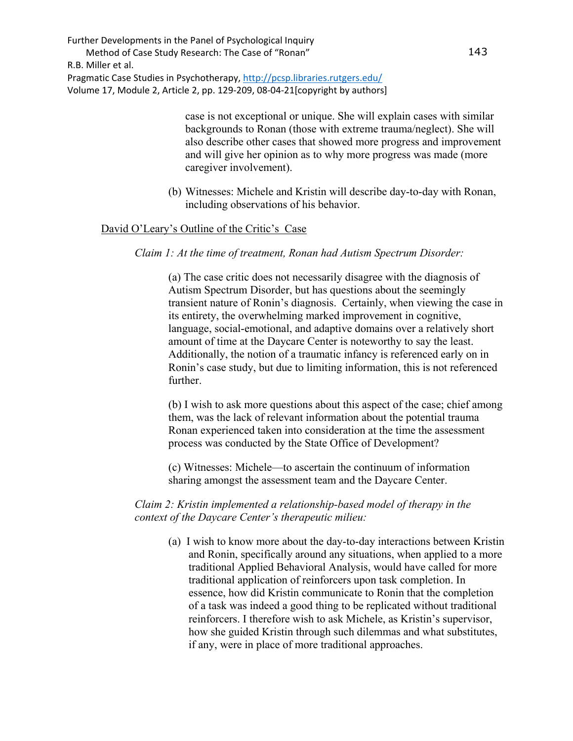case is not exceptional or unique. She will explain cases with similar backgrounds to Ronan (those with extreme trauma/neglect). She will also describe other cases that showed more progress and improvement and will give her opinion as to why more progress was made (more caregiver involvement).

(b) Witnesses: Michele and Kristin will describe day-to-day with Ronan, including observations of his behavior.

David O'Leary's Outline of the Critic's Case

*Claim 1: At the time of treatment, Ronan had Autism Spectrum Disorder:*

(a) The case critic does not necessarily disagree with the diagnosis of Autism Spectrum Disorder, but has questions about the seemingly transient nature of Ronin's diagnosis. Certainly, when viewing the case in its entirety, the overwhelming marked improvement in cognitive, language, social-emotional, and adaptive domains over a relatively short amount of time at the Daycare Center is noteworthy to say the least. Additionally, the notion of a traumatic infancy is referenced early on in Ronin's case study, but due to limiting information, this is not referenced further.

(b) I wish to ask more questions about this aspect of the case; chief among them, was the lack of relevant information about the potential trauma Ronan experienced taken into consideration at the time the assessment process was conducted by the State Office of Development?

(c) Witnesses: Michele—to ascertain the continuum of information sharing amongst the assessment team and the Daycare Center.

*Claim 2: Kristin implemented a relationship-based model of therapy in the context of the Daycare Center's therapeutic milieu:*

(a) I wish to know more about the day-to-day interactions between Kristin and Ronin, specifically around any situations, when applied to a more traditional Applied Behavioral Analysis, would have called for more traditional application of reinforcers upon task completion. In essence, how did Kristin communicate to Ronin that the completion of a task was indeed a good thing to be replicated without traditional reinforcers. I therefore wish to ask Michele, as Kristin's supervisor, how she guided Kristin through such dilemmas and what substitutes, if any, were in place of more traditional approaches.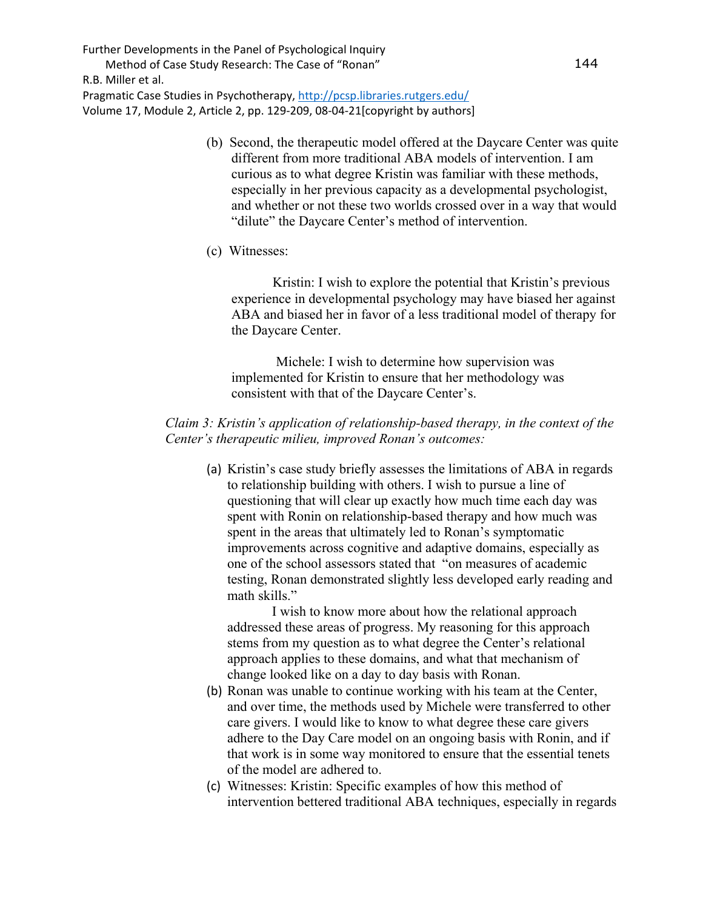(b) Second, the therapeutic model offered at the Daycare Center was quite different from more traditional ABA models of intervention. I am curious as to what degree Kristin was familiar with these methods, especially in her previous capacity as a developmental psychologist, and whether or not these two worlds crossed over in a way that would "dilute" the Daycare Center's method of intervention.

(c) Witnesses:

Kristin: I wish to explore the potential that Kristin's previous experience in developmental psychology may have biased her against ABA and biased her in favor of a less traditional model of therapy for the Daycare Center.

Michele: I wish to determine how supervision was implemented for Kristin to ensure that her methodology was consistent with that of the Daycare Center's.

*Claim 3: Kristin's application of relationship-based therapy, in the context of the Center's therapeutic milieu, improved Ronan's outcomes:*

(a) Kristin's case study briefly assesses the limitations of ABA in regards to relationship building with others. I wish to pursue a line of questioning that will clear up exactly how much time each day was spent with Ronin on relationship-based therapy and how much was spent in the areas that ultimately led to Ronan's symptomatic improvements across cognitive and adaptive domains, especially as one of the school assessors stated that "on measures of academic testing, Ronan demonstrated slightly less developed early reading and math skills."

I wish to know more about how the relational approach addressed these areas of progress. My reasoning for this approach stems from my question as to what degree the Center's relational approach applies to these domains, and what that mechanism of change looked like on a day to day basis with Ronan.

(b) Ronan was unable to continue working with his team at the Center, and over time, the methods used by Michele were transferred to other care givers. I would like to know to what degree these care givers adhere to the Day Care model on an ongoing basis with Ronin, and if that work is in some way monitored to ensure that the essential tenets of the model are adhered to.

(c) Witnesses: Kristin: Specific examples of how this method of intervention bettered traditional ABA techniques, especially in regards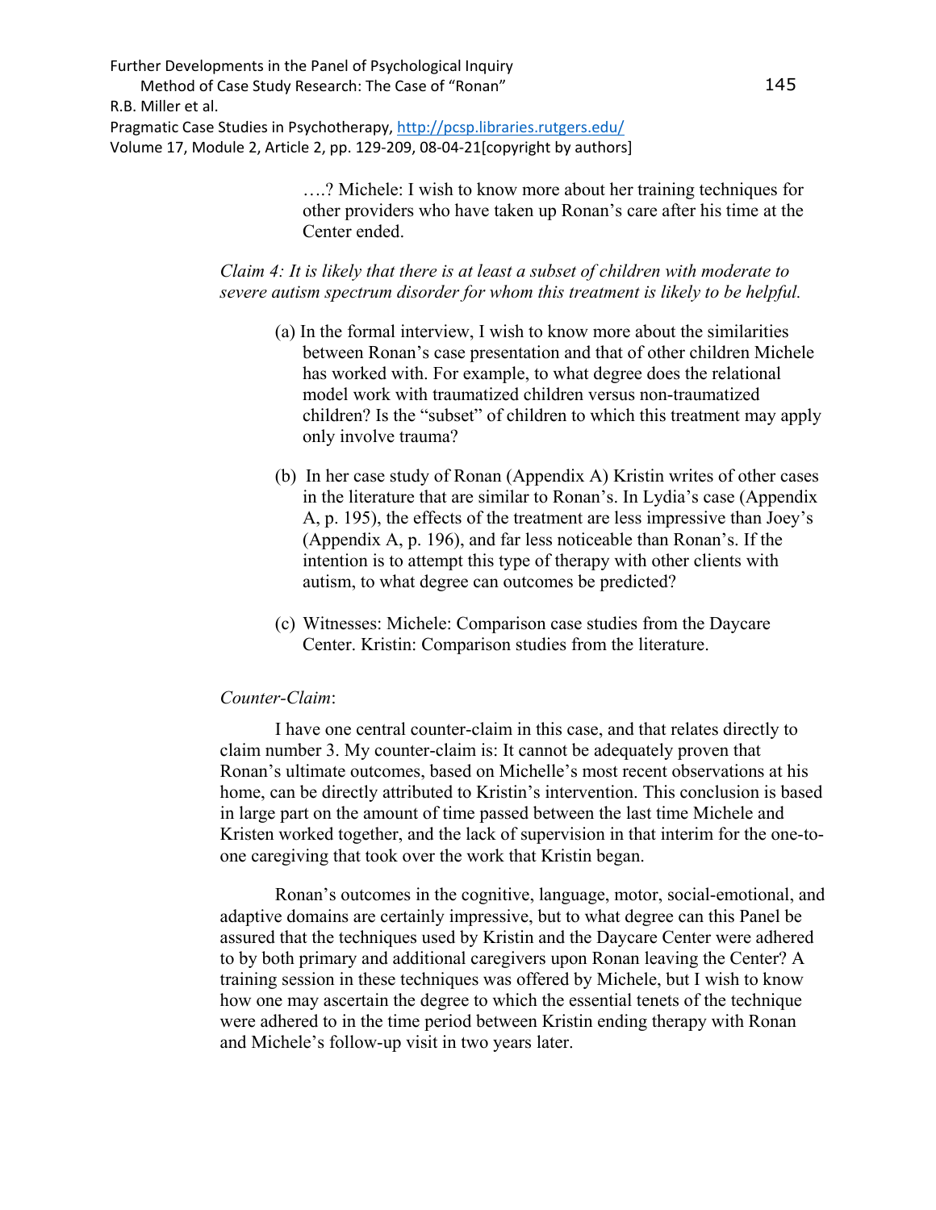….? Michele: I wish to know more about her training techniques for other providers who have taken up Ronan's care after his time at the Center ended.

*Claim 4: It is likely that there is at least a subset of children with moderate to severe autism spectrum disorder for whom this treatment is likely to be helpful.*

(a) In the formal interview, I wish to know more about the similarities between Ronan's case presentation and that of other children Michele has worked with. For example, to what degree does the relational model work with traumatized children versus non-traumatized children? Is the "subset" of children to which this treatment may apply only involve trauma?

(b) In her case study of Ronan (Appendix A) Kristin writes of other cases in the literature that are similar to Ronan's. In Lydia's case (Appendix A, p. 195), the effects of the treatment are less impressive than Joey's (Appendix A, p. 196), and far less noticeable than Ronan's. If the intention is to attempt this type of therapy with other clients with autism, to what degree can outcomes be predicted?

(c) Witnesses: Michele: Comparison case studies from the Daycare Center. Kristin: Comparison studies from the literature.

*Counter-Claim*:

I have one central counter-claim in this case, and that relates directly to claim number 3. My counter-claim is: It cannot be adequately proven that Ronan's ultimate outcomes, based on Michelle's most recent observations at his home, can be directly attributed to Kristin's intervention. This conclusion is based in large part on the amount of time passed between the last time Michele and Kristen worked together, and the lack of supervision in that interim for the one-to-one caregiving that took over the work that Kristin began.

Ronan's outcomes in the cognitive, language, motor, social-emotional, and adaptive domains are certainly impressive, but to what degree can this Panel be assured that the techniques used by Kristin and the Daycare Center were adhered to by both primary and additional caregivers upon Ronan leaving the Center? A training session in these techniques was offered by Michele, but I wish to know how one may ascertain the degree to which the essential tenets of the technique were adhered to in the time period between Kristin ending therapy with Ronan and Michele's follow-up visit in two years later.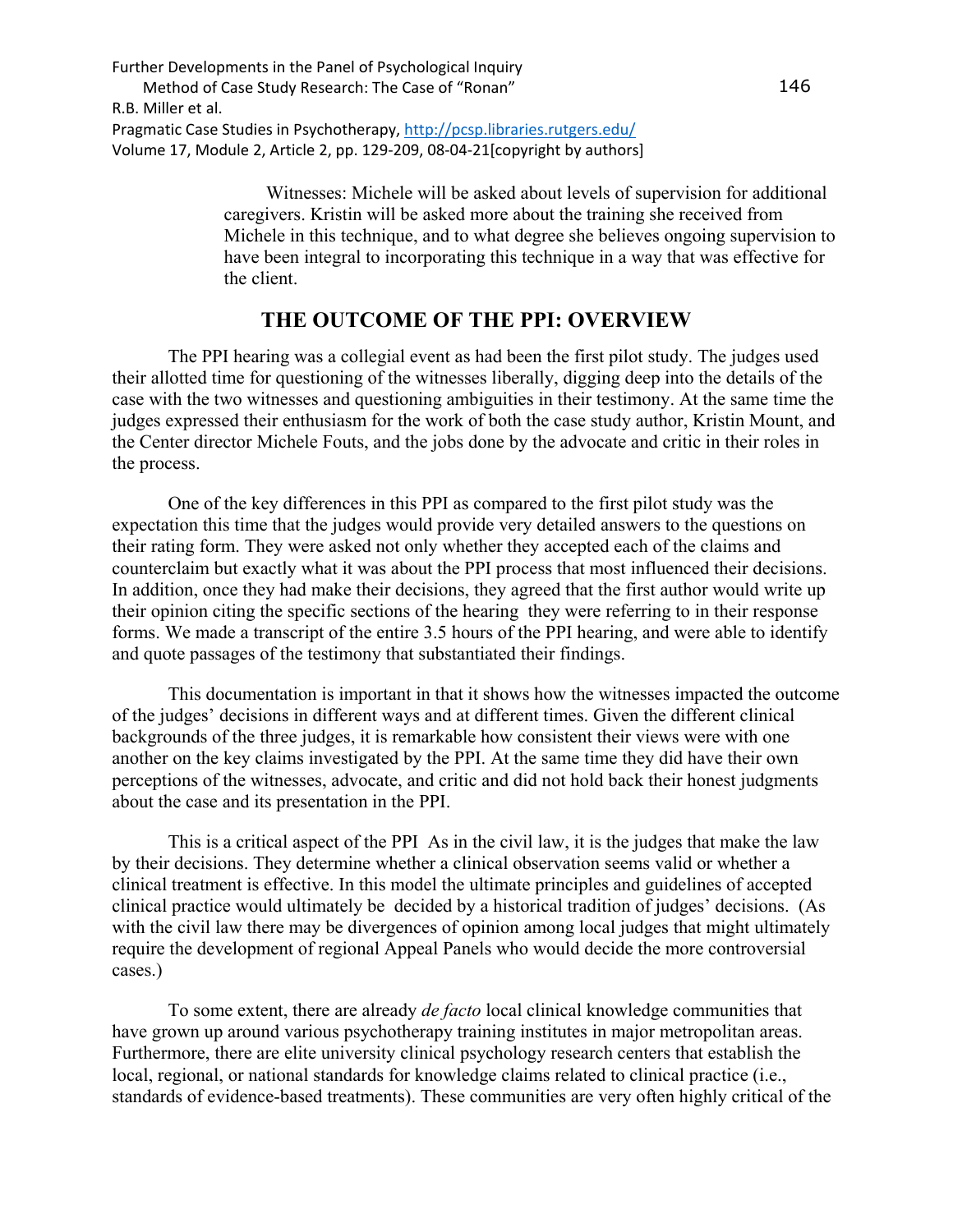Witnesses: Michele will be asked about levels of supervision for additional caregivers. Kristin will be asked more about the training she received from Michele in this technique, and to what degree she believes ongoing supervision to have been integral to incorporating this technique in a way that was effective for the client.

## THE OUTCOME OF THE PPI: OVERVIEW

The PPI hearing was a collegial event as had been the first pilot study. The judges used their allotted time for questioning of the witnesses liberally, digging deep into the details of the case with the two witnesses and questioning ambiguities in their testimony. At the same time the judges expressed their enthusiasm for the work of both the case study author, Kristin Mount, and the Center director Michele Fouts, and the jobs done by the advocate and critic in their roles in the process.

One of the key differences in this PPI as compared to the first pilot study was the expectation this time that the judges would provide very detailed answers to the questions on their rating form. They were asked not only whether they accepted each of the claims and counterclaim but exactly what it was about the PPI process that most influenced their decisions. In addition, once they had make their decisions, they agreed that the first author would write up their opinion citing the specific sections of the hearing they were referring to in their response forms. We made a transcript of the entire 3.5 hours of the PPI hearing, and were able to identify and quote passages of the testimony that substantiated their findings.

This documentation is important in that it shows how the witnesses impacted the outcome of the judges' decisions in different ways and at different times. Given the different clinical backgrounds of the three judges, it is remarkable how consistent their views were with one another on the key claims investigated by the PPI. At the same time they did have their own perceptions of the witnesses, advocate, and critic and did not hold back their honest judgments about the case and its presentation in the PPI.

This is a critical aspect of the PPI As in the civil law, it is the judges that make the law by their decisions. They determine whether a clinical observation seems valid or whether a clinical treatment is effective. In this model the ultimate principles and guidelines of accepted clinical practice would ultimately be decided by a historical tradition of judges' decisions. (As with the civil law there may be divergences of opinion among local judges that might ultimately require the development of regional Appeal Panels who would decide the more controversial cases.)

To some extent, there are already *de facto* local clinical knowledge communities that have grown up around various psychotherapy training institutes in major metropolitan areas. Furthermore, there are elite university clinical psychology research centers that establish the local, regional, or national standards for knowledge claims related to clinical practice (i.e., standards of evidence-based treatments). These communities are very often highly critical of the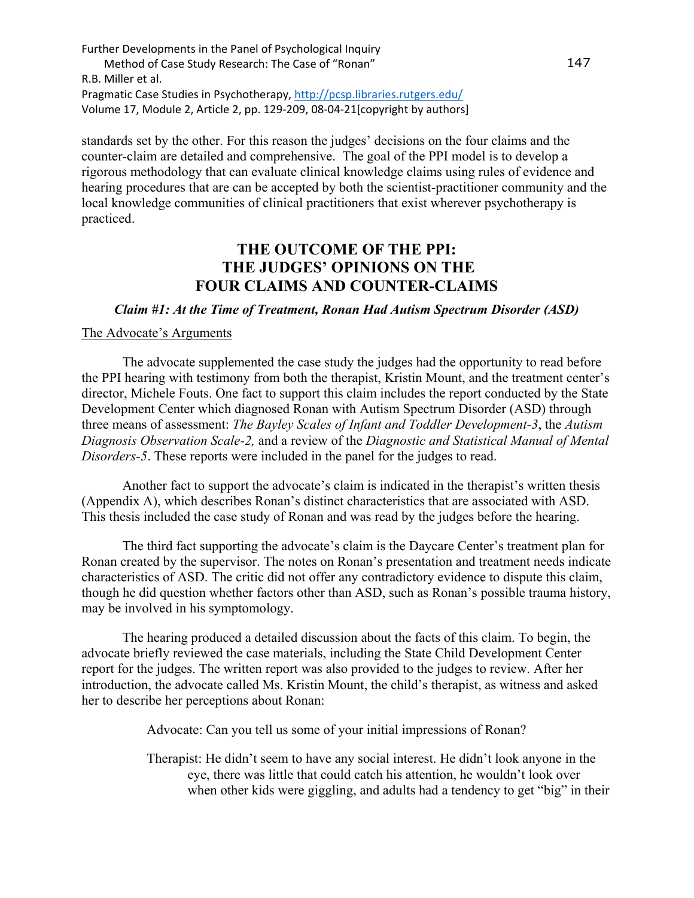standards set by the other. For this reason the judges' decisions on the four claims and the counter-claim are detailed and comprehensive. The goal of the PPI model is to develop a rigorous methodology that can evaluate clinical knowledge claims using rules of evidence and hearing procedures that are can be accepted by both the scientist-practitioner community and the local knowledge communities of clinical practitioners that exist wherever psychotherapy is practiced.

## THE OUTCOME OF THE PPI: THE JUDGES' OPINIONS ON THE FOUR CLAIMS AND COUNTER-CLAIMS

### *Claim #1: At the Time of Treatment, Ronan Had Autism Spectrum Disorder (ASD)*

The Advocate's Arguments

The advocate supplemented the case study the judges had the opportunity to read before the PPI hearing with testimony from both the therapist, Kristin Mount, and the treatment center's director, Michele Fouts. One fact to support this claim includes the report conducted by the State Development Center which diagnosed Ronan with Autism Spectrum Disorder (ASD) through three means of assessment: *The Bayley Scales of Infant and Toddler Development-3*, the *Autism Diagnosis Observation Scale-2,* and a review of the *Diagnostic and Statistical Manual of Mental Disorders-5*. These reports were included in the panel for the judges to read.

Another fact to support the advocate's claim is indicated in the therapist's written thesis (Appendix A), which describes Ronan's distinct characteristics that are associated with ASD. This thesis included the case study of Ronan and was read by the judges before the hearing.

The third fact supporting the advocate's claim is the Daycare Center's treatment plan for Ronan created by the supervisor. The notes on Ronan's presentation and treatment needs indicate characteristics of ASD. The critic did not offer any contradictory evidence to dispute this claim, though he did question whether factors other than ASD, such as Ronan's possible trauma history, may be involved in his symptomology.

The hearing produced a detailed discussion about the facts of this claim. To begin, the advocate briefly reviewed the case materials, including the State Child Development Center report for the judges. The written report was also provided to the judges to review. After her introduction, the advocate called Ms. Kristin Mount, the child's therapist, as witness and asked her to describe her perceptions about Ronan:

> Advocate: Can you tell us some of your initial impressions of Ronan?
>
> Therapist: He didn't seem to have any social interest. He didn't look anyone in the eye, there was little that could catch his attention, he wouldn't look over when other kids were giggling, and adults had a tendency to get "big" in their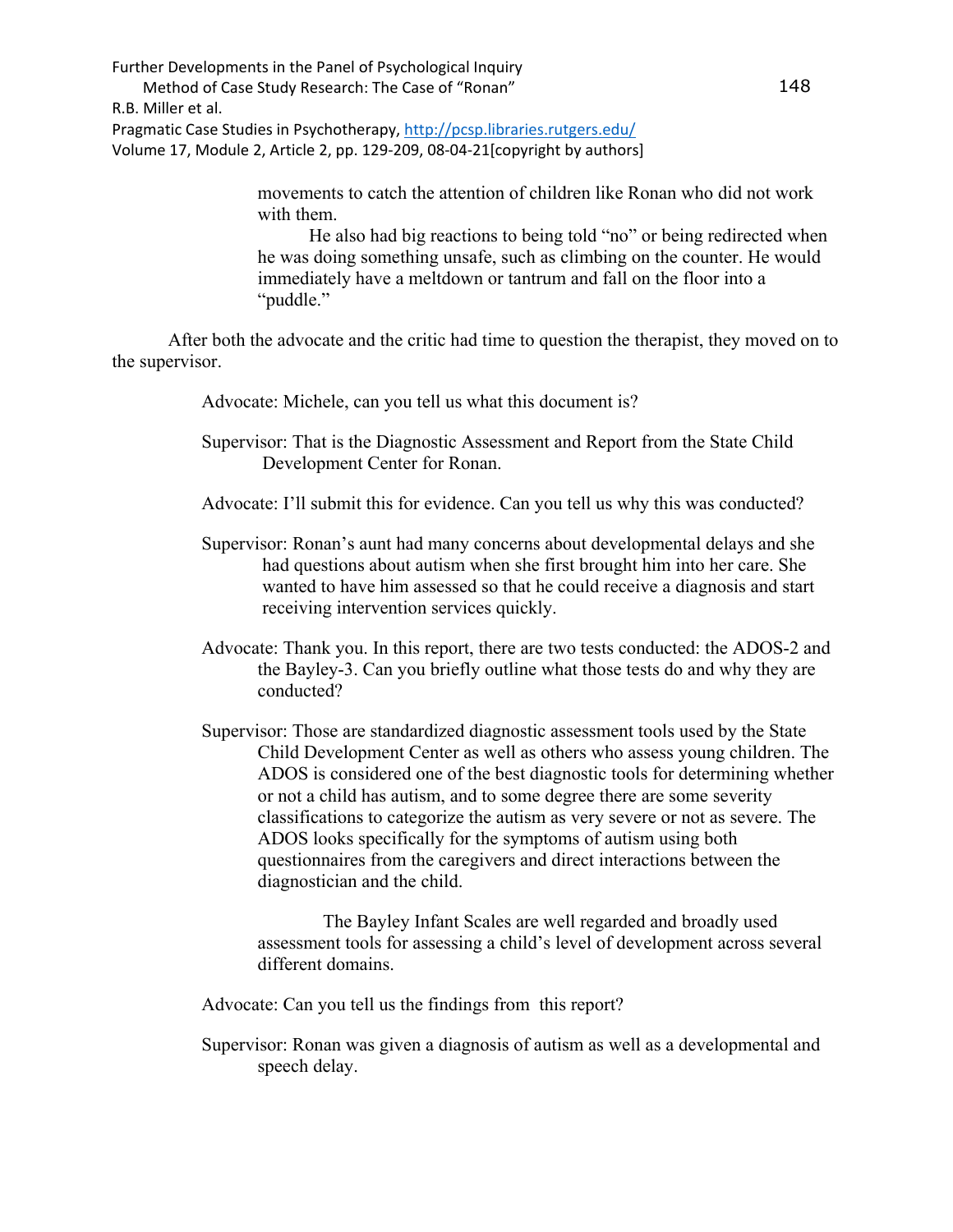movements to catch the attention of children like Ronan who did not work with them.

He also had big reactions to being told "no" or being redirected when he was doing something unsafe, such as climbing on the counter. He would immediately have a meltdown or tantrum and fall on the floor into a "puddle."

After both the advocate and the critic had time to question the therapist, they moved on to the supervisor.

Advocate: Michele, can you tell us what this document is?

Supervisor: That is the Diagnostic Assessment and Report from the State Child Development Center for Ronan.

Advocate: I'll submit this for evidence. Can you tell us why this was conducted?

Supervisor: Ronan's aunt had many concerns about developmental delays and she had questions about autism when she first brought him into her care. She wanted to have him assessed so that he could receive a diagnosis and start receiving intervention services quickly.

Advocate: Thank you. In this report, there are two tests conducted: the ADOS-2 and the Bayley-3. Can you briefly outline what those tests do and why they are conducted?

Supervisor: Those are standardized diagnostic assessment tools used by the State Child Development Center as well as others who assess young children. The ADOS is considered one of the best diagnostic tools for determining whether or not a child has autism, and to some degree there are some severity classifications to categorize the autism as very severe or not as severe. The ADOS looks specifically for the symptoms of autism using both questionnaires from the caregivers and direct interactions between the diagnostician and the child.

The Bayley Infant Scales are well regarded and broadly used assessment tools for assessing a child's level of development across several different domains.

Advocate: Can you tell us the findings from this report?

Supervisor: Ronan was given a diagnosis of autism as well as a developmental and speech delay.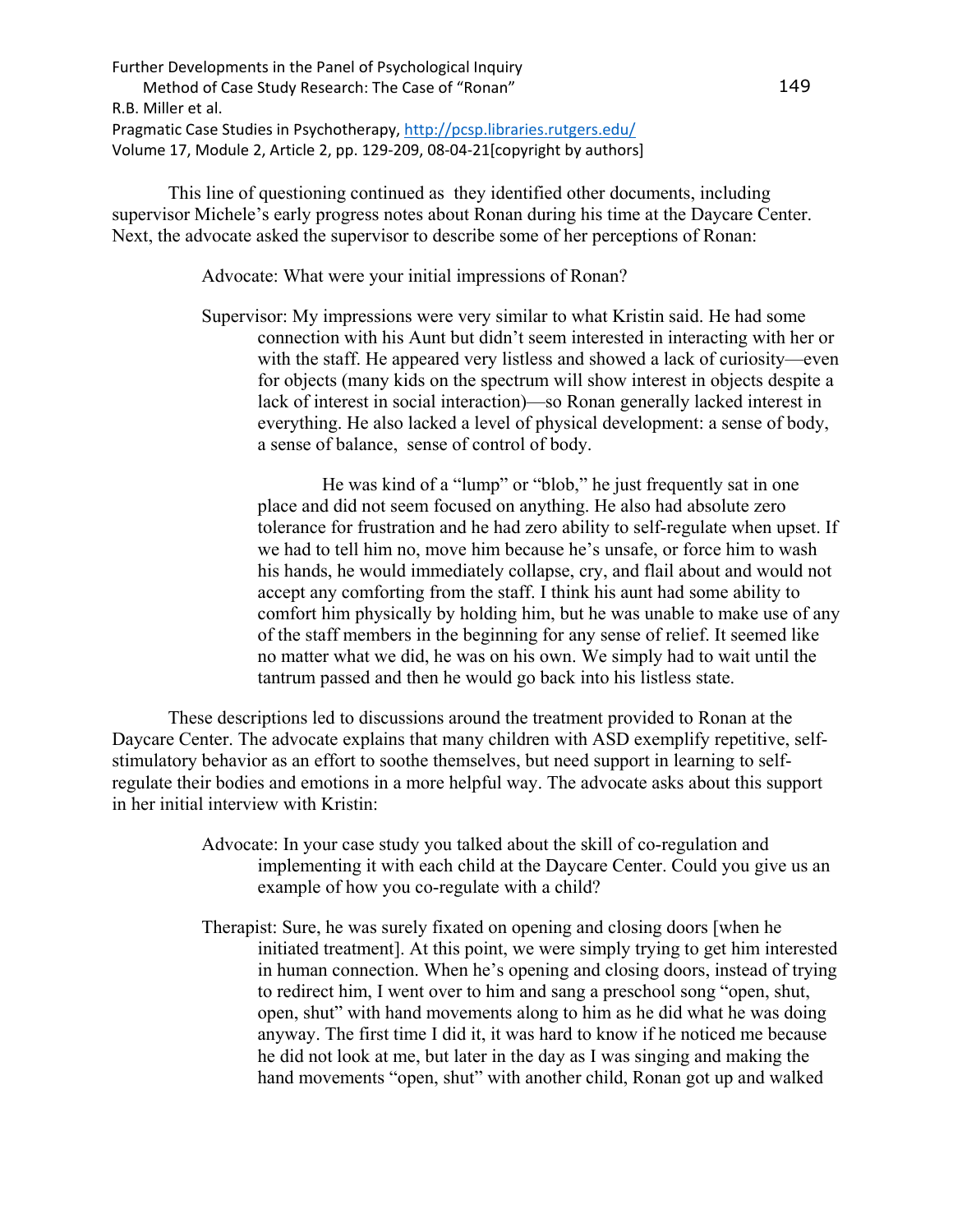This line of questioning continued as they identified other documents, including supervisor Michele's early progress notes about Ronan during his time at the Daycare Center. Next, the advocate asked the supervisor to describe some of her perceptions of Ronan:

> Advocate: What were your initial impressions of Ronan?
>
> Supervisor: My impressions were very similar to what Kristin said. He had some connection with his Aunt but didn't seem interested in interacting with her or with the staff. He appeared very listless and showed a lack of curiosity—even for objects (many kids on the spectrum will show interest in objects despite a lack of interest in social interaction)—so Ronan generally lacked interest in everything. He also lacked a level of physical development: a sense of body, a sense of balance, sense of control of body.
>
> He was kind of a "lump" or "blob," he just frequently sat in one place and did not seem focused on anything. He also had absolute zero tolerance for frustration and he had zero ability to self-regulate when upset. If we had to tell him no, move him because he's unsafe, or force him to wash his hands, he would immediately collapse, cry, and flail about and would not accept any comforting from the staff. I think his aunt had some ability to comfort him physically by holding him, but he was unable to make use of any of the staff members in the beginning for any sense of relief. It seemed like no matter what we did, he was on his own. We simply had to wait until the tantrum passed and then he would go back into his listless state.

These descriptions led to discussions around the treatment provided to Ronan at the Daycare Center. The advocate explains that many children with ASD exemplify repetitive, self-stimulatory behavior as an effort to soothe themselves, but need support in learning to self-regulate their bodies and emotions in a more helpful way. The advocate asks about this support in her initial interview with Kristin:

> Advocate: In your case study you talked about the skill of co-regulation and implementing it with each child at the Daycare Center. Could you give us an example of how you co-regulate with a child?
>
> Therapist: Sure, he was surely fixated on opening and closing doors [when he initiated treatment]. At this point, we were simply trying to get him interested in human connection. When he's opening and closing doors, instead of trying to redirect him, I went over to him and sang a preschool song "open, shut, open, shut" with hand movements along to him as he did what he was doing anyway. The first time I did it, it was hard to know if he noticed me because he did not look at me, but later in the day as I was singing and making the hand movements "open, shut" with another child, Ronan got up and walked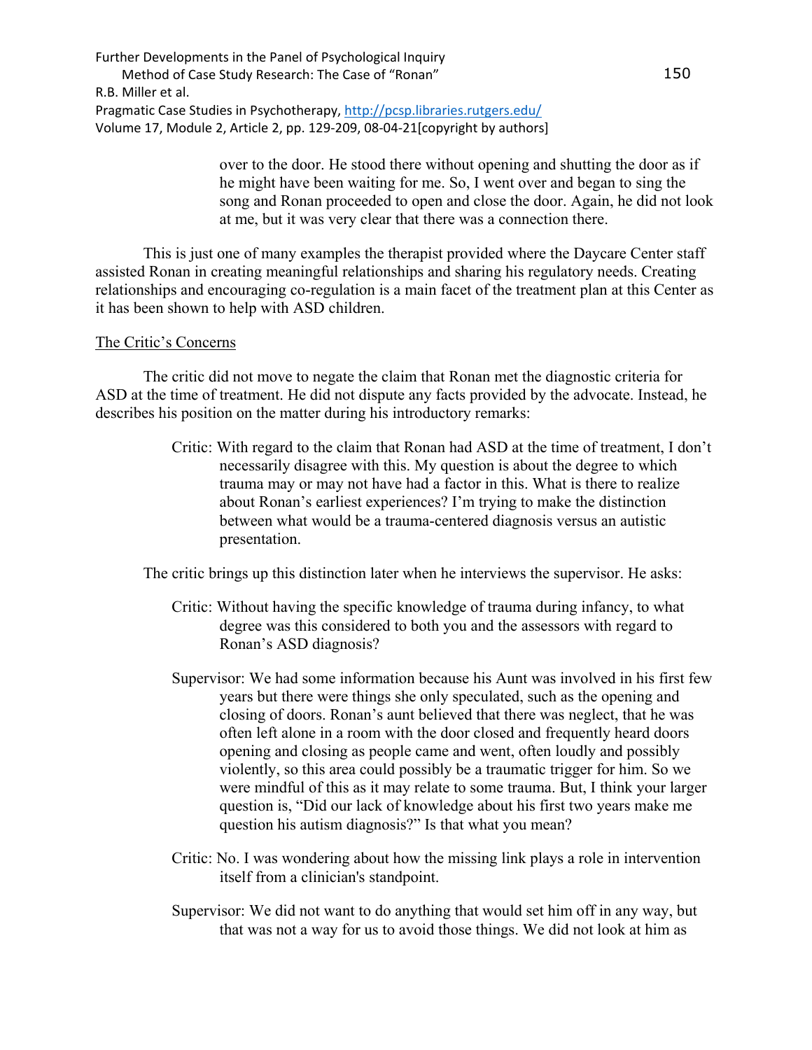over to the door. He stood there without opening and shutting the door as if he might have been waiting for me. So, I went over and began to sing the song and Ronan proceeded to open and close the door. Again, he did not look at me, but it was very clear that there was a connection there.

This is just one of many examples the therapist provided where the Daycare Center staff assisted Ronan in creating meaningful relationships and sharing his regulatory needs. Creating relationships and encouraging co-regulation is a main facet of the treatment plan at this Center as it has been shown to help with ASD children.

## The Critic's Concerns

The critic did not move to negate the claim that Ronan met the diagnostic criteria for ASD at the time of treatment. He did not dispute any facts provided by the advocate. Instead, he describes his position on the matter during his introductory remarks:

> Critic: With regard to the claim that Ronan had ASD at the time of treatment, I don't necessarily disagree with this. My question is about the degree to which trauma may or may not have had a factor in this. What is there to realize about Ronan's earliest experiences? I'm trying to make the distinction between what would be a trauma-centered diagnosis versus an autistic presentation.

The critic brings up this distinction later when he interviews the supervisor. He asks:

> Critic: Without having the specific knowledge of trauma during infancy, to what degree was this considered to both you and the assessors with regard to Ronan's ASD diagnosis?
>
> Supervisor: We had some information because his Aunt was involved in his first few years but there were things she only speculated, such as the opening and closing of doors. Ronan's aunt believed that there was neglect, that he was often left alone in a room with the door closed and frequently heard doors opening and closing as people came and went, often loudly and possibly violently, so this area could possibly be a traumatic trigger for him. So we were mindful of this as it may relate to some trauma. But, I think your larger question is, "Did our lack of knowledge about his first two years make me question his autism diagnosis?" Is that what you mean?
>
> Critic: No. I was wondering about how the missing link plays a role in intervention itself from a clinician's standpoint.
>
> Supervisor: We did not want to do anything that would set him off in any way, but that was not a way for us to avoid those things. We did not look at him as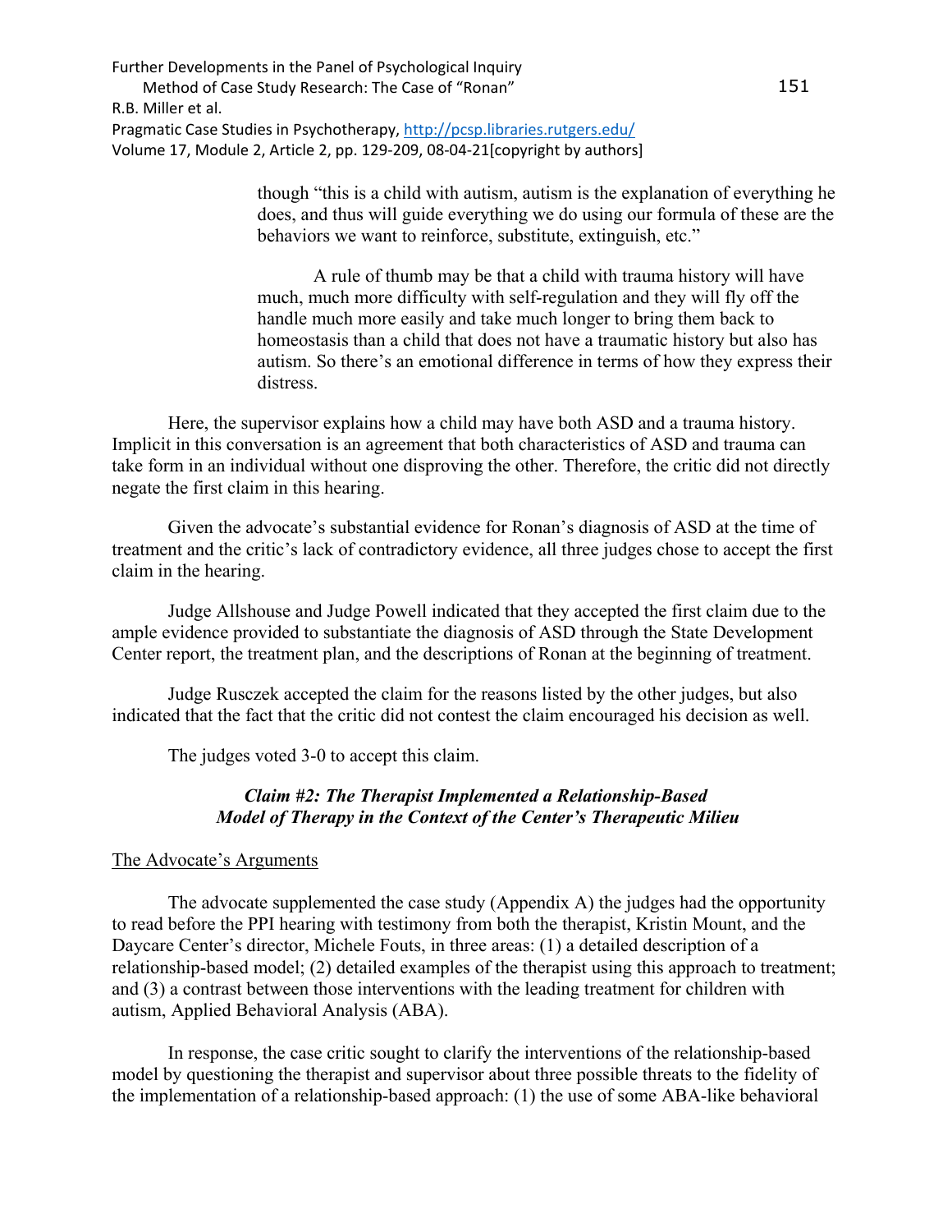> though "this is a child with autism, autism is the explanation of everything he does, and thus will guide everything we do using our formula of these are the behaviors we want to reinforce, substitute, extinguish, etc."
>
> A rule of thumb may be that a child with trauma history will have much, much more difficulty with self-regulation and they will fly off the handle much more easily and take much longer to bring them back to homeostasis than a child that does not have a traumatic history but also has autism. So there's an emotional difference in terms of how they express their distress.

Here, the supervisor explains how a child may have both ASD and a trauma history. Implicit in this conversation is an agreement that both characteristics of ASD and trauma can take form in an individual without one disproving the other. Therefore, the critic did not directly negate the first claim in this hearing.

Given the advocate's substantial evidence for Ronan's diagnosis of ASD at the time of treatment and the critic's lack of contradictory evidence, all three judges chose to accept the first claim in the hearing.

Judge Allshouse and Judge Powell indicated that they accepted the first claim due to the ample evidence provided to substantiate the diagnosis of ASD through the State Development Center report, the treatment plan, and the descriptions of Ronan at the beginning of treatment.

Judge Rusczek accepted the claim for the reasons listed by the other judges, but also indicated that the fact that the critic did not contest the claim encouraged his decision as well.

The judges voted 3-0 to accept this claim.

### *Claim #2: The Therapist Implemented a Relationship-Based Model of Therapy in the Context of the Center's Therapeutic Milieu*

#### The Advocate's Arguments

The advocate supplemented the case study (Appendix A) the judges had the opportunity to read before the PPI hearing with testimony from both the therapist, Kristin Mount, and the Daycare Center's director, Michele Fouts, in three areas: (1) a detailed description of a relationship-based model; (2) detailed examples of the therapist using this approach to treatment; and (3) a contrast between those interventions with the leading treatment for children with autism, Applied Behavioral Analysis (ABA).

In response, the case critic sought to clarify the interventions of the relationship-based model by questioning the therapist and supervisor about three possible threats to the fidelity of the implementation of a relationship-based approach: (1) the use of some ABA-like behavioral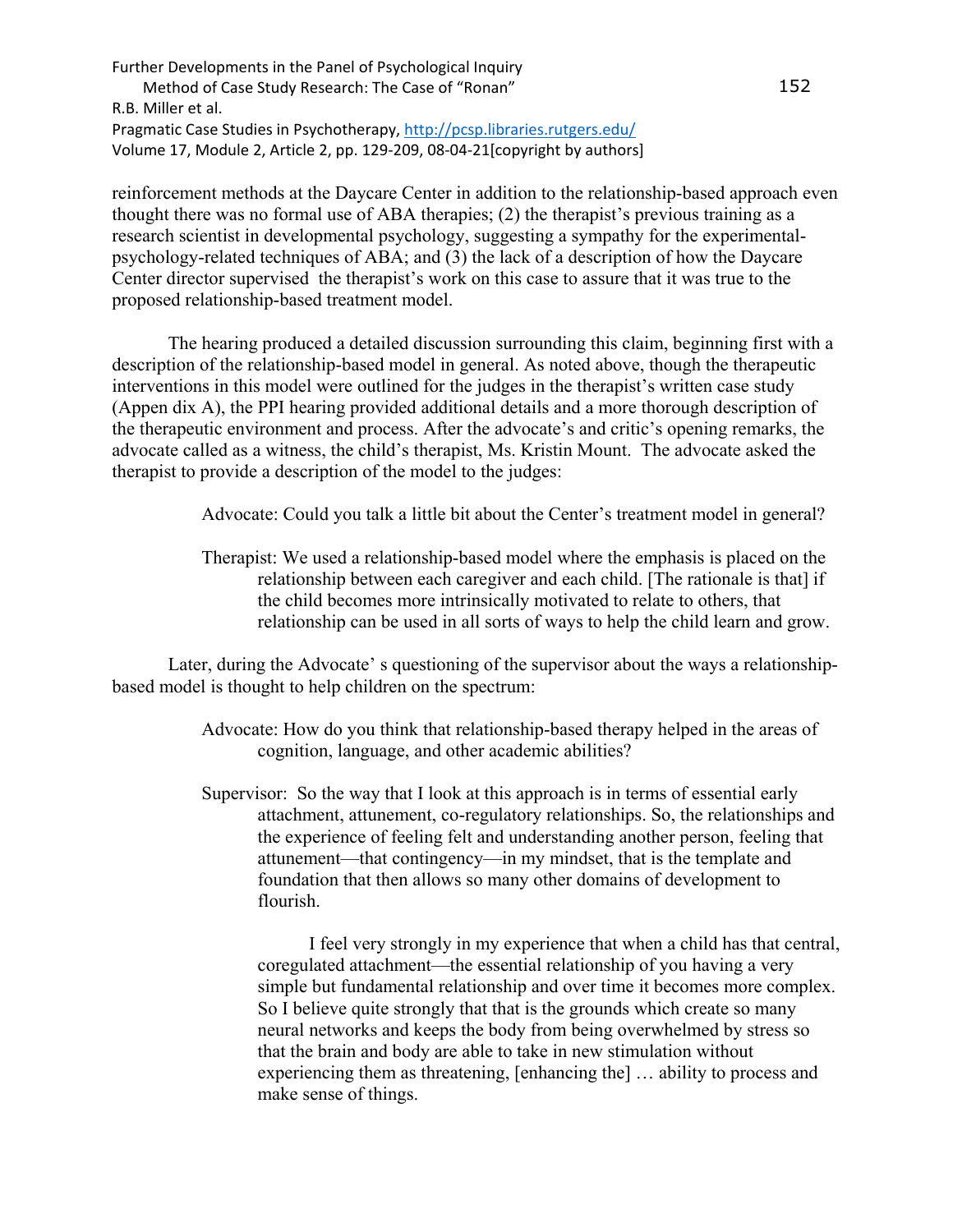reinforcement methods at the Daycare Center in addition to the relationship-based approach even thought there was no formal use of ABA therapies; (2) the therapist's previous training as a research scientist in developmental psychology, suggesting a sympathy for the experimental-psychology-related techniques of ABA; and (3) the lack of a description of how the Daycare Center director supervised the therapist's work on this case to assure that it was true to the proposed relationship-based treatment model.

The hearing produced a detailed discussion surrounding this claim, beginning first with a description of the relationship-based model in general. As noted above, though the therapeutic interventions in this model were outlined for the judges in the therapist's written case study (Appen dix A), the PPI hearing provided additional details and a more thorough description of the therapeutic environment and process. After the advocate's and critic's opening remarks, the advocate called as a witness, the child's therapist, Ms. Kristin Mount. The advocate asked the therapist to provide a description of the model to the judges:

> Advocate: Could you talk a little bit about the Center's treatment model in general?
>
> Therapist: We used a relationship-based model where the emphasis is placed on the relationship between each caregiver and each child. [The rationale is that] if the child becomes more intrinsically motivated to relate to others, that relationship can be used in all sorts of ways to help the child learn and grow.

Later, during the Advocate' s questioning of the supervisor about the ways a relationship-based model is thought to help children on the spectrum:

> Advocate: How do you think that relationship-based therapy helped in the areas of cognition, language, and other academic abilities?
>
> Supervisor: So the way that I look at this approach is in terms of essential early attachment, attunement, co-regulatory relationships. So, the relationships and the experience of feeling felt and understanding another person, feeling that attunement—that contingency—in my mindset, that is the template and foundation that then allows so many other domains of development to flourish.
>
> I feel very strongly in my experience that when a child has that central, coregulated attachment—the essential relationship of you having a very simple but fundamental relationship and over time it becomes more complex. So I believe quite strongly that that is the grounds which create so many neural networks and keeps the body from being overwhelmed by stress so that the brain and body are able to take in new stimulation without experiencing them as threatening, [enhancing the] … ability to process and make sense of things.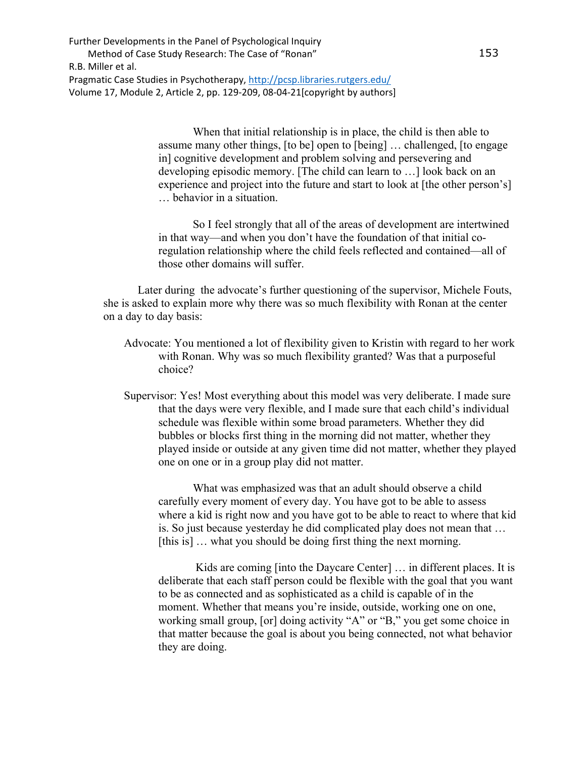> When that initial relationship is in place, the child is then able to assume many other things, [to be] open to [being] … challenged, [to engage in] cognitive development and problem solving and persevering and developing episodic memory. [The child can learn to …] look back on an experience and project into the future and start to look at [the other person's] … behavior in a situation.
>
> So I feel strongly that all of the areas of development are intertwined in that way—and when you don't have the foundation of that initial co-regulation relationship where the child feels reflected and contained—all of those other domains will suffer.

Later during the advocate's further questioning of the supervisor, Michele Fouts, she is asked to explain more why there was so much flexibility with Ronan at the center on a day to day basis:

> Advocate: You mentioned a lot of flexibility given to Kristin with regard to her work with Ronan. Why was so much flexibility granted? Was that a purposeful choice?
>
> Supervisor: Yes! Most everything about this model was very deliberate. I made sure that the days were very flexible, and I made sure that each child's individual schedule was flexible within some broad parameters. Whether they did bubbles or blocks first thing in the morning did not matter, whether they played inside or outside at any given time did not matter, whether they played one on one or in a group play did not matter.
>
> What was emphasized was that an adult should observe a child carefully every moment of every day. You have got to be able to assess where a kid is right now and you have got to be able to react to where that kid is. So just because yesterday he did complicated play does not mean that … [this is] … what you should be doing first thing the next morning.
>
> Kids are coming [into the Daycare Center] … in different places. It is deliberate that each staff person could be flexible with the goal that you want to be as connected and as sophisticated as a child is capable of in the moment. Whether that means you're inside, outside, working one on one, working small group, [or] doing activity "A" or "B," you get some choice in that matter because the goal is about you being connected, not what behavior they are doing.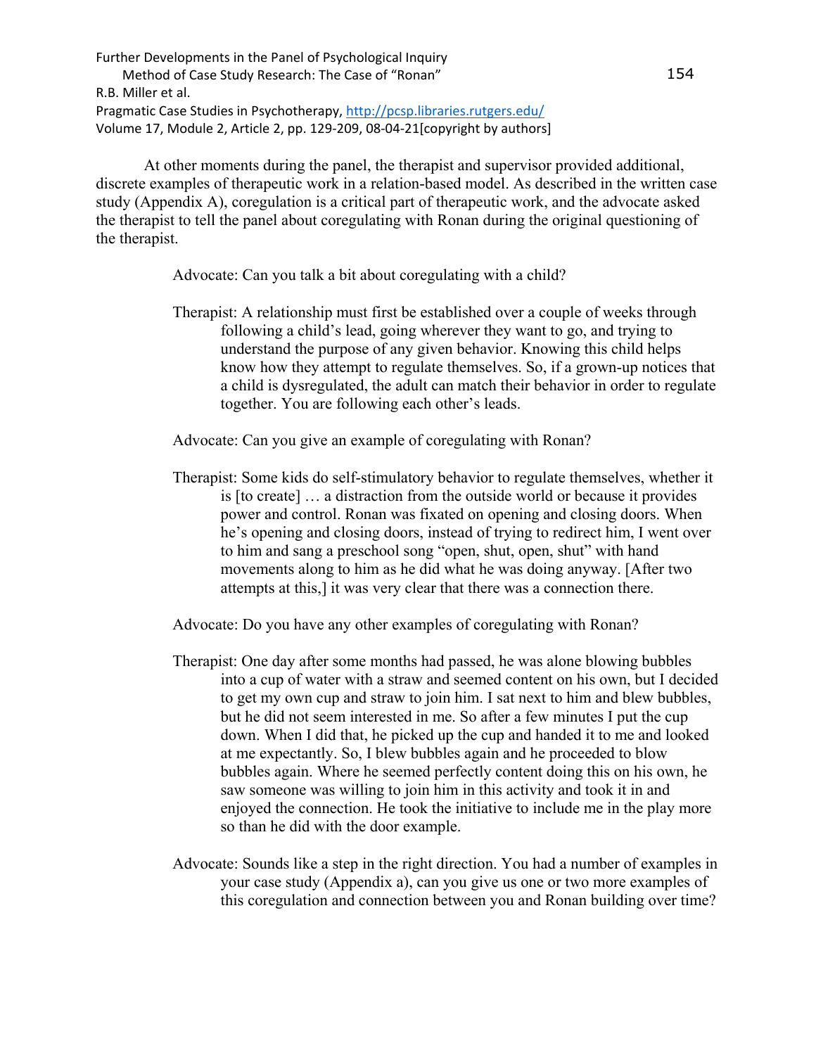At other moments during the panel, the therapist and supervisor provided additional, discrete examples of therapeutic work in a relation-based model. As described in the written case study (Appendix A), coregulation is a critical part of therapeutic work, and the advocate asked the therapist to tell the panel about coregulating with Ronan during the original questioning of the therapist.

> Advocate: Can you talk a bit about coregulating with a child?
>
> Therapist: A relationship must first be established over a couple of weeks through following a child's lead, going wherever they want to go, and trying to understand the purpose of any given behavior. Knowing this child helps know how they attempt to regulate themselves. So, if a grown-up notices that a child is dysregulated, the adult can match their behavior in order to regulate together. You are following each other's leads.
>
> Advocate: Can you give an example of coregulating with Ronan?
>
> Therapist: Some kids do self-stimulatory behavior to regulate themselves, whether it is [to create] … a distraction from the outside world or because it provides power and control. Ronan was fixated on opening and closing doors. When he's opening and closing doors, instead of trying to redirect him, I went over to him and sang a preschool song "open, shut, open, shut" with hand movements along to him as he did what he was doing anyway. [After two attempts at this,] it was very clear that there was a connection there.
>
> Advocate: Do you have any other examples of coregulating with Ronan?
>
> Therapist: One day after some months had passed, he was alone blowing bubbles into a cup of water with a straw and seemed content on his own, but I decided to get my own cup and straw to join him. I sat next to him and blew bubbles, but he did not seem interested in me. So after a few minutes I put the cup down. When I did that, he picked up the cup and handed it to me and looked at me expectantly. So, I blew bubbles again and he proceeded to blow bubbles again. Where he seemed perfectly content doing this on his own, he saw someone was willing to join him in this activity and took it in and enjoyed the connection. He took the initiative to include me in the play more so than he did with the door example.
>
> Advocate: Sounds like a step in the right direction. You had a number of examples in your case study (Appendix a), can you give us one or two more examples of this coregulation and connection between you and Ronan building over time?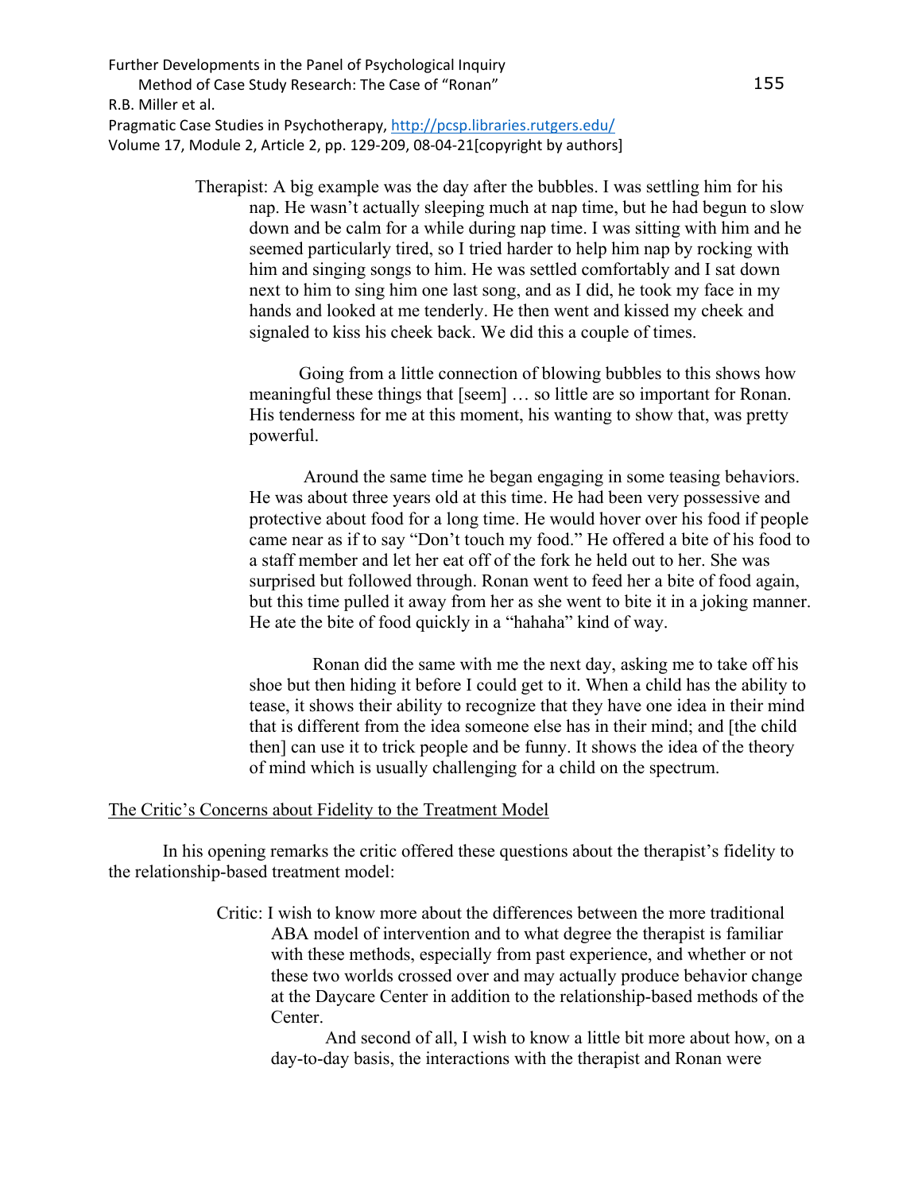Therapist: A big example was the day after the bubbles. I was settling him for his nap. He wasn't actually sleeping much at nap time, but he had begun to slow down and be calm for a while during nap time. I was sitting with him and he seemed particularly tired, so I tried harder to help him nap by rocking with him and singing songs to him. He was settled comfortably and I sat down next to him to sing him one last song, and as I did, he took my face in my hands and looked at me tenderly. He then went and kissed my cheek and signaled to kiss his cheek back. We did this a couple of times.

Going from a little connection of blowing bubbles to this shows how meaningful these things that [seem] … so little are so important for Ronan. His tenderness for me at this moment, his wanting to show that, was pretty powerful.

Around the same time he began engaging in some teasing behaviors. He was about three years old at this time. He had been very possessive and protective about food for a long time. He would hover over his food if people came near as if to say "Don't touch my food." He offered a bite of his food to a staff member and let her eat off of the fork he held out to her. She was surprised but followed through. Ronan went to feed her a bite of food again, but this time pulled it away from her as she went to bite it in a joking manner. He ate the bite of food quickly in a "hahaha" kind of way.

Ronan did the same with me the next day, asking me to take off his shoe but then hiding it before I could get to it. When a child has the ability to tease, it shows their ability to recognize that they have one idea in their mind that is different from the idea someone else has in their mind; and [the child then] can use it to trick people and be funny. It shows the idea of the theory of mind which is usually challenging for a child on the spectrum.

## The Critic's Concerns about Fidelity to the Treatment Model

In his opening remarks the critic offered these questions about the therapist's fidelity to the relationship-based treatment model:

Critic: I wish to know more about the differences between the more traditional ABA model of intervention and to what degree the therapist is familiar with these methods, especially from past experience, and whether or not these two worlds crossed over and may actually produce behavior change at the Daycare Center in addition to the relationship-based methods of the Center.

And second of all, I wish to know a little bit more about how, on a day-to-day basis, the interactions with the therapist and Ronan were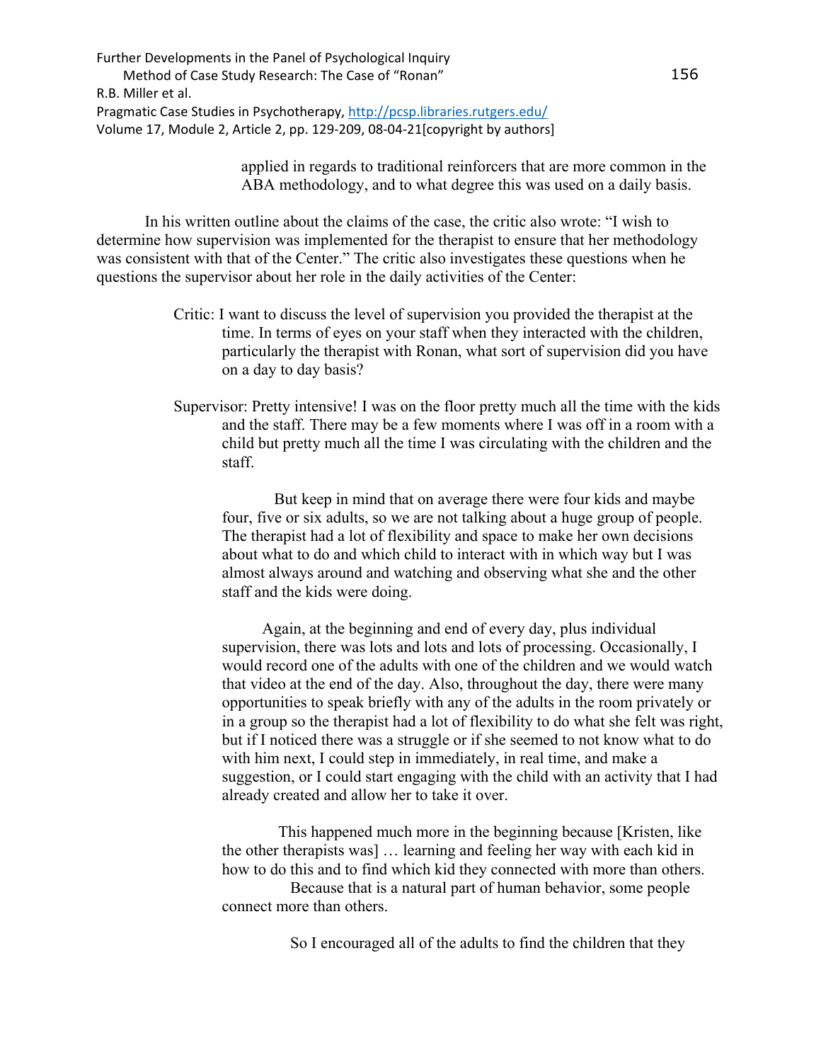applied in regards to traditional reinforcers that are more common in the ABA methodology, and to what degree this was used on a daily basis.

In his written outline about the claims of the case, the critic also wrote: "I wish to determine how supervision was implemented for the therapist to ensure that her methodology was consistent with that of the Center." The critic also investigates these questions when he questions the supervisor about her role in the daily activities of the Center:

> Critic: I want to discuss the level of supervision you provided the therapist at the time. In terms of eyes on your staff when they interacted with the children, particularly the therapist with Ronan, what sort of supervision did you have on a day to day basis?
>
> Supervisor: Pretty intensive! I was on the floor pretty much all the time with the kids and the staff. There may be a few moments where I was off in a room with a child but pretty much all the time I was circulating with the children and the staff.
>
> But keep in mind that on average there were four kids and maybe four, five or six adults, so we are not talking about a huge group of people. The therapist had a lot of flexibility and space to make her own decisions about what to do and which child to interact with in which way but I was almost always around and watching and observing what she and the other staff and the kids were doing.
>
> Again, at the beginning and end of every day, plus individual supervision, there was lots and lots and lots of processing. Occasionally, I would record one of the adults with one of the children and we would watch that video at the end of the day. Also, throughout the day, there were many opportunities to speak briefly with any of the adults in the room privately or in a group so the therapist had a lot of flexibility to do what she felt was right, but if I noticed there was a struggle or if she seemed to not know what to do with him next, I could step in immediately, in real time, and make a suggestion, or I could start engaging with the child with an activity that I had already created and allow her to take it over.
>
> This happened much more in the beginning because [Kristen, like the other therapists was] … learning and feeling her way with each kid in how to do this and to find which kid they connected with more than others. Because that is a natural part of human behavior, some people connect more than others.
>
> So I encouraged all of the adults to find the children that they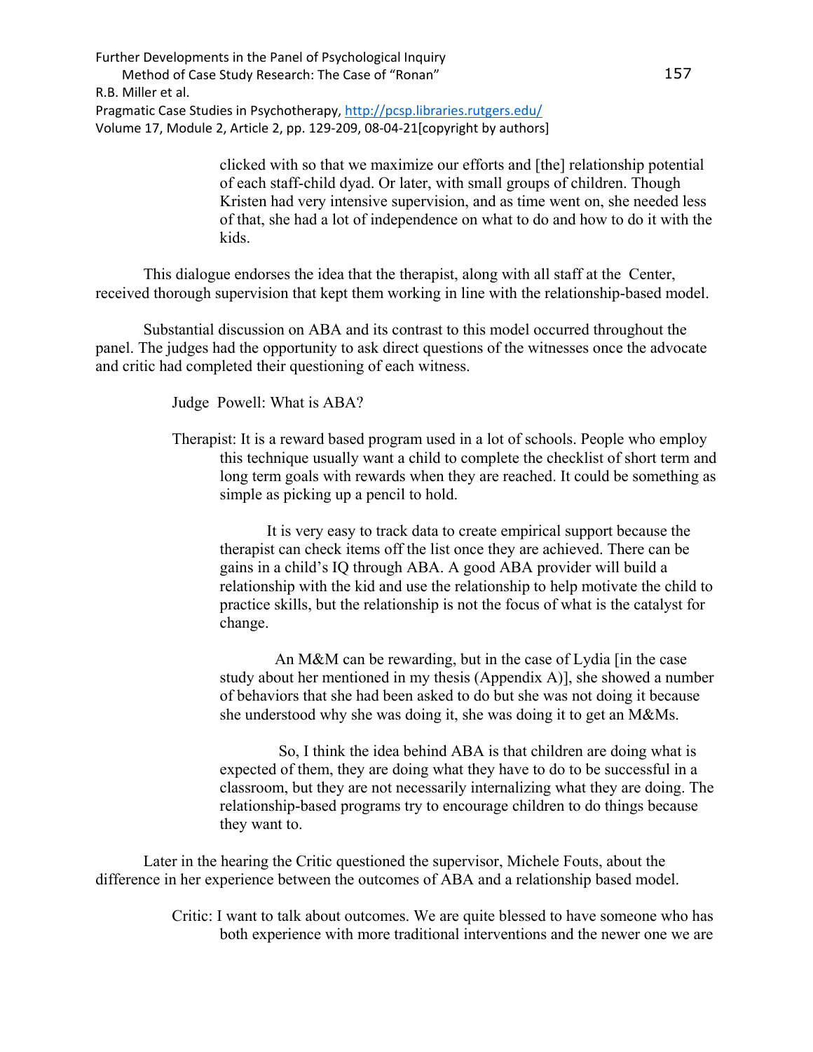clicked with so that we maximize our efforts and [the] relationship potential of each staff-child dyad. Or later, with small groups of children. Though Kristen had very intensive supervision, and as time went on, she needed less of that, she had a lot of independence on what to do and how to do it with the kids.

This dialogue endorses the idea that the therapist, along with all staff at the Center, received thorough supervision that kept them working in line with the relationship-based model.

Substantial discussion on ABA and its contrast to this model occurred throughout the panel. The judges had the opportunity to ask direct questions of the witnesses once the advocate and critic had completed their questioning of each witness.

> Judge Powell: What is ABA?
>
> Therapist: It is a reward based program used in a lot of schools. People who employ this technique usually want a child to complete the checklist of short term and long term goals with rewards when they are reached. It could be something as simple as picking up a pencil to hold.
>
> It is very easy to track data to create empirical support because the therapist can check items off the list once they are achieved. There can be gains in a child's IQ through ABA. A good ABA provider will build a relationship with the kid and use the relationship to help motivate the child to practice skills, but the relationship is not the focus of what is the catalyst for change.
>
> An M&M can be rewarding, but in the case of Lydia [in the case study about her mentioned in my thesis (Appendix A)], she showed a number of behaviors that she had been asked to do but she was not doing it because she understood why she was doing it, she was doing it to get an M&Ms.
>
> So, I think the idea behind ABA is that children are doing what is expected of them, they are doing what they have to do to be successful in a classroom, but they are not necessarily internalizing what they are doing. The relationship-based programs try to encourage children to do things because they want to.

Later in the hearing the Critic questioned the supervisor, Michele Fouts, about the difference in her experience between the outcomes of ABA and a relationship based model.

> Critic: I want to talk about outcomes. We are quite blessed to have someone who has both experience with more traditional interventions and the newer one we are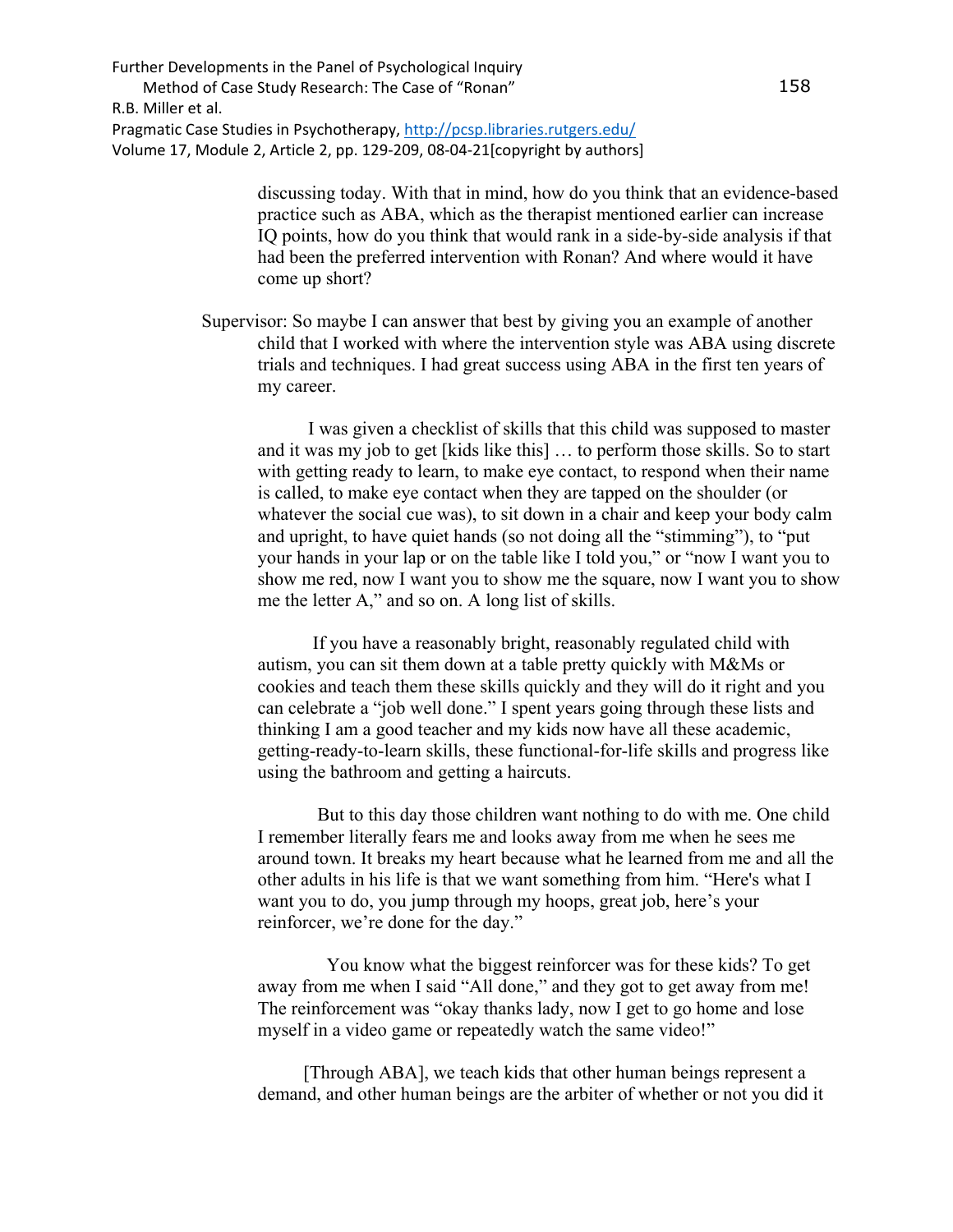discussing today. With that in mind, how do you think that an evidence-based practice such as ABA, which as the therapist mentioned earlier can increase IQ points, how do you think that would rank in a side-by-side analysis if that had been the preferred intervention with Ronan? And where would it have come up short?

Supervisor: So maybe I can answer that best by giving you an example of another child that I worked with where the intervention style was ABA using discrete trials and techniques. I had great success using ABA in the first ten years of my career.

I was given a checklist of skills that this child was supposed to master and it was my job to get [kids like this] … to perform those skills. So to start with getting ready to learn, to make eye contact, to respond when their name is called, to make eye contact when they are tapped on the shoulder (or whatever the social cue was), to sit down in a chair and keep your body calm and upright, to have quiet hands (so not doing all the "stimming"), to "put your hands in your lap or on the table like I told you," or "now I want you to show me red, now I want you to show me the square, now I want you to show me the letter A," and so on. A long list of skills.

If you have a reasonably bright, reasonably regulated child with autism, you can sit them down at a table pretty quickly with M&Ms or cookies and teach them these skills quickly and they will do it right and you can celebrate a "job well done." I spent years going through these lists and thinking I am a good teacher and my kids now have all these academic, getting-ready-to-learn skills, these functional-for-life skills and progress like using the bathroom and getting a haircuts.

But to this day those children want nothing to do with me. One child I remember literally fears me and looks away from me when he sees me around town. It breaks my heart because what he learned from me and all the other adults in his life is that we want something from him. "Here's what I want you to do, you jump through my hoops, great job, here's your reinforcer, we're done for the day."

You know what the biggest reinforcer was for these kids? To get away from me when I said "All done," and they got to get away from me! The reinforcement was "okay thanks lady, now I get to go home and lose myself in a video game or repeatedly watch the same video!"

[Through ABA], we teach kids that other human beings represent a demand, and other human beings are the arbiter of whether or not you did it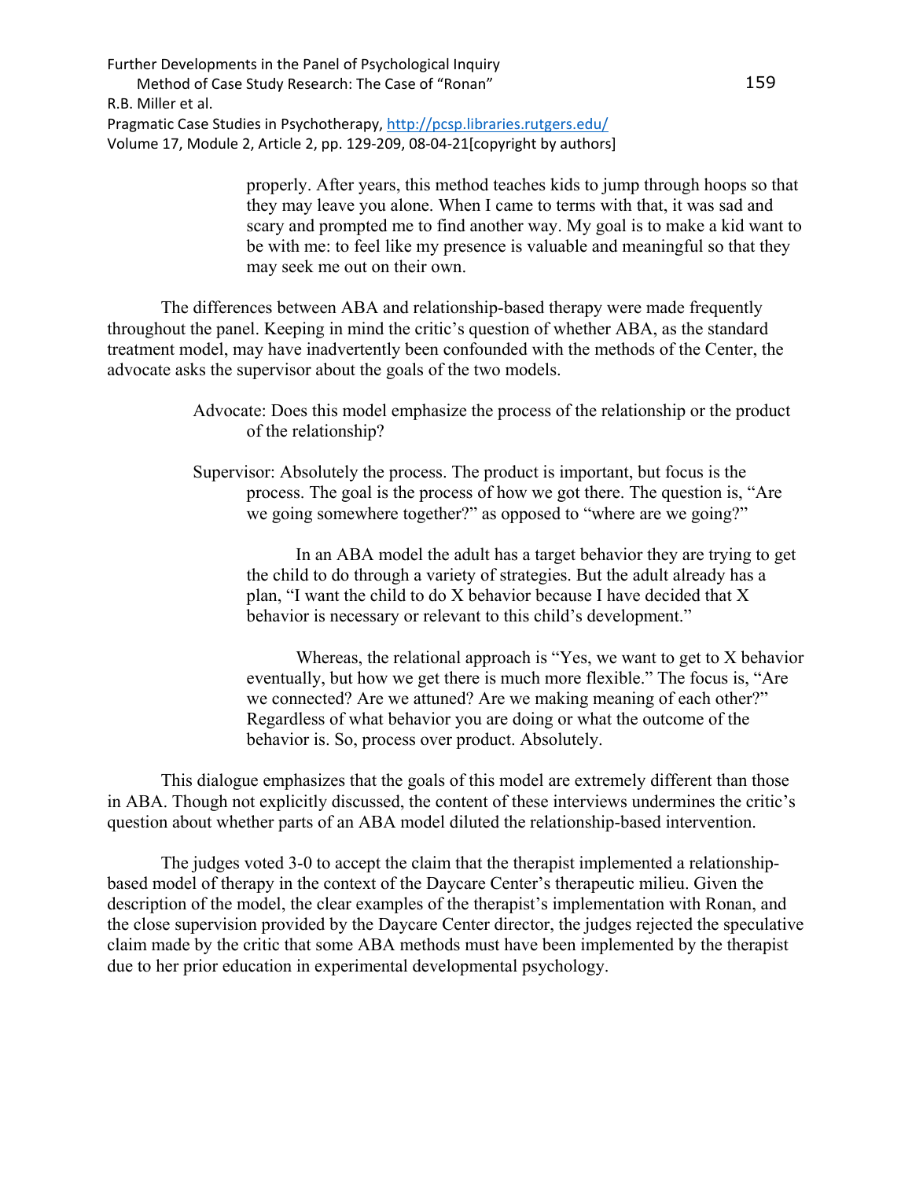> properly. After years, this method teaches kids to jump through hoops so that they may leave you alone. When I came to terms with that, it was sad and scary and prompted me to find another way. My goal is to make a kid want to be with me: to feel like my presence is valuable and meaningful so that they may seek me out on their own.

The differences between ABA and relationship-based therapy were made frequently throughout the panel. Keeping in mind the critic's question of whether ABA, as the standard treatment model, may have inadvertently been confounded with the methods of the Center, the advocate asks the supervisor about the goals of the two models.

> Advocate: Does this model emphasize the process of the relationship or the product of the relationship?
>
> Supervisor: Absolutely the process. The product is important, but focus is the process. The goal is the process of how we got there. The question is, "Are we going somewhere together?" as opposed to "where are we going?"
>
> In an ABA model the adult has a target behavior they are trying to get the child to do through a variety of strategies. But the adult already has a plan, "I want the child to do X behavior because I have decided that X behavior is necessary or relevant to this child's development."
>
> Whereas, the relational approach is "Yes, we want to get to X behavior eventually, but how we get there is much more flexible." The focus is, "Are we connected? Are we attuned? Are we making meaning of each other?" Regardless of what behavior you are doing or what the outcome of the behavior is. So, process over product. Absolutely.

This dialogue emphasizes that the goals of this model are extremely different than those in ABA. Though not explicitly discussed, the content of these interviews undermines the critic's question about whether parts of an ABA model diluted the relationship-based intervention.

The judges voted 3-0 to accept the claim that the therapist implemented a relationship-based model of therapy in the context of the Daycare Center's therapeutic milieu. Given the description of the model, the clear examples of the therapist's implementation with Ronan, and the close supervision provided by the Daycare Center director, the judges rejected the speculative claim made by the critic that some ABA methods must have been implemented by the therapist due to her prior education in experimental developmental psychology.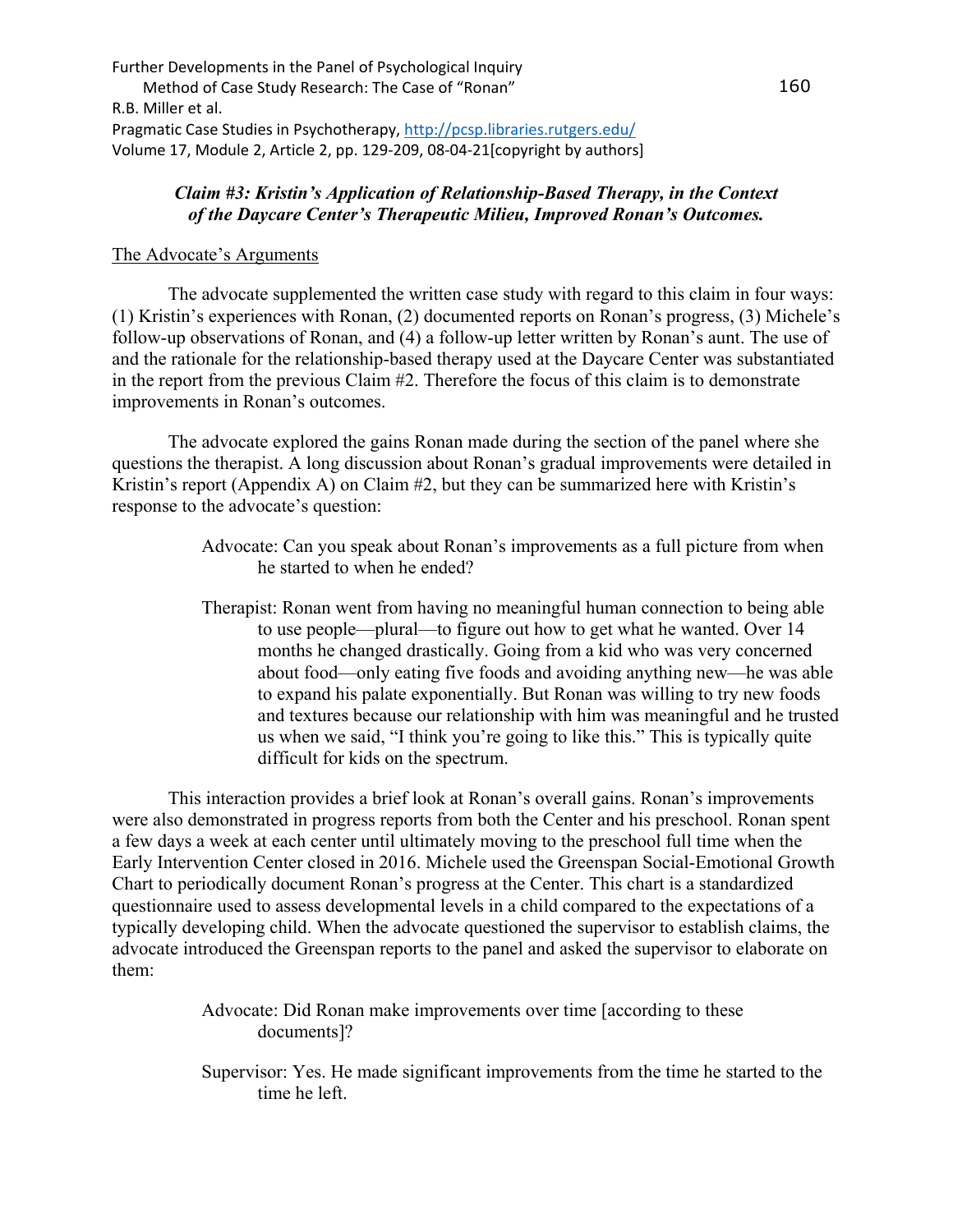### *Claim #3: Kristin's Application of Relationship-Based Therapy, in the Context of the Daycare Center's Therapeutic Milieu, Improved Ronan's Outcomes.*

The Advocate's Arguments

The advocate supplemented the written case study with regard to this claim in four ways: (1) Kristin's experiences with Ronan, (2) documented reports on Ronan's progress, (3) Michele's follow-up observations of Ronan, and (4) a follow-up letter written by Ronan's aunt. The use of and the rationale for the relationship-based therapy used at the Daycare Center was substantiated in the report from the previous Claim #2. Therefore the focus of this claim is to demonstrate improvements in Ronan's outcomes.

The advocate explored the gains Ronan made during the section of the panel where she questions the therapist. A long discussion about Ronan's gradual improvements were detailed in Kristin's report (Appendix A) on Claim #2, but they can be summarized here with Kristin's response to the advocate's question:

> Advocate: Can you speak about Ronan's improvements as a full picture from when he started to when he ended?
>
> Therapist: Ronan went from having no meaningful human connection to being able to use people—plural—to figure out how to get what he wanted. Over 14 months he changed drastically. Going from a kid who was very concerned about food—only eating five foods and avoiding anything new—he was able to expand his palate exponentially. But Ronan was willing to try new foods and textures because our relationship with him was meaningful and he trusted us when we said, "I think you're going to like this." This is typically quite difficult for kids on the spectrum.

This interaction provides a brief look at Ronan's overall gains. Ronan's improvements were also demonstrated in progress reports from both the Center and his preschool. Ronan spent a few days a week at each center until ultimately moving to the preschool full time when the Early Intervention Center closed in 2016. Michele used the Greenspan Social-Emotional Growth Chart to periodically document Ronan's progress at the Center. This chart is a standardized questionnaire used to assess developmental levels in a child compared to the expectations of a typically developing child. When the advocate questioned the supervisor to establish claims, the advocate introduced the Greenspan reports to the panel and asked the supervisor to elaborate on them:

> Advocate: Did Ronan make improvements over time [according to these documents]?
>
> Supervisor: Yes. He made significant improvements from the time he started to the time he left.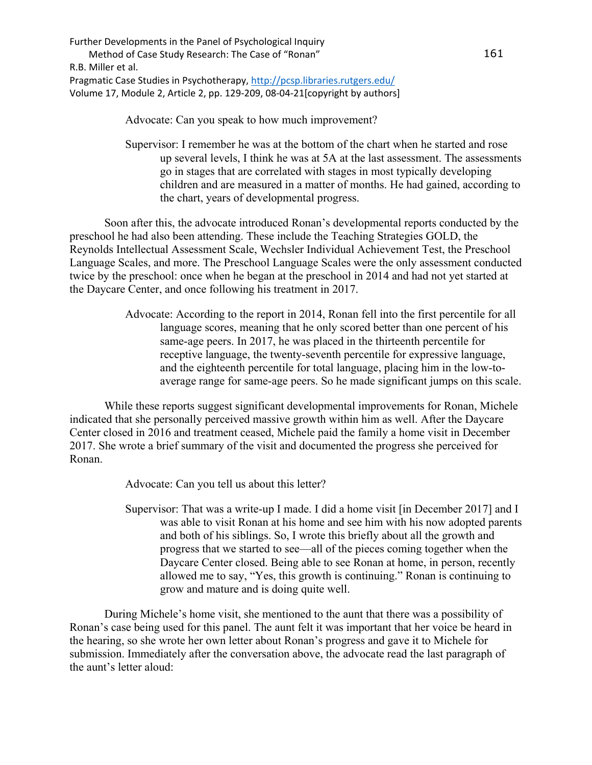Advocate: Can you speak to how much improvement?

Supervisor: I remember he was at the bottom of the chart when he started and rose up several levels, I think he was at 5A at the last assessment. The assessments go in stages that are correlated with stages in most typically developing children and are measured in a matter of months. He had gained, according to the chart, years of developmental progress.

Soon after this, the advocate introduced Ronan's developmental reports conducted by the preschool he had also been attending. These include the Teaching Strategies GOLD, the Reynolds Intellectual Assessment Scale, Wechsler Individual Achievement Test, the Preschool Language Scales, and more. The Preschool Language Scales were the only assessment conducted twice by the preschool: once when he began at the preschool in 2014 and had not yet started at the Daycare Center, and once following his treatment in 2017.

Advocate: According to the report in 2014, Ronan fell into the first percentile for all language scores, meaning that he only scored better than one percent of his same-age peers. In 2017, he was placed in the thirteenth percentile for receptive language, the twenty-seventh percentile for expressive language, and the eighteenth percentile for total language, placing him in the low-to-average range for same-age peers. So he made significant jumps on this scale.

While these reports suggest significant developmental improvements for Ronan, Michele indicated that she personally perceived massive growth within him as well. After the Daycare Center closed in 2016 and treatment ceased, Michele paid the family a home visit in December 2017. She wrote a brief summary of the visit and documented the progress she perceived for Ronan.

Advocate: Can you tell us about this letter?

Supervisor: That was a write-up I made. I did a home visit [in December 2017] and I was able to visit Ronan at his home and see him with his now adopted parents and both of his siblings. So, I wrote this briefly about all the growth and progress that we started to see—all of the pieces coming together when the Daycare Center closed. Being able to see Ronan at home, in person, recently allowed me to say, "Yes, this growth is continuing." Ronan is continuing to grow and mature and is doing quite well.

During Michele's home visit, she mentioned to the aunt that there was a possibility of Ronan's case being used for this panel. The aunt felt it was important that her voice be heard in the hearing, so she wrote her own letter about Ronan's progress and gave it to Michele for submission. Immediately after the conversation above, the advocate read the last paragraph of the aunt's letter aloud: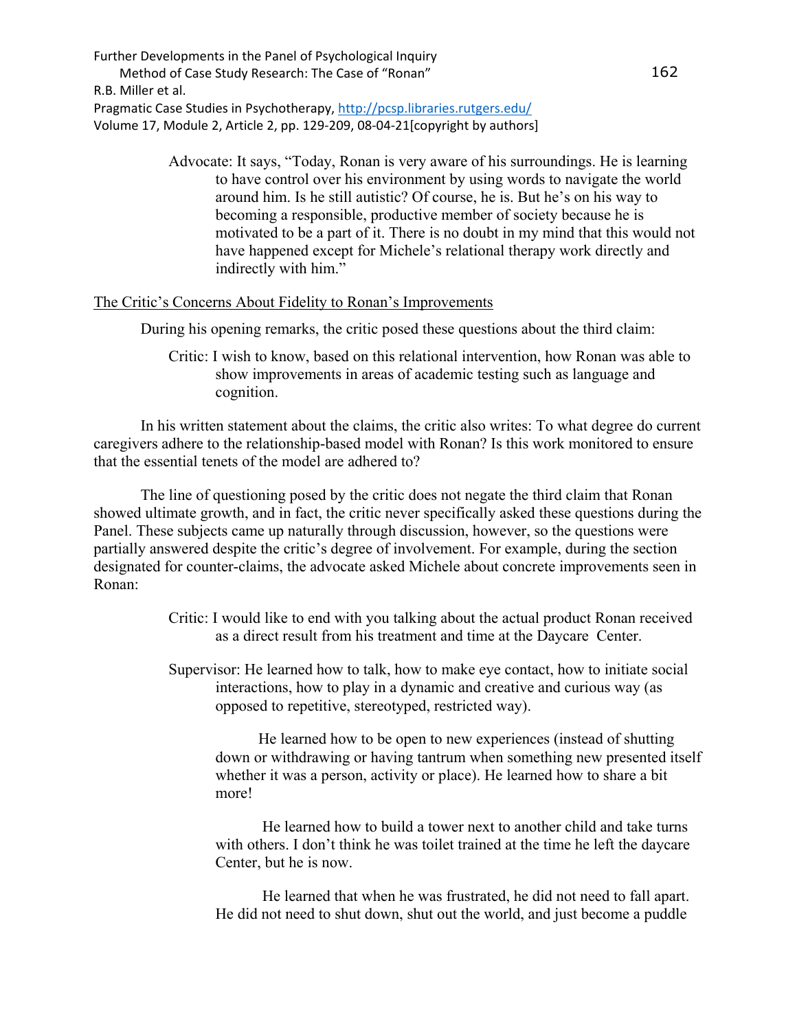Advocate: It says, "Today, Ronan is very aware of his surroundings. He is learning to have control over his environment by using words to navigate the world around him. Is he still autistic? Of course, he is. But he's on his way to becoming a responsible, productive member of society because he is motivated to be a part of it. There is no doubt in my mind that this would not have happened except for Michele's relational therapy work directly and indirectly with him."

<u>The Critic's Concerns About Fidelity to Ronan's Improvements</u>

During his opening remarks, the critic posed these questions about the third claim:

Critic: I wish to know, based on this relational intervention, how Ronan was able to show improvements in areas of academic testing such as language and cognition.

In his written statement about the claims, the critic also writes: To what degree do current caregivers adhere to the relationship-based model with Ronan? Is this work monitored to ensure that the essential tenets of the model are adhered to?

The line of questioning posed by the critic does not negate the third claim that Ronan showed ultimate growth, and in fact, the critic never specifically asked these questions during the Panel. These subjects came up naturally through discussion, however, so the questions were partially answered despite the critic's degree of involvement. For example, during the section designated for counter-claims, the advocate asked Michele about concrete improvements seen in Ronan:

Critic: I would like to end with you talking about the actual product Ronan received as a direct result from his treatment and time at the Daycare Center.

Supervisor: He learned how to talk, how to make eye contact, how to initiate social interactions, how to play in a dynamic and creative and curious way (as opposed to repetitive, stereotyped, restricted way).

He learned how to be open to new experiences (instead of shutting down or withdrawing or having tantrum when something new presented itself whether it was a person, activity or place). He learned how to share a bit more!

He learned how to build a tower next to another child and take turns with others. I don't think he was toilet trained at the time he left the daycare Center, but he is now.

He learned that when he was frustrated, he did not need to fall apart. He did not need to shut down, shut out the world, and just become a puddle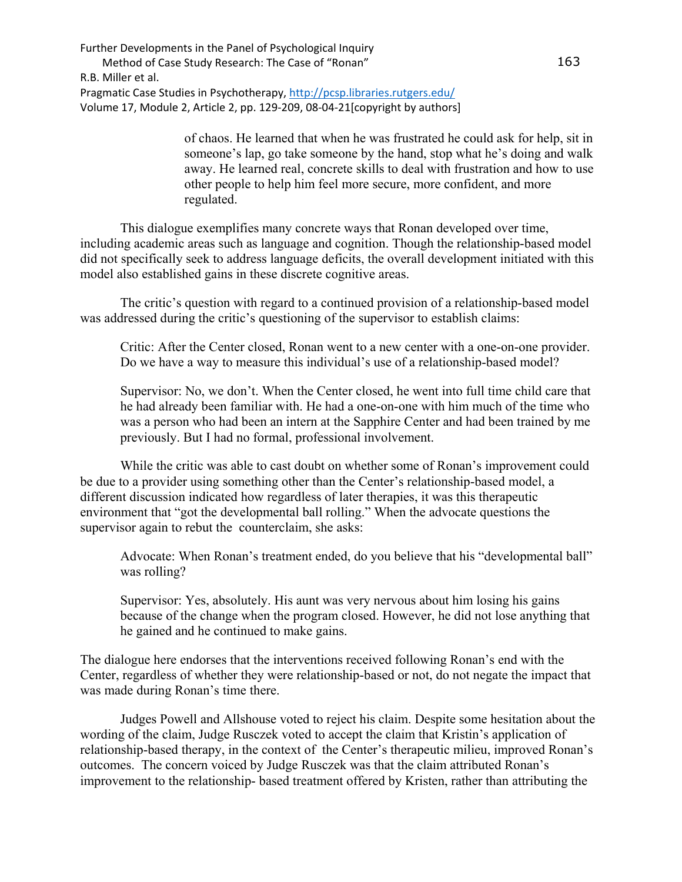> of chaos. He learned that when he was frustrated he could ask for help, sit in someone's lap, go take someone by the hand, stop what he's doing and walk away. He learned real, concrete skills to deal with frustration and how to use other people to help him feel more secure, more confident, and more regulated.

This dialogue exemplifies many concrete ways that Ronan developed over time, including academic areas such as language and cognition. Though the relationship-based model did not specifically seek to address language deficits, the overall development initiated with this model also established gains in these discrete cognitive areas.

The critic's question with regard to a continued provision of a relationship-based model was addressed during the critic's questioning of the supervisor to establish claims:

> Critic: After the Center closed, Ronan went to a new center with a one-on-one provider. Do we have a way to measure this individual's use of a relationship-based model?
>
> Supervisor: No, we don't. When the Center closed, he went into full time child care that he had already been familiar with. He had a one-on-one with him much of the time who was a person who had been an intern at the Sapphire Center and had been trained by me previously. But I had no formal, professional involvement.

While the critic was able to cast doubt on whether some of Ronan's improvement could be due to a provider using something other than the Center's relationship-based model, a different discussion indicated how regardless of later therapies, it was this therapeutic environment that "got the developmental ball rolling." When the advocate questions the supervisor again to rebut the counterclaim, she asks:

> Advocate: When Ronan's treatment ended, do you believe that his "developmental ball" was rolling?
>
> Supervisor: Yes, absolutely. His aunt was very nervous about him losing his gains because of the change when the program closed. However, he did not lose anything that he gained and he continued to make gains.

The dialogue here endorses that the interventions received following Ronan's end with the Center, regardless of whether they were relationship-based or not, do not negate the impact that was made during Ronan's time there.

Judges Powell and Allshouse voted to reject his claim. Despite some hesitation about the wording of the claim, Judge Rusczek voted to accept the claim that Kristin's application of relationship-based therapy, in the context of the Center's therapeutic milieu, improved Ronan's outcomes. The concern voiced by Judge Rusczek was that the claim attributed Ronan's improvement to the relationship- based treatment offered by Kristen, rather than attributing the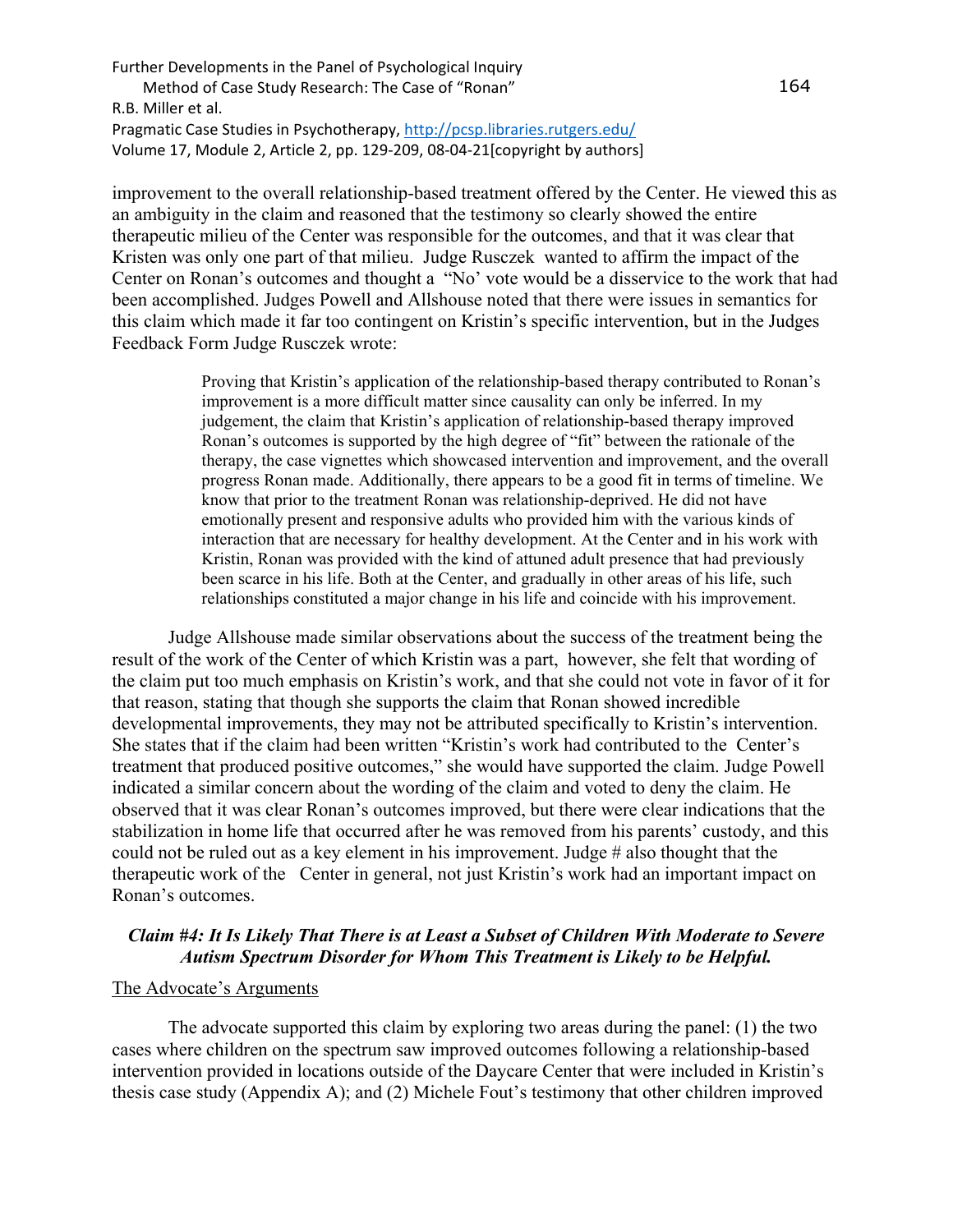improvement to the overall relationship-based treatment offered by the Center. He viewed this as an ambiguity in the claim and reasoned that the testimony so clearly showed the entire therapeutic milieu of the Center was responsible for the outcomes, and that it was clear that Kristen was only one part of that milieu. Judge Rusczek wanted to affirm the impact of the Center on Ronan's outcomes and thought a "No' vote would be a disservice to the work that had been accomplished. Judges Powell and Allshouse noted that there were issues in semantics for this claim which made it far too contingent on Kristin's specific intervention, but in the Judges Feedback Form Judge Rusczek wrote:

> Proving that Kristin's application of the relationship-based therapy contributed to Ronan's improvement is a more difficult matter since causality can only be inferred. In my judgement, the claim that Kristin's application of relationship-based therapy improved Ronan's outcomes is supported by the high degree of "fit" between the rationale of the therapy, the case vignettes which showcased intervention and improvement, and the overall progress Ronan made. Additionally, there appears to be a good fit in terms of timeline. We know that prior to the treatment Ronan was relationship-deprived. He did not have emotionally present and responsive adults who provided him with the various kinds of interaction that are necessary for healthy development. At the Center and in his work with Kristin, Ronan was provided with the kind of attuned adult presence that had previously been scarce in his life. Both at the Center, and gradually in other areas of his life, such relationships constituted a major change in his life and coincide with his improvement.

Judge Allshouse made similar observations about the success of the treatment being the result of the work of the Center of which Kristin was a part, however, she felt that wording of the claim put too much emphasis on Kristin's work, and that she could not vote in favor of it for that reason, stating that though she supports the claim that Ronan showed incredible developmental improvements, they may not be attributed specifically to Kristin's intervention. She states that if the claim had been written "Kristin's work had contributed to the Center's treatment that produced positive outcomes," she would have supported the claim. Judge Powell indicated a similar concern about the wording of the claim and voted to deny the claim. He observed that it was clear Ronan's outcomes improved, but there were clear indications that the stabilization in home life that occurred after he was removed from his parents' custody, and this could not be ruled out as a key element in his improvement. Judge # also thought that the therapeutic work of the Center in general, not just Kristin's work had an important impact on Ronan's outcomes.

### *Claim #4: It Is Likely That There is at Least a Subset of Children With Moderate to Severe Autism Spectrum Disorder for Whom This Treatment is Likely to be Helpful.*

<u>The Advocate's Arguments</u>

The advocate supported this claim by exploring two areas during the panel: (1) the two cases where children on the spectrum saw improved outcomes following a relationship-based intervention provided in locations outside of the Daycare Center that were included in Kristin's thesis case study (Appendix A); and (2) Michele Fout's testimony that other children improved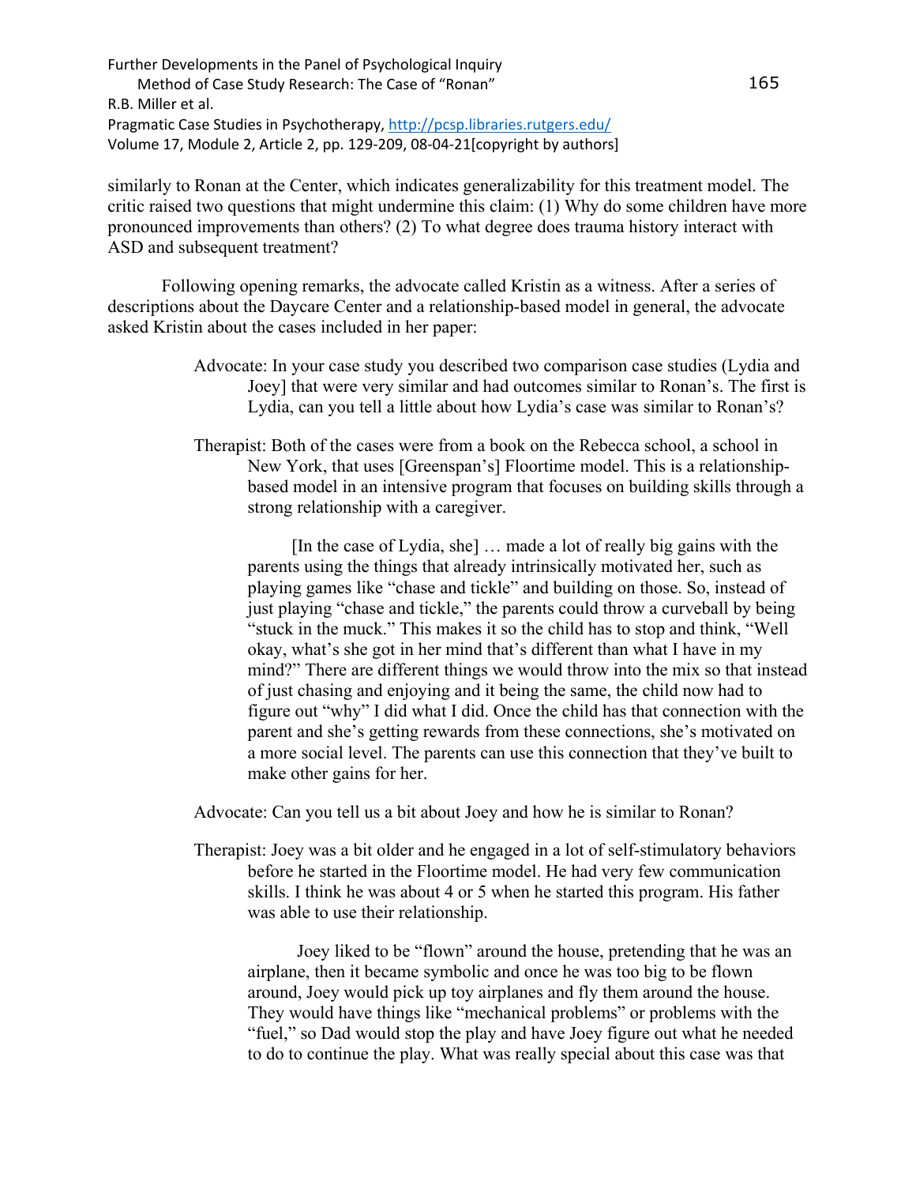similarly to Ronan at the Center, which indicates generalizability for this treatment model. The critic raised two questions that might undermine this claim: (1) Why do some children have more pronounced improvements than others? (2) To what degree does trauma history interact with ASD and subsequent treatment?

Following opening remarks, the advocate called Kristin as a witness. After a series of descriptions about the Daycare Center and a relationship-based model in general, the advocate asked Kristin about the cases included in her paper:

> Advocate: In your case study you described two comparison case studies (Lydia and Joey] that were very similar and had outcomes similar to Ronan's. The first is Lydia, can you tell a little about how Lydia's case was similar to Ronan's?
>
> Therapist: Both of the cases were from a book on the Rebecca school, a school in New York, that uses [Greenspan's] Floortime model. This is a relationship-based model in an intensive program that focuses on building skills through a strong relationship with a caregiver.
>
> [In the case of Lydia, she] … made a lot of really big gains with the parents using the things that already intrinsically motivated her, such as playing games like "chase and tickle" and building on those. So, instead of just playing "chase and tickle," the parents could throw a curveball by being "stuck in the muck." This makes it so the child has to stop and think, "Well okay, what's she got in her mind that's different than what I have in my mind?" There are different things we would throw into the mix so that instead of just chasing and enjoying and it being the same, the child now had to figure out "why" I did what I did. Once the child has that connection with the parent and she's getting rewards from these connections, she's motivated on a more social level. The parents can use this connection that they've built to make other gains for her.
>
> Advocate: Can you tell us a bit about Joey and how he is similar to Ronan?
>
> Therapist: Joey was a bit older and he engaged in a lot of self-stimulatory behaviors before he started in the Floortime model. He had very few communication skills. I think he was about 4 or 5 when he started this program. His father was able to use their relationship.
>
> Joey liked to be "flown" around the house, pretending that he was an airplane, then it became symbolic and once he was too big to be flown around, Joey would pick up toy airplanes and fly them around the house. They would have things like "mechanical problems" or problems with the "fuel," so Dad would stop the play and have Joey figure out what he needed to do to continue the play. What was really special about this case was that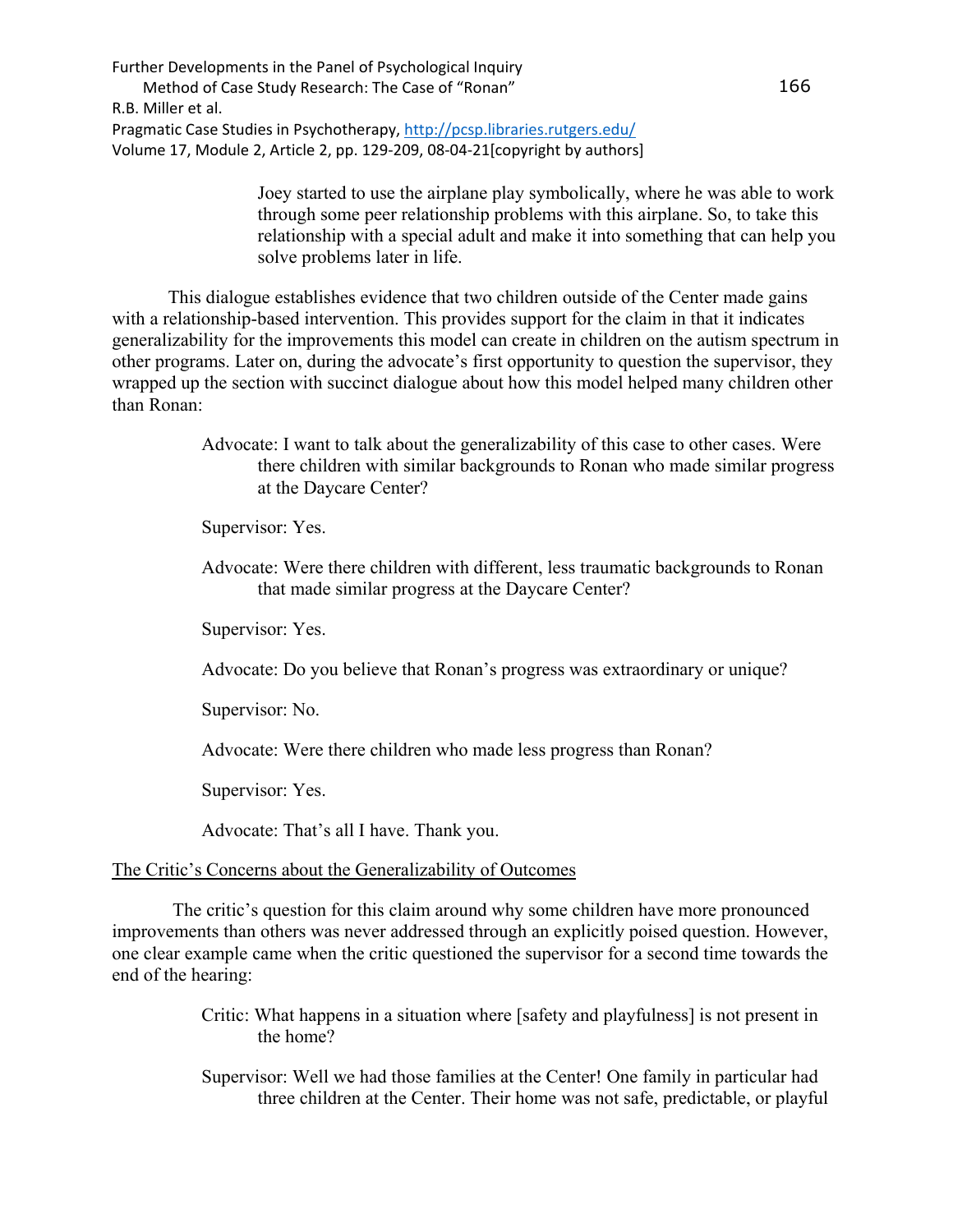> Joey started to use the airplane play symbolically, where he was able to work through some peer relationship problems with this airplane. So, to take this relationship with a special adult and make it into something that can help you solve problems later in life.

This dialogue establishes evidence that two children outside of the Center made gains with a relationship-based intervention. This provides support for the claim in that it indicates generalizability for the improvements this model can create in children on the autism spectrum in other programs. Later on, during the advocate's first opportunity to question the supervisor, they wrapped up the section with succinct dialogue about how this model helped many children other than Ronan:

> Advocate: I want to talk about the generalizability of this case to other cases. Were there children with similar backgrounds to Ronan who made similar progress at the Daycare Center?
>
> Supervisor: Yes.
>
> Advocate: Were there children with different, less traumatic backgrounds to Ronan that made similar progress at the Daycare Center?
>
> Supervisor: Yes.
>
> Advocate: Do you believe that Ronan's progress was extraordinary or unique?
>
> Supervisor: No.
>
> Advocate: Were there children who made less progress than Ronan?
>
> Supervisor: Yes.
>
> Advocate: That's all I have. Thank you.

<u>The Critic's Concerns about the Generalizability of Outcomes</u>

The critic's question for this claim around why some children have more pronounced improvements than others was never addressed through an explicitly poised question. However, one clear example came when the critic questioned the supervisor for a second time towards the end of the hearing:

> Critic: What happens in a situation where [safety and playfulness] is not present in the home?
>
> Supervisor: Well we had those families at the Center! One family in particular had three children at the Center. Their home was not safe, predictable, or playful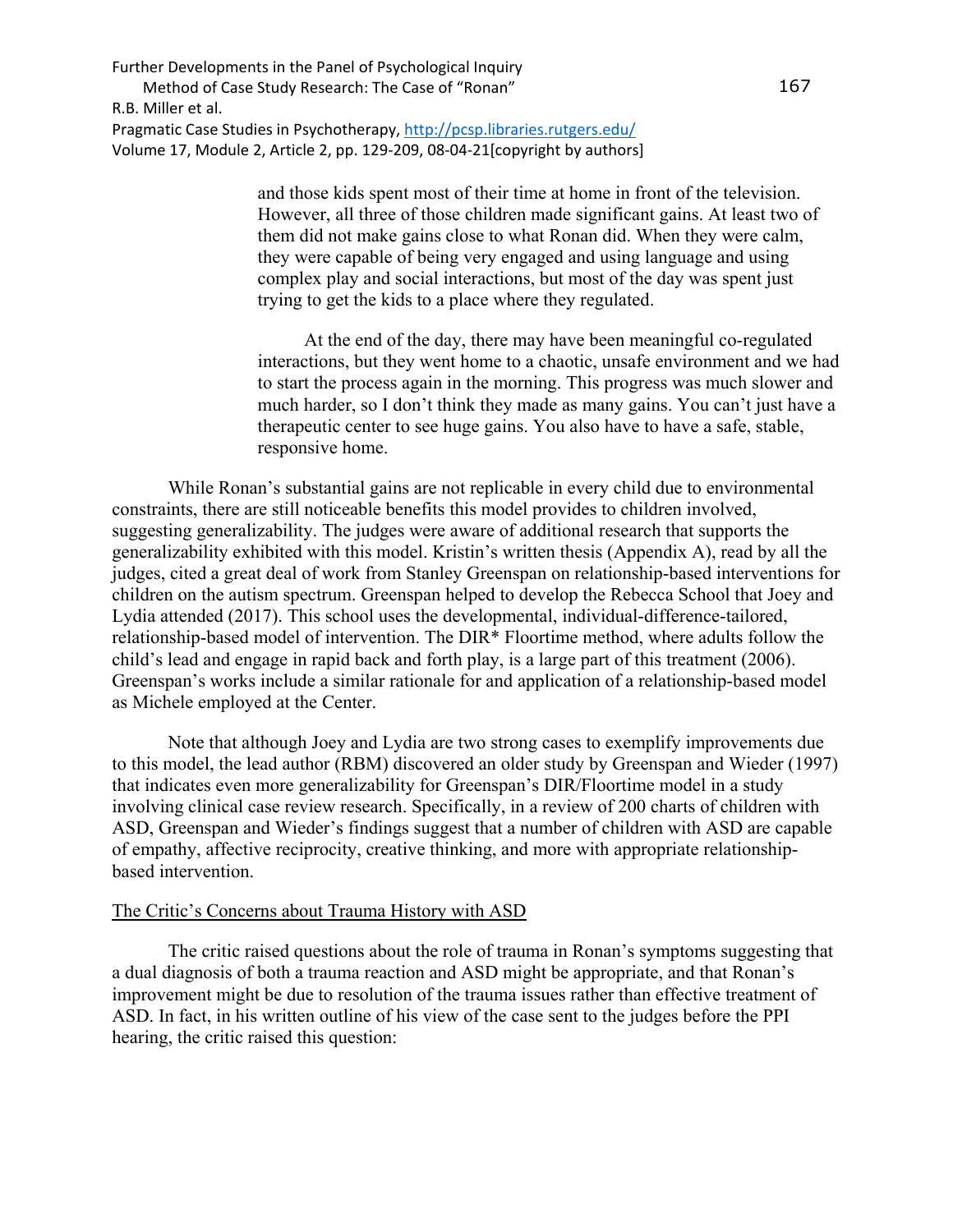> and those kids spent most of their time at home in front of the television. However, all three of those children made significant gains. At least two of them did not make gains close to what Ronan did. When they were calm, they were capable of being very engaged and using language and using complex play and social interactions, but most of the day was spent just trying to get the kids to a place where they regulated.
>
> At the end of the day, there may have been meaningful co-regulated interactions, but they went home to a chaotic, unsafe environment and we had to start the process again in the morning. This progress was much slower and much harder, so I don't think they made as many gains. You can't just have a therapeutic center to see huge gains. You also have to have a safe, stable, responsive home.

While Ronan's substantial gains are not replicable in every child due to environmental constraints, there are still noticeable benefits this model provides to children involved, suggesting generalizability. The judges were aware of additional research that supports the generalizability exhibited with this model. Kristin's written thesis (Appendix A), read by all the judges, cited a great deal of work from Stanley Greenspan on relationship-based interventions for children on the autism spectrum. Greenspan helped to develop the Rebecca School that Joey and Lydia attended (2017). This school uses the developmental, individual-difference-tailored, relationship-based model of intervention. The DIR* Floortime method, where adults follow the child's lead and engage in rapid back and forth play, is a large part of this treatment (2006). Greenspan's works include a similar rationale for and application of a relationship-based model as Michele employed at the Center.

Note that although Joey and Lydia are two strong cases to exemplify improvements due to this model, the lead author (RBM) discovered an older study by Greenspan and Wieder (1997) that indicates even more generalizability for Greenspan's DIR/Floortime model in a study involving clinical case review research. Specifically, in a review of 200 charts of children with ASD, Greenspan and Wieder's findings suggest that a number of children with ASD are capable of empathy, affective reciprocity, creative thinking, and more with appropriate relationship-based intervention.

## The Critic's Concerns about Trauma History with ASD

The critic raised questions about the role of trauma in Ronan's symptoms suggesting that a dual diagnosis of both a trauma reaction and ASD might be appropriate, and that Ronan's improvement might be due to resolution of the trauma issues rather than effective treatment of ASD. In fact, in his written outline of his view of the case sent to the judges before the PPI hearing, the critic raised this question: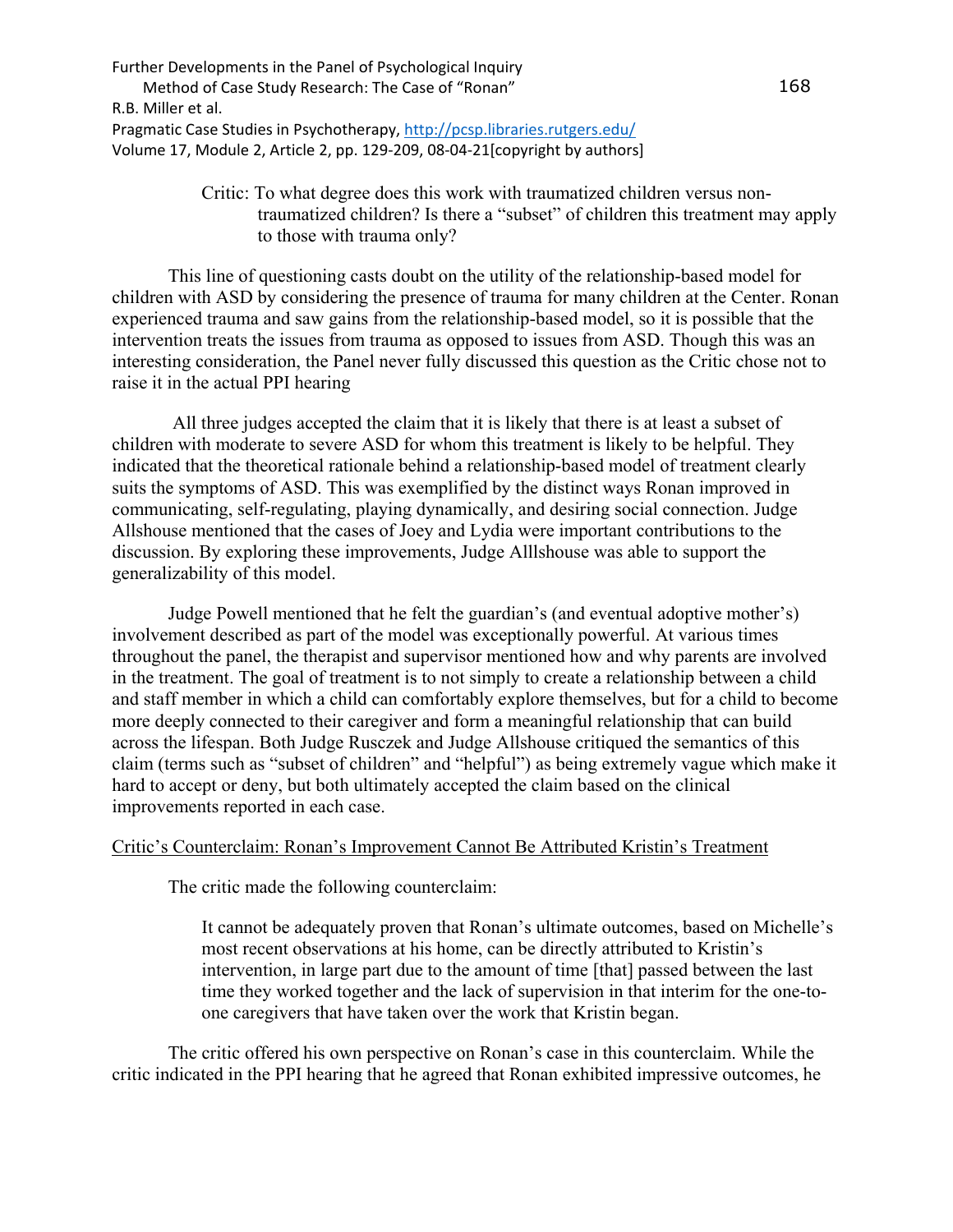> Critic: To what degree does this work with traumatized children versus non-traumatized children? Is there a "subset" of children this treatment may apply to those with trauma only?

This line of questioning casts doubt on the utility of the relationship-based model for children with ASD by considering the presence of trauma for many children at the Center. Ronan experienced trauma and saw gains from the relationship-based model, so it is possible that the intervention treats the issues from trauma as opposed to issues from ASD. Though this was an interesting consideration, the Panel never fully discussed this question as the Critic chose not to raise it in the actual PPI hearing

All three judges accepted the claim that it is likely that there is at least a subset of children with moderate to severe ASD for whom this treatment is likely to be helpful. They indicated that the theoretical rationale behind a relationship-based model of treatment clearly suits the symptoms of ASD. This was exemplified by the distinct ways Ronan improved in communicating, self-regulating, playing dynamically, and desiring social connection. Judge Allshouse mentioned that the cases of Joey and Lydia were important contributions to the discussion. By exploring these improvements, Judge Alllshouse was able to support the generalizability of this model.

Judge Powell mentioned that he felt the guardian's (and eventual adoptive mother's) involvement described as part of the model was exceptionally powerful. At various times throughout the panel, the therapist and supervisor mentioned how and why parents are involved in the treatment. The goal of treatment is to not simply to create a relationship between a child and staff member in which a child can comfortably explore themselves, but for a child to become more deeply connected to their caregiver and form a meaningful relationship that can build across the lifespan. Both Judge Rusczek and Judge Allshouse critiqued the semantics of this claim (terms such as "subset of children" and "helpful") as being extremely vague which make it hard to accept or deny, but both ultimately accepted the claim based on the clinical improvements reported in each case.

<u>Critic's Counterclaim: Ronan's Improvement Cannot Be Attributed Kristin's Treatment</u>

The critic made the following counterclaim:

> It cannot be adequately proven that Ronan's ultimate outcomes, based on Michelle's most recent observations at his home, can be directly attributed to Kristin's intervention, in large part due to the amount of time [that] passed between the last time they worked together and the lack of supervision in that interim for the one-to-one caregivers that have taken over the work that Kristin began.

The critic offered his own perspective on Ronan's case in this counterclaim. While the critic indicated in the PPI hearing that he agreed that Ronan exhibited impressive outcomes, he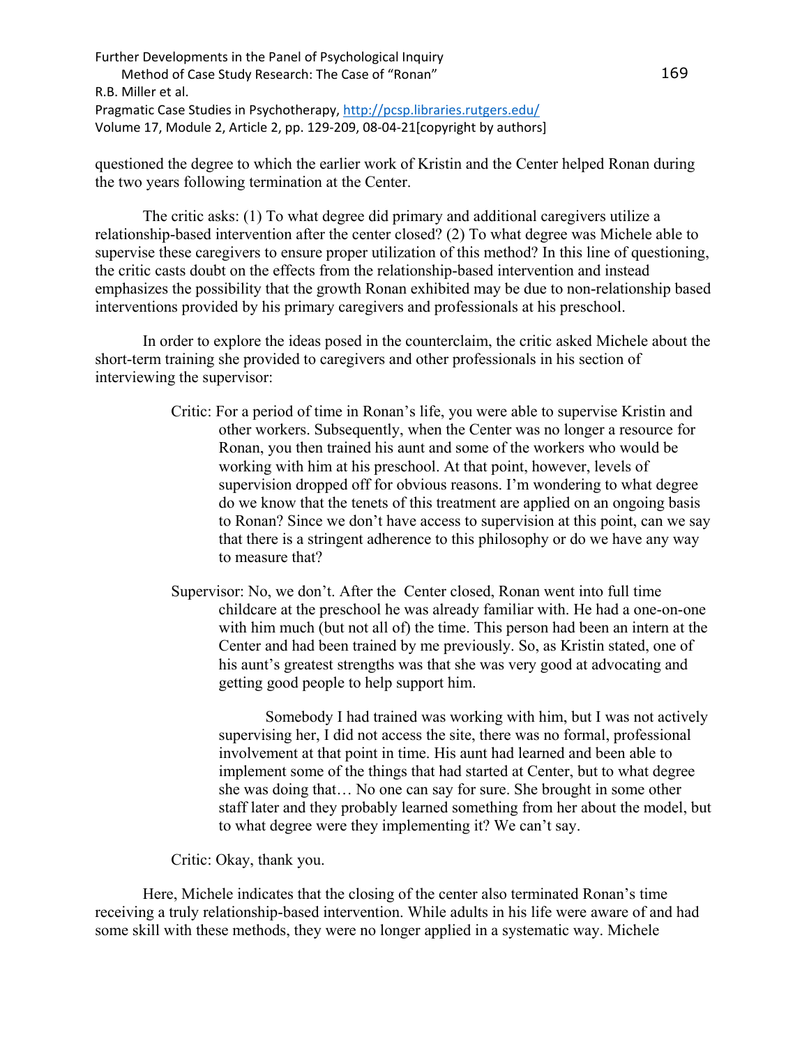questioned the degree to which the earlier work of Kristin and the Center helped Ronan during the two years following termination at the Center.

The critic asks: (1) To what degree did primary and additional caregivers utilize a relationship-based intervention after the center closed? (2) To what degree was Michele able to supervise these caregivers to ensure proper utilization of this method? In this line of questioning, the critic casts doubt on the effects from the relationship-based intervention and instead emphasizes the possibility that the growth Ronan exhibited may be due to non-relationship based interventions provided by his primary caregivers and professionals at his preschool.

In order to explore the ideas posed in the counterclaim, the critic asked Michele about the short-term training she provided to caregivers and other professionals in his section of interviewing the supervisor:

> Critic: For a period of time in Ronan's life, you were able to supervise Kristin and other workers. Subsequently, when the Center was no longer a resource for Ronan, you then trained his aunt and some of the workers who would be working with him at his preschool. At that point, however, levels of supervision dropped off for obvious reasons. I'm wondering to what degree do we know that the tenets of this treatment are applied on an ongoing basis to Ronan? Since we don't have access to supervision at this point, can we say that there is a stringent adherence to this philosophy or do we have any way to measure that?
>
> Supervisor: No, we don't. After the Center closed, Ronan went into full time childcare at the preschool he was already familiar with. He had a one-on-one with him much (but not all of) the time. This person had been an intern at the Center and had been trained by me previously. So, as Kristin stated, one of his aunt's greatest strengths was that she was very good at advocating and getting good people to help support him.
>
> Somebody I had trained was working with him, but I was not actively supervising her, I did not access the site, there was no formal, professional involvement at that point in time. His aunt had learned and been able to implement some of the things that had started at Center, but to what degree she was doing that… No one can say for sure. She brought in some other staff later and they probably learned something from her about the model, but to what degree were they implementing it? We can't say.
>
> Critic: Okay, thank you.

Here, Michele indicates that the closing of the center also terminated Ronan's time receiving a truly relationship-based intervention. While adults in his life were aware of and had some skill with these methods, they were no longer applied in a systematic way. Michele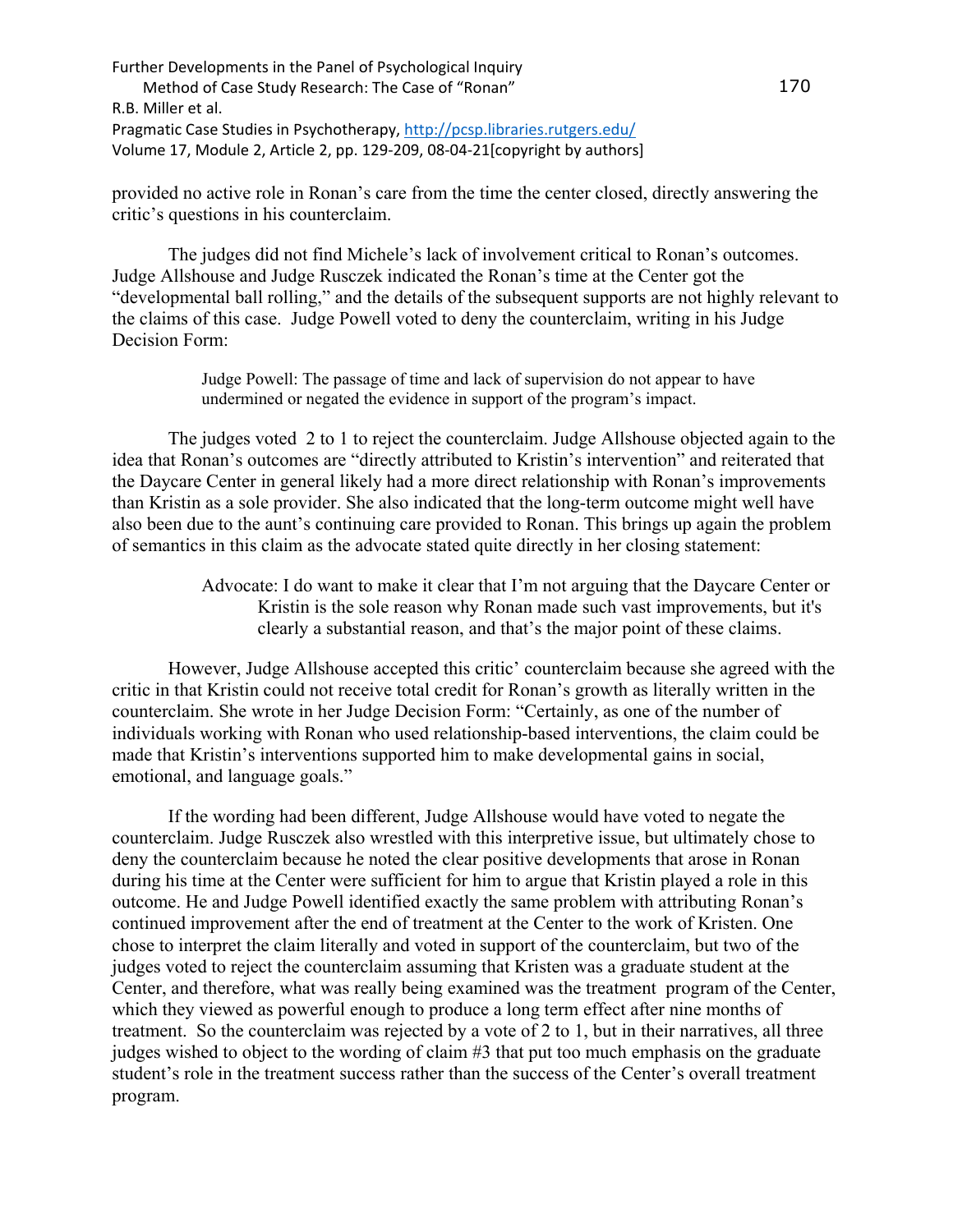provided no active role in Ronan's care from the time the center closed, directly answering the critic's questions in his counterclaim.

The judges did not find Michele's lack of involvement critical to Ronan's outcomes. Judge Allshouse and Judge Rusczek indicated the Ronan's time at the Center got the "developmental ball rolling," and the details of the subsequent supports are not highly relevant to the claims of this case. Judge Powell voted to deny the counterclaim, writing in his Judge Decision Form:

> Judge Powell: The passage of time and lack of supervision do not appear to have undermined or negated the evidence in support of the program's impact.

The judges voted 2 to 1 to reject the counterclaim. Judge Allshouse objected again to the idea that Ronan's outcomes are "directly attributed to Kristin's intervention" and reiterated that the Daycare Center in general likely had a more direct relationship with Ronan's improvements than Kristin as a sole provider. She also indicated that the long-term outcome might well have also been due to the aunt's continuing care provided to Ronan. This brings up again the problem of semantics in this claim as the advocate stated quite directly in her closing statement:

> Advocate: I do want to make it clear that I'm not arguing that the Daycare Center or Kristin is the sole reason why Ronan made such vast improvements, but it's clearly a substantial reason, and that's the major point of these claims.

However, Judge Allshouse accepted this critic' counterclaim because she agreed with the critic in that Kristin could not receive total credit for Ronan's growth as literally written in the counterclaim. She wrote in her Judge Decision Form: "Certainly, as one of the number of individuals working with Ronan who used relationship-based interventions, the claim could be made that Kristin's interventions supported him to make developmental gains in social, emotional, and language goals."

If the wording had been different, Judge Allshouse would have voted to negate the counterclaim. Judge Rusczek also wrestled with this interpretive issue, but ultimately chose to deny the counterclaim because he noted the clear positive developments that arose in Ronan during his time at the Center were sufficient for him to argue that Kristin played a role in this outcome. He and Judge Powell identified exactly the same problem with attributing Ronan's continued improvement after the end of treatment at the Center to the work of Kristen. One chose to interpret the claim literally and voted in support of the counterclaim, but two of the judges voted to reject the counterclaim assuming that Kristen was a graduate student at the Center, and therefore, what was really being examined was the treatment program of the Center, which they viewed as powerful enough to produce a long term effect after nine months of treatment. So the counterclaim was rejected by a vote of 2 to 1, but in their narratives, all three judges wished to object to the wording of claim #3 that put too much emphasis on the graduate student's role in the treatment success rather than the success of the Center's overall treatment program.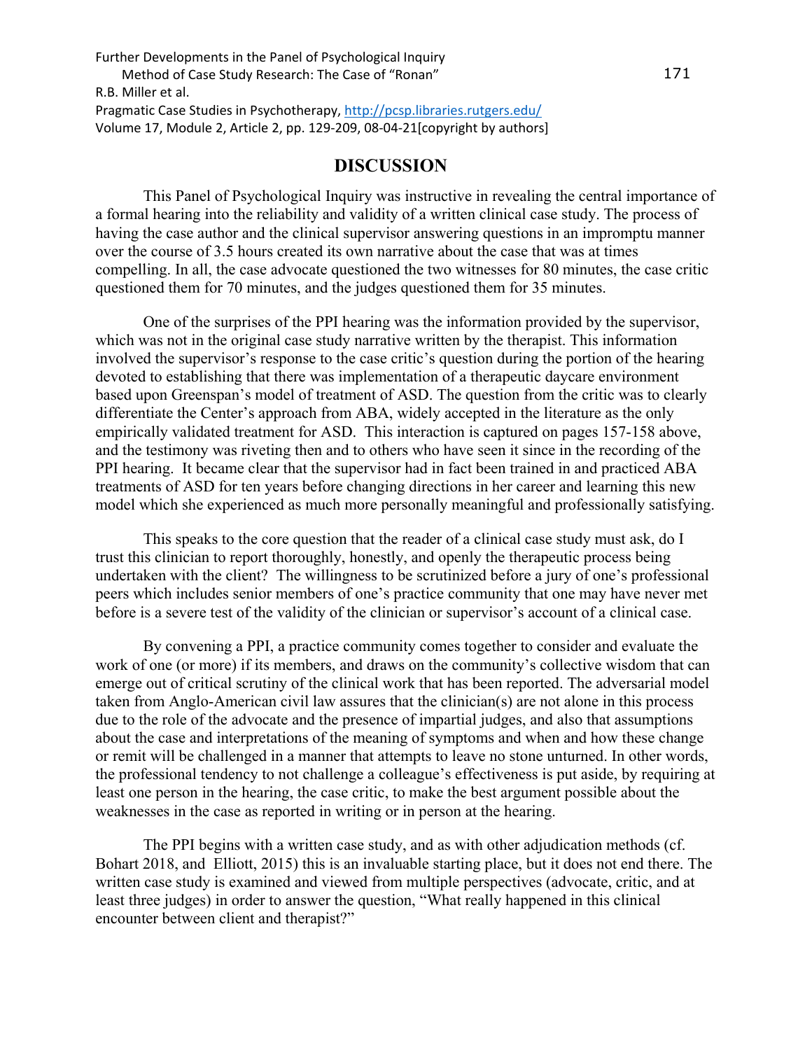## DISCUSSION

This Panel of Psychological Inquiry was instructive in revealing the central importance of a formal hearing into the reliability and validity of a written clinical case study. The process of having the case author and the clinical supervisor answering questions in an impromptu manner over the course of 3.5 hours created its own narrative about the case that was at times compelling. In all, the case advocate questioned the two witnesses for 80 minutes, the case critic questioned them for 70 minutes, and the judges questioned them for 35 minutes.

One of the surprises of the PPI hearing was the information provided by the supervisor, which was not in the original case study narrative written by the therapist. This information involved the supervisor's response to the case critic's question during the portion of the hearing devoted to establishing that there was implementation of a therapeutic daycare environment based upon Greenspan's model of treatment of ASD. The question from the critic was to clearly differentiate the Center's approach from ABA, widely accepted in the literature as the only empirically validated treatment for ASD. This interaction is captured on pages 157-158 above, and the testimony was riveting then and to others who have seen it since in the recording of the PPI hearing. It became clear that the supervisor had in fact been trained in and practiced ABA treatments of ASD for ten years before changing directions in her career and learning this new model which she experienced as much more personally meaningful and professionally satisfying.

This speaks to the core question that the reader of a clinical case study must ask, do I trust this clinician to report thoroughly, honestly, and openly the therapeutic process being undertaken with the client? The willingness to be scrutinized before a jury of one's professional peers which includes senior members of one's practice community that one may have never met before is a severe test of the validity of the clinician or supervisor's account of a clinical case.

By convening a PPI, a practice community comes together to consider and evaluate the work of one (or more) if its members, and draws on the community's collective wisdom that can emerge out of critical scrutiny of the clinical work that has been reported. The adversarial model taken from Anglo-American civil law assures that the clinician(s) are not alone in this process due to the role of the advocate and the presence of impartial judges, and also that assumptions about the case and interpretations of the meaning of symptoms and when and how these change or remit will be challenged in a manner that attempts to leave no stone unturned. In other words, the professional tendency to not challenge a colleague's effectiveness is put aside, by requiring at least one person in the hearing, the case critic, to make the best argument possible about the weaknesses in the case as reported in writing or in person at the hearing.

The PPI begins with a written case study, and as with other adjudication methods (cf. Bohart 2018, and Elliott, 2015) this is an invaluable starting place, but it does not end there. The written case study is examined and viewed from multiple perspectives (advocate, critic, and at least three judges) in order to answer the question, "What really happened in this clinical encounter between client and therapist?"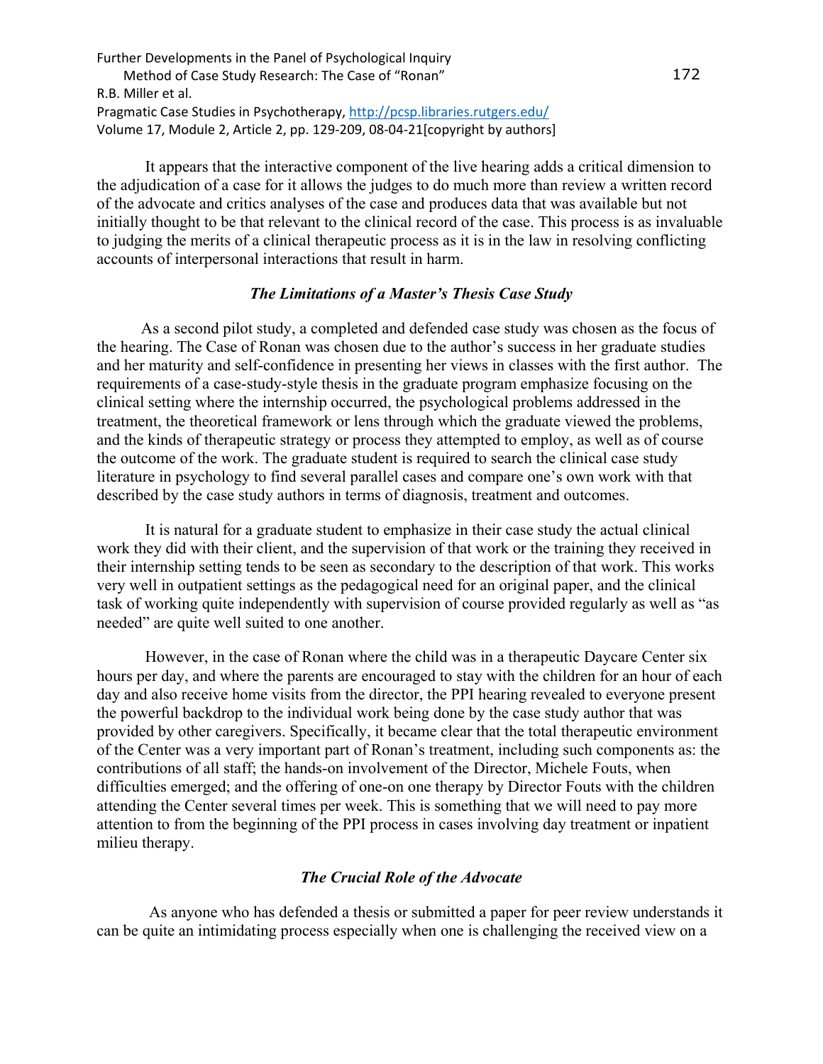It appears that the interactive component of the live hearing adds a critical dimension to the adjudication of a case for it allows the judges to do much more than review a written record of the advocate and critics analyses of the case and produces data that was available but not initially thought to be that relevant to the clinical record of the case. This process is as invaluable to judging the merits of a clinical therapeutic process as it is in the law in resolving conflicting accounts of interpersonal interactions that result in harm.

### *The Limitations of a Master's Thesis Case Study*

As a second pilot study, a completed and defended case study was chosen as the focus of the hearing. The Case of Ronan was chosen due to the author's success in her graduate studies and her maturity and self-confidence in presenting her views in classes with the first author. The requirements of a case-study-style thesis in the graduate program emphasize focusing on the clinical setting where the internship occurred, the psychological problems addressed in the treatment, the theoretical framework or lens through which the graduate viewed the problems, and the kinds of therapeutic strategy or process they attempted to employ, as well as of course the outcome of the work. The graduate student is required to search the clinical case study literature in psychology to find several parallel cases and compare one's own work with that described by the case study authors in terms of diagnosis, treatment and outcomes.

It is natural for a graduate student to emphasize in their case study the actual clinical work they did with their client, and the supervision of that work or the training they received in their internship setting tends to be seen as secondary to the description of that work. This works very well in outpatient settings as the pedagogical need for an original paper, and the clinical task of working quite independently with supervision of course provided regularly as well as "as needed" are quite well suited to one another.

However, in the case of Ronan where the child was in a therapeutic Daycare Center six hours per day, and where the parents are encouraged to stay with the children for an hour of each day and also receive home visits from the director, the PPI hearing revealed to everyone present the powerful backdrop to the individual work being done by the case study author that was provided by other caregivers. Specifically, it became clear that the total therapeutic environment of the Center was a very important part of Ronan's treatment, including such components as: the contributions of all staff; the hands-on involvement of the Director, Michele Fouts, when difficulties emerged; and the offering of one-on one therapy by Director Fouts with the children attending the Center several times per week. This is something that we will need to pay more attention to from the beginning of the PPI process in cases involving day treatment or inpatient milieu therapy.

### *The Crucial Role of the Advocate*

As anyone who has defended a thesis or submitted a paper for peer review understands it can be quite an intimidating process especially when one is challenging the received view on a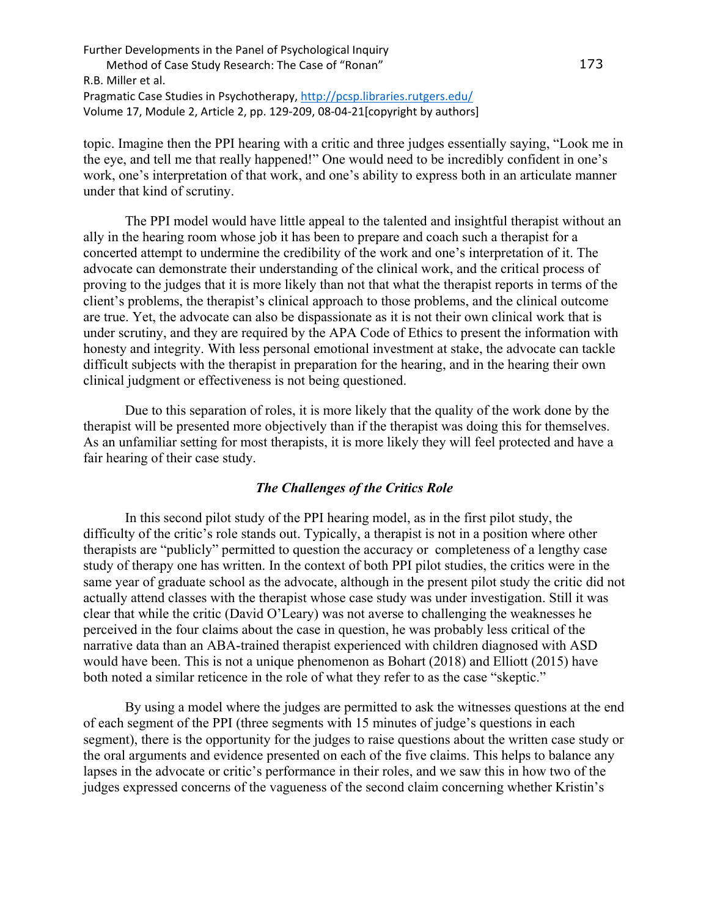topic. Imagine then the PPI hearing with a critic and three judges essentially saying, "Look me in the eye, and tell me that really happened!" One would need to be incredibly confident in one's work, one's interpretation of that work, and one's ability to express both in an articulate manner under that kind of scrutiny.

The PPI model would have little appeal to the talented and insightful therapist without an ally in the hearing room whose job it has been to prepare and coach such a therapist for a concerted attempt to undermine the credibility of the work and one's interpretation of it. The advocate can demonstrate their understanding of the clinical work, and the critical process of proving to the judges that it is more likely than not that what the therapist reports in terms of the client's problems, the therapist's clinical approach to those problems, and the clinical outcome are true. Yet, the advocate can also be dispassionate as it is not their own clinical work that is under scrutiny, and they are required by the APA Code of Ethics to present the information with honesty and integrity. With less personal emotional investment at stake, the advocate can tackle difficult subjects with the therapist in preparation for the hearing, and in the hearing their own clinical judgment or effectiveness is not being questioned.

Due to this separation of roles, it is more likely that the quality of the work done by the therapist will be presented more objectively than if the therapist was doing this for themselves. As an unfamiliar setting for most therapists, it is more likely they will feel protected and have a fair hearing of their case study.

### *The Challenges of the Critics Role*

In this second pilot study of the PPI hearing model, as in the first pilot study, the difficulty of the critic's role stands out. Typically, a therapist is not in a position where other therapists are "publicly" permitted to question the accuracy or completeness of a lengthy case study of therapy one has written. In the context of both PPI pilot studies, the critics were in the same year of graduate school as the advocate, although in the present pilot study the critic did not actually attend classes with the therapist whose case study was under investigation. Still it was clear that while the critic (David O'Leary) was not averse to challenging the weaknesses he perceived in the four claims about the case in question, he was probably less critical of the narrative data than an ABA-trained therapist experienced with children diagnosed with ASD would have been. This is not a unique phenomenon as Bohart (2018) and Elliott (2015) have both noted a similar reticence in the role of what they refer to as the case "skeptic."

By using a model where the judges are permitted to ask the witnesses questions at the end of each segment of the PPI (three segments with 15 minutes of judge's questions in each segment), there is the opportunity for the judges to raise questions about the written case study or the oral arguments and evidence presented on each of the five claims. This helps to balance any lapses in the advocate or critic's performance in their roles, and we saw this in how two of the judges expressed concerns of the vagueness of the second claim concerning whether Kristin's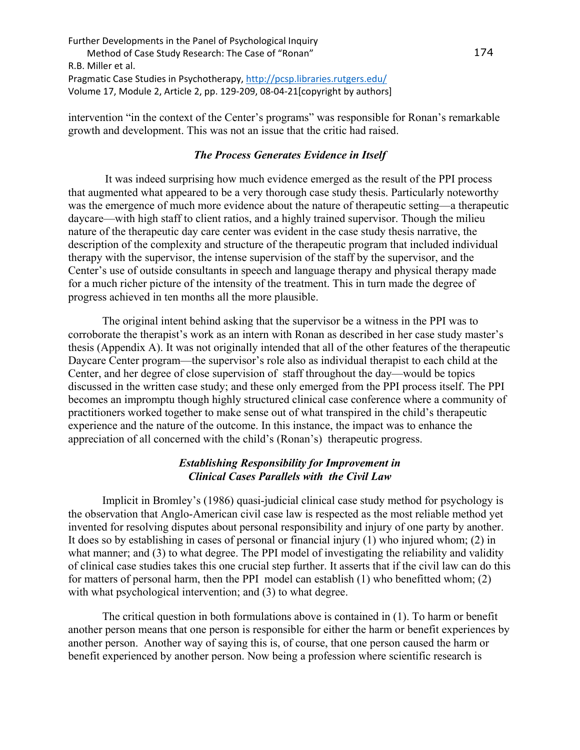intervention "in the context of the Center's programs" was responsible for Ronan's remarkable growth and development. This was not an issue that the critic had raised.

### *The Process Generates Evidence in Itself*

It was indeed surprising how much evidence emerged as the result of the PPI process that augmented what appeared to be a very thorough case study thesis. Particularly noteworthy was the emergence of much more evidence about the nature of therapeutic setting—a therapeutic daycare—with high staff to client ratios, and a highly trained supervisor. Though the milieu nature of the therapeutic day care center was evident in the case study thesis narrative, the description of the complexity and structure of the therapeutic program that included individual therapy with the supervisor, the intense supervision of the staff by the supervisor, and the Center's use of outside consultants in speech and language therapy and physical therapy made for a much richer picture of the intensity of the treatment. This in turn made the degree of progress achieved in ten months all the more plausible.

The original intent behind asking that the supervisor be a witness in the PPI was to corroborate the therapist's work as an intern with Ronan as described in her case study master's thesis (Appendix A). It was not originally intended that all of the other features of the therapeutic Daycare Center program—the supervisor's role also as individual therapist to each child at the Center, and her degree of close supervision of staff throughout the day—would be topics discussed in the written case study; and these only emerged from the PPI process itself. The PPI becomes an impromptu though highly structured clinical case conference where a community of practitioners worked together to make sense out of what transpired in the child's therapeutic experience and the nature of the outcome. In this instance, the impact was to enhance the appreciation of all concerned with the child's (Ronan's) therapeutic progress.

### *Establishing Responsibility for Improvement in Clinical Cases Parallels with the Civil Law*

Implicit in Bromley's (1986) quasi-judicial clinical case study method for psychology is the observation that Anglo-American civil case law is respected as the most reliable method yet invented for resolving disputes about personal responsibility and injury of one party by another. It does so by establishing in cases of personal or financial injury (1) who injured whom; (2) in what manner; and (3) to what degree. The PPI model of investigating the reliability and validity of clinical case studies takes this one crucial step further. It asserts that if the civil law can do this for matters of personal harm, then the PPI model can establish (1) who benefitted whom; (2) with what psychological intervention; and (3) to what degree.

The critical question in both formulations above is contained in (1). To harm or benefit another person means that one person is responsible for either the harm or benefit experiences by another person. Another way of saying this is, of course, that one person caused the harm or benefit experienced by another person. Now being a profession where scientific research is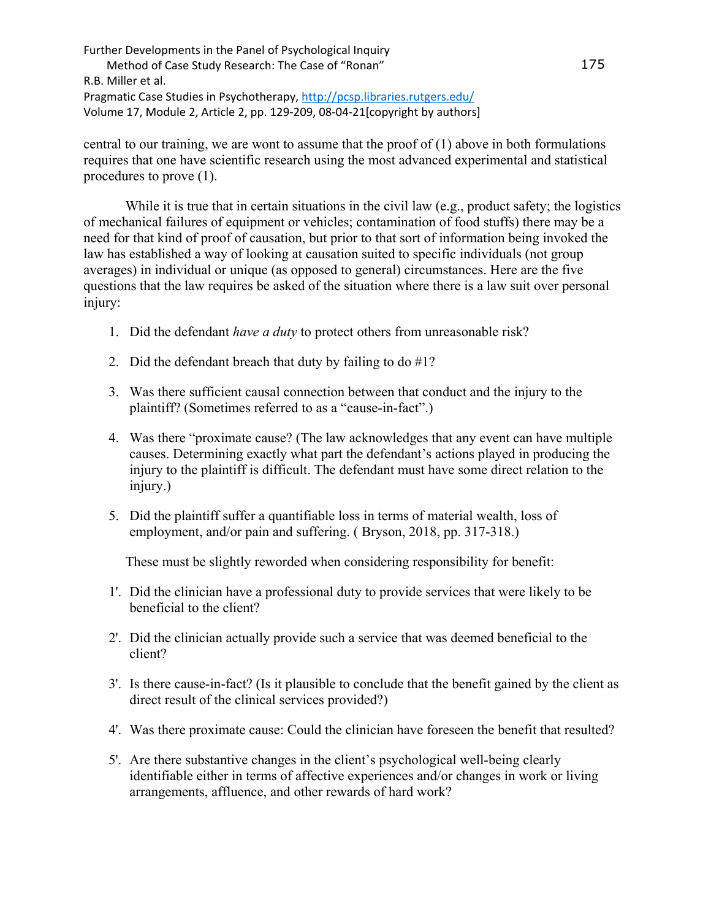central to our training, we are wont to assume that the proof of (1) above in both formulations requires that one have scientific research using the most advanced experimental and statistical procedures to prove (1).

While it is true that in certain situations in the civil law (e.g., product safety; the logistics of mechanical failures of equipment or vehicles; contamination of food stuffs) there may be a need for that kind of proof of causation, but prior to that sort of information being invoked the law has established a way of looking at causation suited to specific individuals (not group averages) in individual or unique (as opposed to general) circumstances. Here are the five questions that the law requires be asked of the situation where there is a law suit over personal injury:

1. Did the defendant *have a duty* to protect others from unreasonable risk?

2. Did the defendant breach that duty by failing to do #1?

3. Was there sufficient causal connection between that conduct and the injury to the plaintiff? (Sometimes referred to as a "cause-in-fact".)

4. Was there "proximate cause? (The law acknowledges that any event can have multiple causes. Determining exactly what part the defendant's actions played in producing the injury to the plaintiff is difficult. The defendant must have some direct relation to the injury.)

5. Did the plaintiff suffer a quantifiable loss in terms of material wealth, loss of employment, and/or pain and suffering. ( Bryson, 2018, pp. 317-318.)

These must be slightly reworded when considering responsibility for benefit:

1'. Did the clinician have a professional duty to provide services that were likely to be beneficial to the client?

2'. Did the clinician actually provide such a service that was deemed beneficial to the client?

3'. Is there cause-in-fact? (Is it plausible to conclude that the benefit gained by the client as direct result of the clinical services provided?)

4'. Was there proximate cause: Could the clinician have foreseen the benefit that resulted?

5'. Are there substantive changes in the client's psychological well-being clearly identifiable either in terms of affective experiences and/or changes in work or living arrangements, affluence, and other rewards of hard work?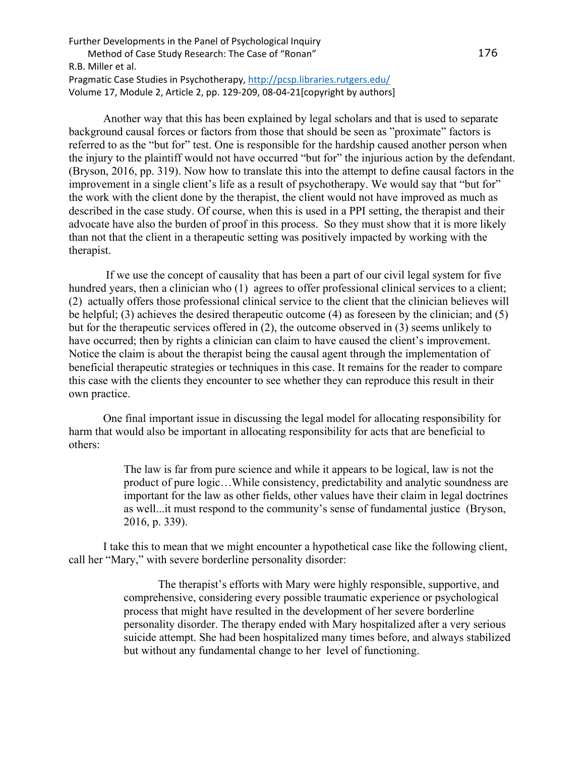Another way that this has been explained by legal scholars and that is used to separate background causal forces or factors from those that should be seen as "proximate" factors is referred to as the "but for" test. One is responsible for the hardship caused another person when the injury to the plaintiff would not have occurred "but for" the injurious action by the defendant. (Bryson, 2016, pp. 319). Now how to translate this into the attempt to define causal factors in the improvement in a single client's life as a result of psychotherapy. We would say that "but for" the work with the client done by the therapist, the client would not have improved as much as described in the case study. Of course, when this is used in a PPI setting, the therapist and their advocate have also the burden of proof in this process. So they must show that it is more likely than not that the client in a therapeutic setting was positively impacted by working with the therapist.

If we use the concept of causality that has been a part of our civil legal system for five hundred years, then a clinician who (1) agrees to offer professional clinical services to a client; (2) actually offers those professional clinical service to the client that the clinician believes will be helpful; (3) achieves the desired therapeutic outcome (4) as foreseen by the clinician; and (5) but for the therapeutic services offered in (2), the outcome observed in (3) seems unlikely to have occurred; then by rights a clinician can claim to have caused the client's improvement. Notice the claim is about the therapist being the causal agent through the implementation of beneficial therapeutic strategies or techniques in this case. It remains for the reader to compare this case with the clients they encounter to see whether they can reproduce this result in their own practice.

One final important issue in discussing the legal model for allocating responsibility for harm that would also be important in allocating responsibility for acts that are beneficial to others:

> The law is far from pure science and while it appears to be logical, law is not the product of pure logic…While consistency, predictability and analytic soundness are important for the law as other fields, other values have their claim in legal doctrines as well...it must respond to the community's sense of fundamental justice (Bryson, 2016, p. 339).

I take this to mean that we might encounter a hypothetical case like the following client, call her "Mary," with severe borderline personality disorder:

> The therapist's efforts with Mary were highly responsible, supportive, and comprehensive, considering every possible traumatic experience or psychological process that might have resulted in the development of her severe borderline personality disorder. The therapy ended with Mary hospitalized after a very serious suicide attempt. She had been hospitalized many times before, and always stabilized but without any fundamental change to her level of functioning.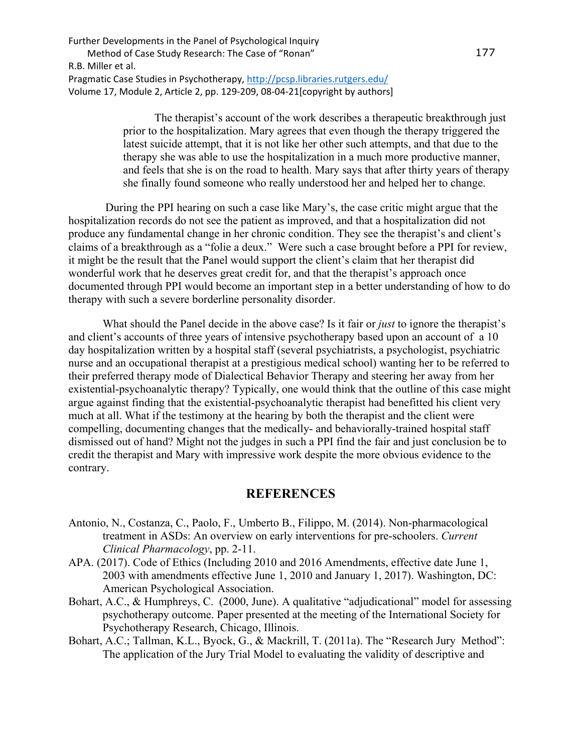> The therapist's account of the work describes a therapeutic breakthrough just prior to the hospitalization. Mary agrees that even though the therapy triggered the latest suicide attempt, that it is not like her other such attempts, and that due to the therapy she was able to use the hospitalization in a much more productive manner, and feels that she is on the road to health. Mary says that after thirty years of therapy she finally found someone who really understood her and helped her to change.

During the PPI hearing on such a case like Mary's, the case critic might argue that the hospitalization records do not see the patient as improved, and that a hospitalization did not produce any fundamental change in her chronic condition. They see the therapist's and client's claims of a breakthrough as a "folie a deux." Were such a case brought before a PPI for review, it might be the result that the Panel would support the client's claim that her therapist did wonderful work that he deserves great credit for, and that the therapist's approach once documented through PPI would become an important step in a better understanding of how to do therapy with such a severe borderline personality disorder.

What should the Panel decide in the above case? Is it fair or *just* to ignore the therapist's and client's accounts of three years of intensive psychotherapy based upon an account of a 10 day hospitalization written by a hospital staff (several psychiatrists, a psychologist, psychiatric nurse and an occupational therapist at a prestigious medical school) wanting her to be referred to their preferred therapy mode of Dialectical Behavior Therapy and steering her away from her existential-psychoanalytic therapy? Typically, one would think that the outline of this case might argue against finding that the existential-psychoanalytic therapist had benefitted his client very much at all. What if the testimony at the hearing by both the therapist and the client were compelling, documenting changes that the medically- and behaviorally-trained hospital staff dismissed out of hand? Might not the judges in such a PPI find the fair and just conclusion be to credit the therapist and Mary with impressive work despite the more obvious evidence to the contrary.

## REFERENCES

Antonio, N., Costanza, C., Paolo, F., Umberto B., Filippo, M. (2014). Non-pharmacological treatment in ASDs: An overview on early interventions for pre-schoolers. *Current Clinical Pharmacology*, pp. 2-11.

APA. (2017). Code of Ethics (Including 2010 and 2016 Amendments, effective date June 1, 2003 with amendments effective June 1, 2010 and January 1, 2017). Washington, DC: American Psychological Association.

Bohart, A.C., & Humphreys, C. (2000, June). A qualitative "adjudicational" model for assessing psychotherapy outcome. Paper presented at the meeting of the International Society for Psychotherapy Research, Chicago, Illinois.

Bohart, A.C.; Tallman, K.L., Byock, G., & Mackrill, T. (2011a). The "Research Jury Method": The application of the Jury Trial Model to evaluating the validity of descriptive and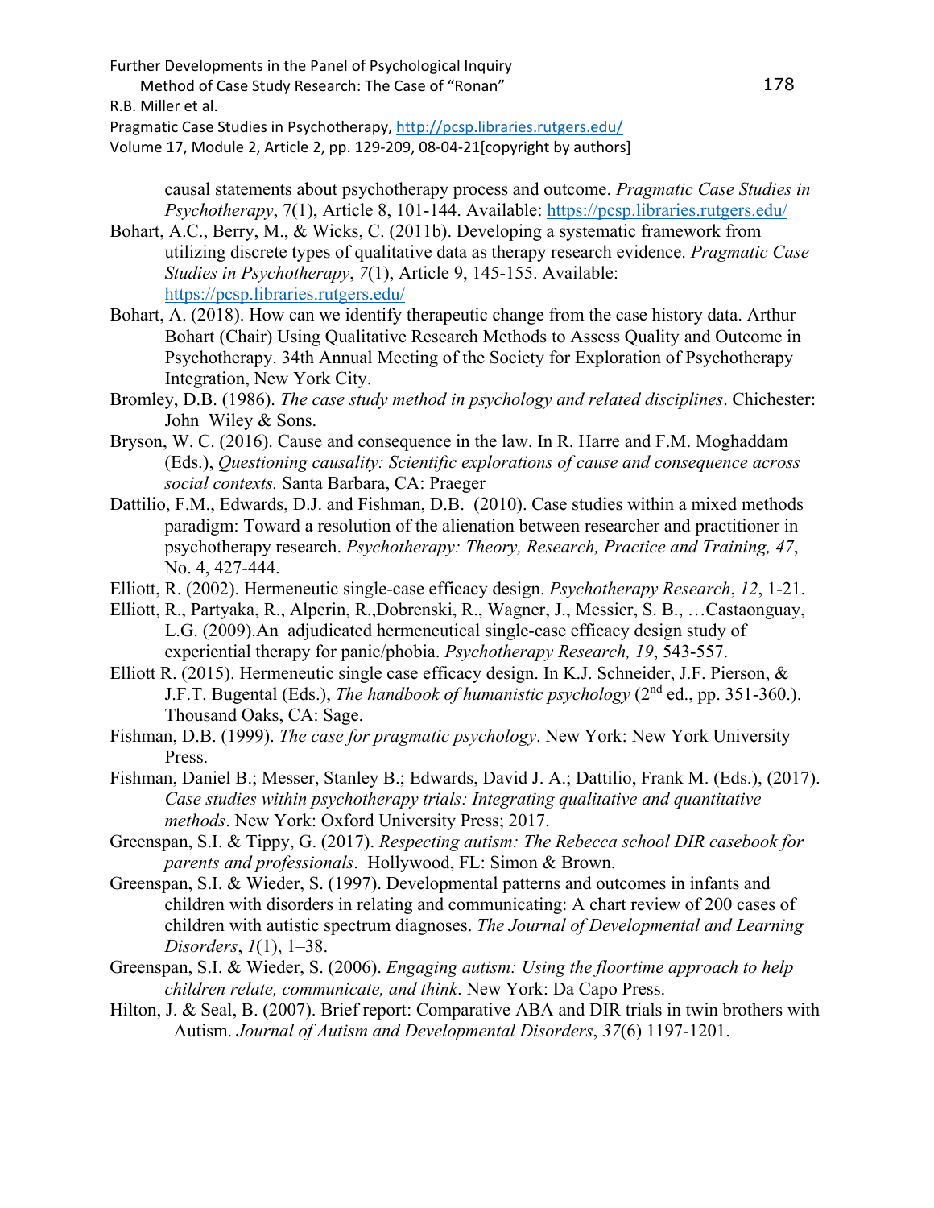causal statements about psychotherapy process and outcome. *Pragmatic Case Studies in Psychotherapy*, 7(1), Article 8, 101-144. Available: https://pcsp.libraries.rutgers.edu/

Bohart, A.C., Berry, M., & Wicks, C. (2011b). Developing a systematic framework from utilizing discrete types of qualitative data as therapy research evidence. *Pragmatic Case Studies in Psychotherapy*, *7*(1), Article 9, 145-155. Available: https://pcsp.libraries.rutgers.edu/

Bohart, A. (2018). How can we identify therapeutic change from the case history data. Arthur Bohart (Chair) Using Qualitative Research Methods to Assess Quality and Outcome in Psychotherapy. 34th Annual Meeting of the Society for Exploration of Psychotherapy Integration, New York City.

Bromley, D.B. (1986). *The case study method in psychology and related disciplines*. Chichester: John Wiley & Sons.

Bryson, W. C. (2016). Cause and consequence in the law. In R. Harre and F.M. Moghaddam (Eds.), *Questioning causality: Scientific explorations of cause and consequence across social contexts.* Santa Barbara, CA: Praeger

Dattilio, F.M., Edwards, D.J. and Fishman, D.B. (2010). Case studies within a mixed methods paradigm: Toward a resolution of the alienation between researcher and practitioner in psychotherapy research. *Psychotherapy: Theory, Research, Practice and Training, 47*, No. 4, 427-444.

Elliott, R. (2002). Hermeneutic single-case efficacy design. *Psychotherapy Research*, *12*, 1-21.

Elliott, R., Partyaka, R., Alperin, R.,Dobrenski, R., Wagner, J., Messier, S. B., …Castaonguay, L.G. (2009).An adjudicated hermeneutical single-case efficacy design study of experiential therapy for panic/phobia. *Psychotherapy Research, 19*, 543-557.

Elliott R. (2015). Hermeneutic single case efficacy design. In K.J. Schneider, J.F. Pierson, & J.F.T. Bugental (Eds.), *The handbook of humanistic psychology* (2nd ed., pp. 351-360.). Thousand Oaks, CA: Sage.

Fishman, D.B. (1999). *The case for pragmatic psychology*. New York: New York University Press.

Fishman, Daniel B.; Messer, Stanley B.; Edwards, David J. A.; Dattilio, Frank M. (Eds.), (2017). *Case studies within psychotherapy trials: Integrating qualitative and quantitative methods*. New York: Oxford University Press; 2017.

Greenspan, S.I. & Tippy, G. (2017). *Respecting autism: The Rebecca school DIR casebook for parents and professionals*. Hollywood, FL: Simon & Brown.

Greenspan, S.I. & Wieder, S. (1997). Developmental patterns and outcomes in infants and children with disorders in relating and communicating: A chart review of 200 cases of children with autistic spectrum diagnoses. *The Journal of Developmental and Learning Disorders*, *1*(1), 1–38.

Greenspan, S.I. & Wieder, S. (2006). *Engaging autism: Using the floortime approach to help children relate, communicate, and think*. New York: Da Capo Press.

Hilton, J. & Seal, B. (2007). Brief report: Comparative ABA and DIR trials in twin brothers with Autism. *Journal of Autism and Developmental Disorders*, *37*(6) 1197-1201.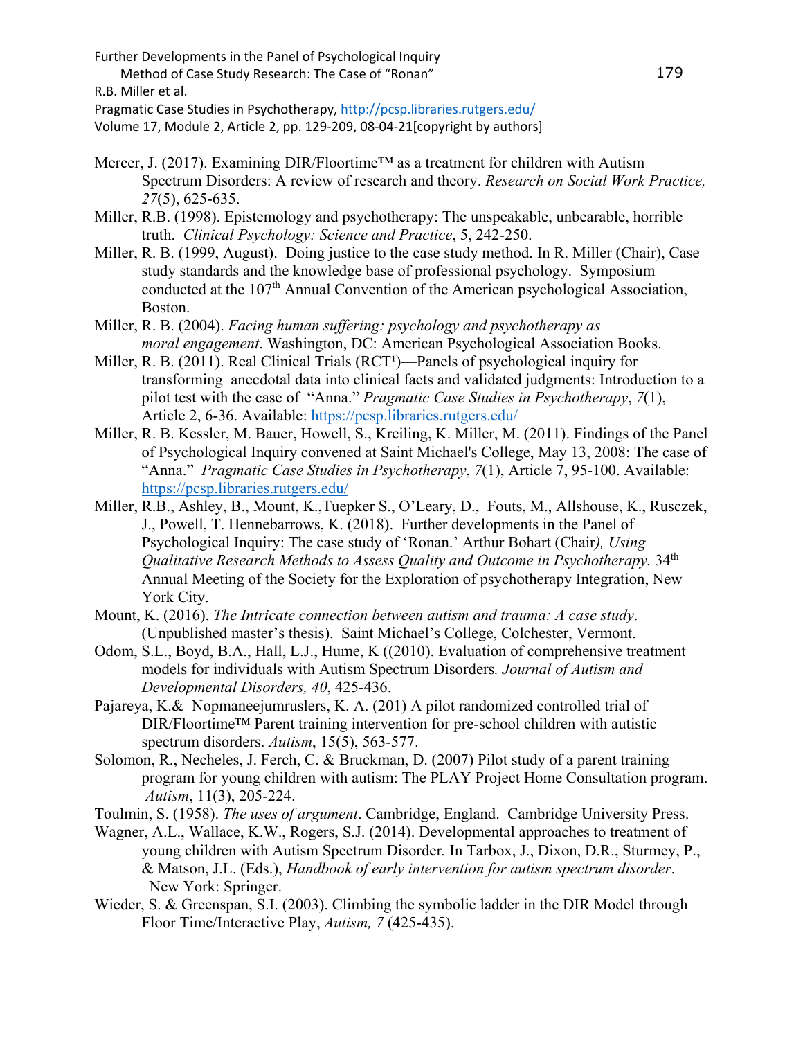Mercer, J. (2017). Examining DIR/Floortime™ as a treatment for children with Autism Spectrum Disorders: A review of research and theory. *Research on Social Work Practice, 27*(5), 625-635.

Miller, R.B. (1998). Epistemology and psychotherapy: The unspeakable, unbearable, horrible truth. *Clinical Psychology: Science and Practice*, 5, 242-250.

Miller, R. B. (1999, August). Doing justice to the case study method. In R. Miller (Chair), Case study standards and the knowledge base of professional psychology. Symposium conducted at the 107th Annual Convention of the American psychological Association, Boston.

Miller, R. B. (2004). *Facing human suffering: psychology and psychotherapy as moral engagement*. Washington, DC: American Psychological Association Books.

Miller, R. B. (2011). Real Clinical Trials (RCT[1])—Panels of psychological inquiry for transforming anecdotal data into clinical facts and validated judgments: Introduction to a pilot test with the case of "Anna." *Pragmatic Case Studies in Psychotherapy*, *7*(1), Article 2, 6-36. Available: https://pcsp.libraries.rutgers.edu/

Miller, R. B. Kessler, M. Bauer, Howell, S., Kreiling, K. Miller, M. (2011). Findings of the Panel of Psychological Inquiry convened at Saint Michael's College, May 13, 2008: The case of "Anna." *Pragmatic Case Studies in Psychotherapy*, *7*(1), Article 7, 95-100. Available: https://pcsp.libraries.rutgers.edu/

Miller, R.B., Ashley, B., Mount, K.,Tuepker S., O'Leary, D., Fouts, M., Allshouse, K., Rusczek, J., Powell, T. Hennebarrows, K. (2018). Further developments in the Panel of Psychological Inquiry: The case study of 'Ronan.' Arthur Bohart (Chair*), Using Qualitative Research Methods to Assess Quality and Outcome in Psychotherapy.* 34th Annual Meeting of the Society for the Exploration of psychotherapy Integration, New York City.

Mount, K. (2016). *The Intricate connection between autism and trauma: A case study*. (Unpublished master's thesis). Saint Michael's College, Colchester, Vermont.

Odom, S.L., Boyd, B.A., Hall, L.J., Hume, K ((2010). Evaluation of comprehensive treatment models for individuals with Autism Spectrum Disorders*. Journal of Autism and Developmental Disorders, 40*, 425-436.

Pajareya, K.& Nopmaneejumruslers, K. A. (201) A pilot randomized controlled trial of DIR/Floortime™ Parent training intervention for pre-school children with autistic spectrum disorders. *Autism*, 15(5), 563-577.

Solomon, R., Necheles, J. Ferch, C. & Bruckman, D. (2007) Pilot study of a parent training program for young children with autism: The PLAY Project Home Consultation program. *Autism*, 11(3), 205-224.

Toulmin, S. (1958). *The uses of argument*. Cambridge, England. Cambridge University Press.

Wagner, A.L., Wallace, K.W., Rogers, S.J. (2014). Developmental approaches to treatment of young children with Autism Spectrum Disorder*.* In Tarbox, J., Dixon, D.R., Sturmey, P., & Matson, J.L. (Eds.), *Handbook of early intervention for autism spectrum disorder*. New York: Springer.

Wieder, S. & Greenspan, S.I. (2003). Climbing the symbolic ladder in the DIR Model through Floor Time/Interactive Play, *Autism, 7* (425-435).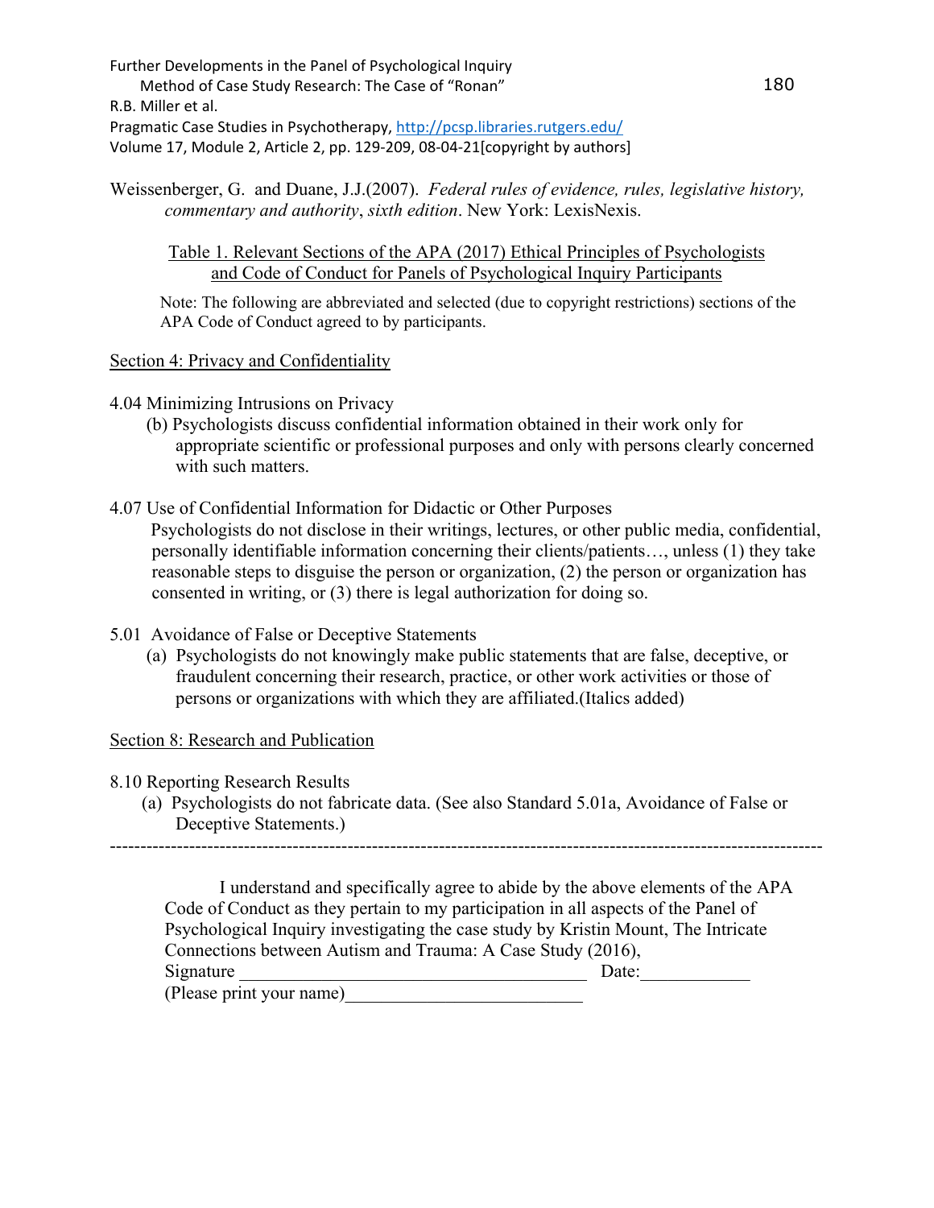Weissenberger, G. and Duane, J.J.(2007). *Federal rules of evidence, rules, legislative history, commentary and authority*, *sixth edition*. New York: LexisNexis.

Table 1. Relevant Sections of the APA (2017) Ethical Principles of Psychologists and Code of Conduct for Panels of Psychological Inquiry Participants

Note: The following are abbreviated and selected (due to copyright restrictions) sections of the APA Code of Conduct agreed to by participants.

Section 4: Privacy and Confidentiality

4.04 Minimizing Intrusions on Privacy

(b) Psychologists discuss confidential information obtained in their work only for appropriate scientific or professional purposes and only with persons clearly concerned with such matters.

4.07 Use of Confidential Information for Didactic or Other Purposes

Psychologists do not disclose in their writings, lectures, or other public media, confidential, personally identifiable information concerning their clients/patients…, unless (1) they take reasonable steps to disguise the person or organization, (2) the person or organization has consented in writing, or (3) there is legal authorization for doing so.

5.01 Avoidance of False or Deceptive Statements

(a) Psychologists do not knowingly make public statements that are false, deceptive, or fraudulent concerning their research, practice, or other work activities or those of persons or organizations with which they are affiliated.(Italics added)

Section 8: Research and Publication

8.10 Reporting Research Results

(a) Psychologists do not fabricate data. (See also Standard 5.01a, Avoidance of False or Deceptive Statements.)

---

I understand and specifically agree to abide by the above elements of the APA Code of Conduct as they pertain to my participation in all aspects of the Panel of Psychological Inquiry investigating the case study by Kristin Mount, The Intricate Connections between Autism and Trauma: A Case Study (2016),

Signature ____________________________________ Date:____________

(Please print your name)_________________________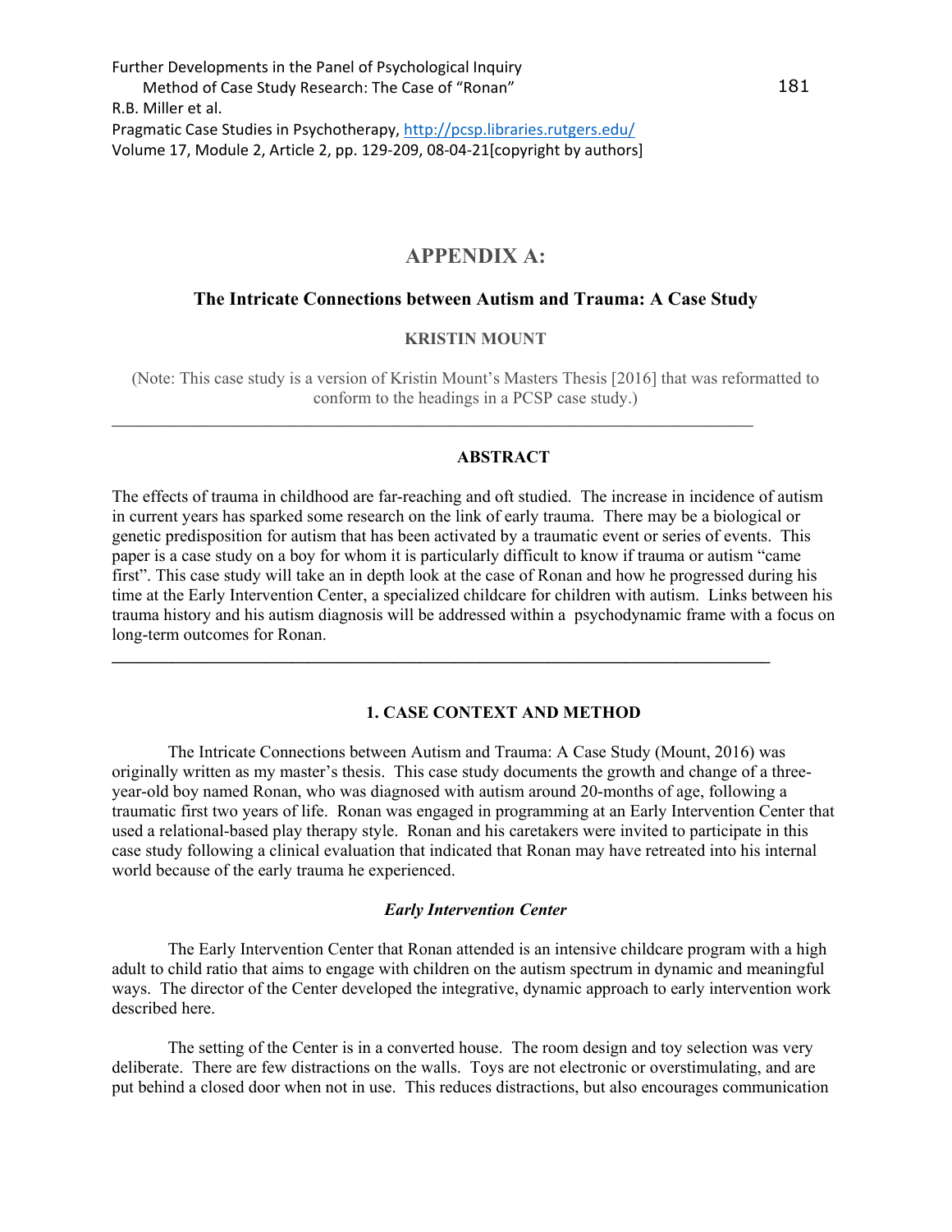# APPENDIX A:

## The Intricate Connections between Autism and Trauma: A Case Study

**KRISTIN MOUNT**

(Note: This case study is a version of Kristin Mount's Masters Thesis [2016] that was reformatted to conform to the headings in a PCSP case study.)

---

## ABSTRACT

The effects of trauma in childhood are far-reaching and oft studied. The increase in incidence of autism in current years has sparked some research on the link of early trauma. There may be a biological or genetic predisposition for autism that has been activated by a traumatic event or series of events. This paper is a case study on a boy for whom it is particularly difficult to know if trauma or autism "came first". This case study will take an in depth look at the case of Ronan and how he progressed during his time at the Early Intervention Center, a specialized childcare for children with autism. Links between his trauma history and his autism diagnosis will be addressed within a psychodynamic frame with a focus on long-term outcomes for Ronan.

---

## 1. CASE CONTEXT AND METHOD

The Intricate Connections between Autism and Trauma: A Case Study (Mount, 2016) was originally written as my master's thesis. This case study documents the growth and change of a three-year-old boy named Ronan, who was diagnosed with autism around 20-months of age, following a traumatic first two years of life. Ronan was engaged in programming at an Early Intervention Center that used a relational-based play therapy style. Ronan and his caretakers were invited to participate in this case study following a clinical evaluation that indicated that Ronan may have retreated into his internal world because of the early trauma he experienced.

### *Early Intervention Center*

The Early Intervention Center that Ronan attended is an intensive childcare program with a high adult to child ratio that aims to engage with children on the autism spectrum in dynamic and meaningful ways. The director of the Center developed the integrative, dynamic approach to early intervention work described here.

The setting of the Center is in a converted house. The room design and toy selection was very deliberate. There are few distractions on the walls. Toys are not electronic or overstimulating, and are put behind a closed door when not in use. This reduces distractions, but also encourages communication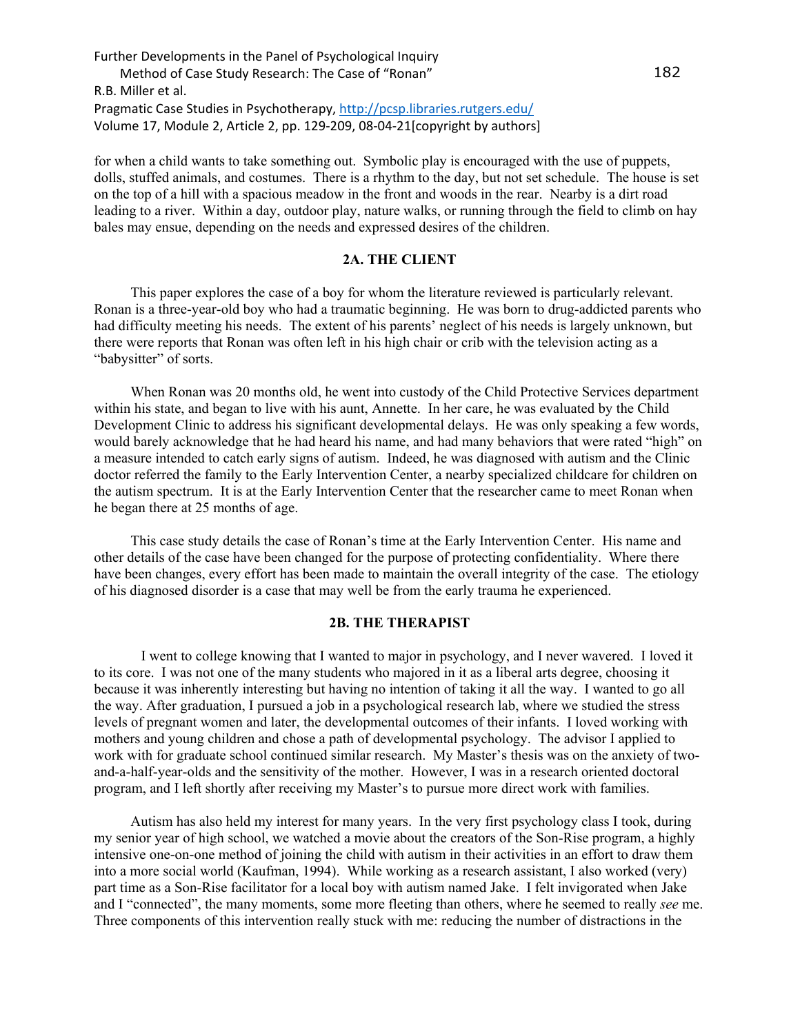for when a child wants to take something out. Symbolic play is encouraged with the use of puppets, dolls, stuffed animals, and costumes. There is a rhythm to the day, but not set schedule. The house is set on the top of a hill with a spacious meadow in the front and woods in the rear. Nearby is a dirt road leading to a river. Within a day, outdoor play, nature walks, or running through the field to climb on hay bales may ensue, depending on the needs and expressed desires of the children.

## 2A. THE CLIENT

This paper explores the case of a boy for whom the literature reviewed is particularly relevant. Ronan is a three-year-old boy who had a traumatic beginning. He was born to drug-addicted parents who had difficulty meeting his needs. The extent of his parents' neglect of his needs is largely unknown, but there were reports that Ronan was often left in his high chair or crib with the television acting as a "babysitter" of sorts.

When Ronan was 20 months old, he went into custody of the Child Protective Services department within his state, and began to live with his aunt, Annette. In her care, he was evaluated by the Child Development Clinic to address his significant developmental delays. He was only speaking a few words, would barely acknowledge that he had heard his name, and had many behaviors that were rated "high" on a measure intended to catch early signs of autism. Indeed, he was diagnosed with autism and the Clinic doctor referred the family to the Early Intervention Center, a nearby specialized childcare for children on the autism spectrum. It is at the Early Intervention Center that the researcher came to meet Ronan when he began there at 25 months of age.

This case study details the case of Ronan's time at the Early Intervention Center. His name and other details of the case have been changed for the purpose of protecting confidentiality. Where there have been changes, every effort has been made to maintain the overall integrity of the case. The etiology of his diagnosed disorder is a case that may well be from the early trauma he experienced.

## 2B. THE THERAPIST

I went to college knowing that I wanted to major in psychology, and I never wavered. I loved it to its core. I was not one of the many students who majored in it as a liberal arts degree, choosing it because it was inherently interesting but having no intention of taking it all the way. I wanted to go all the way. After graduation, I pursued a job in a psychological research lab, where we studied the stress levels of pregnant women and later, the developmental outcomes of their infants. I loved working with mothers and young children and chose a path of developmental psychology. The advisor I applied to work with for graduate school continued similar research. My Master's thesis was on the anxiety of two-and-a-half-year-olds and the sensitivity of the mother. However, I was in a research oriented doctoral program, and I left shortly after receiving my Master's to pursue more direct work with families.

Autism has also held my interest for many years. In the very first psychology class I took, during my senior year of high school, we watched a movie about the creators of the Son-Rise program, a highly intensive one-on-one method of joining the child with autism in their activities in an effort to draw them into a more social world (Kaufman, 1994). While working as a research assistant, I also worked (very) part time as a Son-Rise facilitator for a local boy with autism named Jake. I felt invigorated when Jake and I "connected", the many moments, some more fleeting than others, where he seemed to really *see* me. Three components of this intervention really stuck with me: reducing the number of distractions in the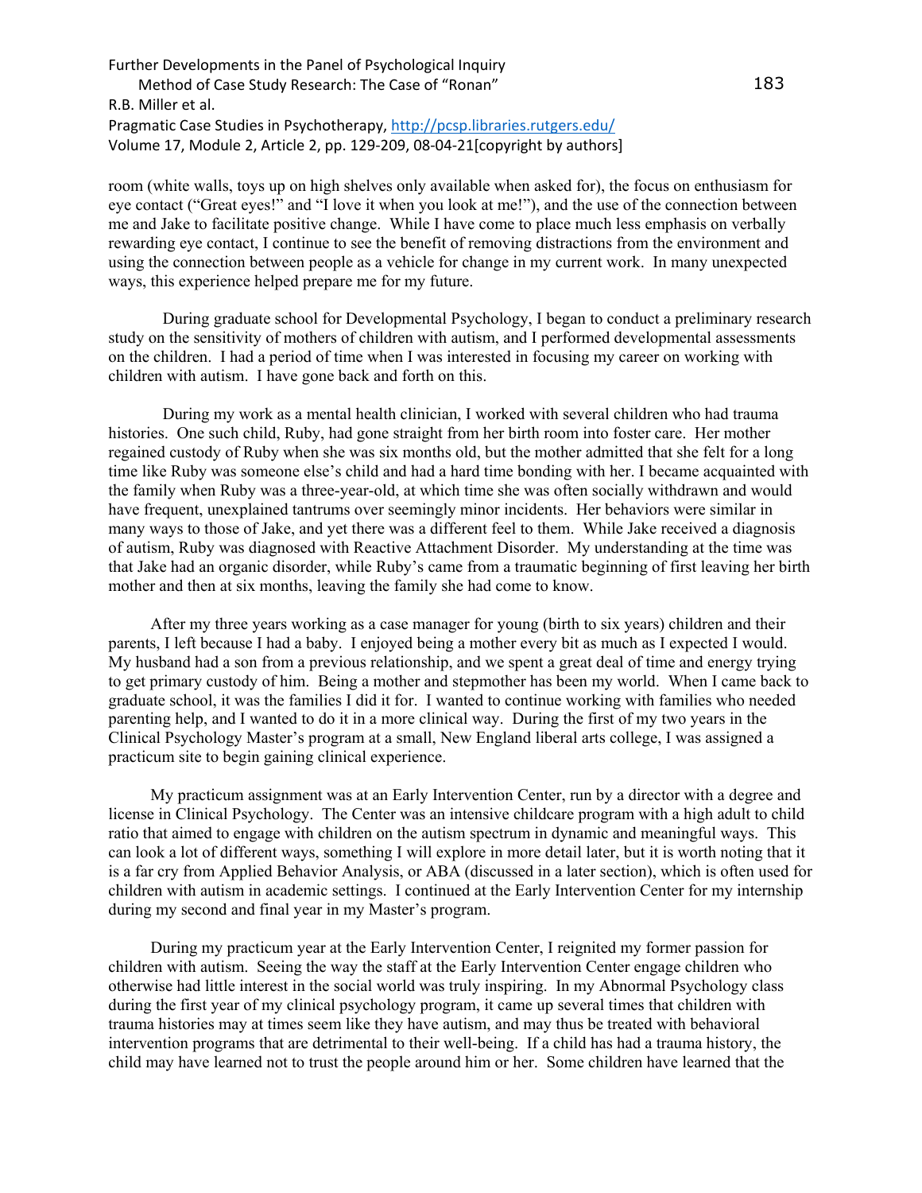room (white walls, toys up on high shelves only available when asked for), the focus on enthusiasm for eye contact ("Great eyes!" and "I love it when you look at me!"), and the use of the connection between me and Jake to facilitate positive change. While I have come to place much less emphasis on verbally rewarding eye contact, I continue to see the benefit of removing distractions from the environment and using the connection between people as a vehicle for change in my current work. In many unexpected ways, this experience helped prepare me for my future.

During graduate school for Developmental Psychology, I began to conduct a preliminary research study on the sensitivity of mothers of children with autism, and I performed developmental assessments on the children. I had a period of time when I was interested in focusing my career on working with children with autism. I have gone back and forth on this.

During my work as a mental health clinician, I worked with several children who had trauma histories. One such child, Ruby, had gone straight from her birth room into foster care. Her mother regained custody of Ruby when she was six months old, but the mother admitted that she felt for a long time like Ruby was someone else's child and had a hard time bonding with her. I became acquainted with the family when Ruby was a three-year-old, at which time she was often socially withdrawn and would have frequent, unexplained tantrums over seemingly minor incidents. Her behaviors were similar in many ways to those of Jake, and yet there was a different feel to them. While Jake received a diagnosis of autism, Ruby was diagnosed with Reactive Attachment Disorder. My understanding at the time was that Jake had an organic disorder, while Ruby's came from a traumatic beginning of first leaving her birth mother and then at six months, leaving the family she had come to know.

After my three years working as a case manager for young (birth to six years) children and their parents, I left because I had a baby. I enjoyed being a mother every bit as much as I expected I would. My husband had a son from a previous relationship, and we spent a great deal of time and energy trying to get primary custody of him. Being a mother and stepmother has been my world. When I came back to graduate school, it was the families I did it for. I wanted to continue working with families who needed parenting help, and I wanted to do it in a more clinical way. During the first of my two years in the Clinical Psychology Master's program at a small, New England liberal arts college, I was assigned a practicum site to begin gaining clinical experience.

My practicum assignment was at an Early Intervention Center, run by a director with a degree and license in Clinical Psychology. The Center was an intensive childcare program with a high adult to child ratio that aimed to engage with children on the autism spectrum in dynamic and meaningful ways. This can look a lot of different ways, something I will explore in more detail later, but it is worth noting that it is a far cry from Applied Behavior Analysis, or ABA (discussed in a later section), which is often used for children with autism in academic settings. I continued at the Early Intervention Center for my internship during my second and final year in my Master's program.

During my practicum year at the Early Intervention Center, I reignited my former passion for children with autism. Seeing the way the staff at the Early Intervention Center engage children who otherwise had little interest in the social world was truly inspiring. In my Abnormal Psychology class during the first year of my clinical psychology program, it came up several times that children with trauma histories may at times seem like they have autism, and may thus be treated with behavioral intervention programs that are detrimental to their well-being. If a child has had a trauma history, the child may have learned not to trust the people around him or her. Some children have learned that the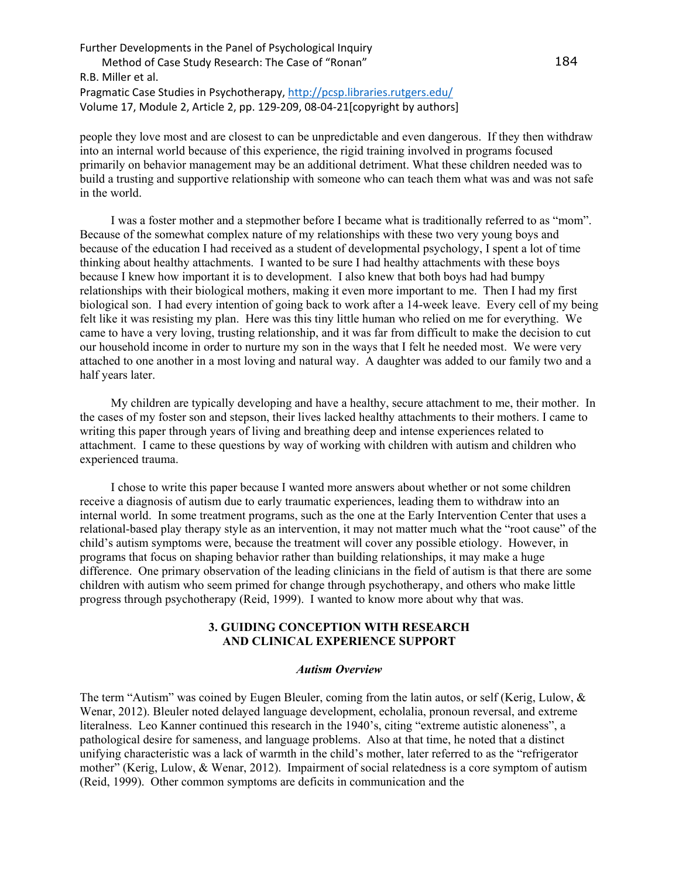people they love most and are closest to can be unpredictable and even dangerous. If they then withdraw into an internal world because of this experience, the rigid training involved in programs focused primarily on behavior management may be an additional detriment. What these children needed was to build a trusting and supportive relationship with someone who can teach them what was and was not safe in the world.

I was a foster mother and a stepmother before I became what is traditionally referred to as "mom". Because of the somewhat complex nature of my relationships with these two very young boys and because of the education I had received as a student of developmental psychology, I spent a lot of time thinking about healthy attachments. I wanted to be sure I had healthy attachments with these boys because I knew how important it is to development. I also knew that both boys had had bumpy relationships with their biological mothers, making it even more important to me. Then I had my first biological son. I had every intention of going back to work after a 14-week leave. Every cell of my being felt like it was resisting my plan. Here was this tiny little human who relied on me for everything. We came to have a very loving, trusting relationship, and it was far from difficult to make the decision to cut our household income in order to nurture my son in the ways that I felt he needed most. We were very attached to one another in a most loving and natural way. A daughter was added to our family two and a half years later.

My children are typically developing and have a healthy, secure attachment to me, their mother. In the cases of my foster son and stepson, their lives lacked healthy attachments to their mothers. I came to writing this paper through years of living and breathing deep and intense experiences related to attachment. I came to these questions by way of working with children with autism and children who experienced trauma.

I chose to write this paper because I wanted more answers about whether or not some children receive a diagnosis of autism due to early traumatic experiences, leading them to withdraw into an internal world. In some treatment programs, such as the one at the Early Intervention Center that uses a relational-based play therapy style as an intervention, it may not matter much what the "root cause" of the child's autism symptoms were, because the treatment will cover any possible etiology. However, in programs that focus on shaping behavior rather than building relationships, it may make a huge difference. One primary observation of the leading clinicians in the field of autism is that there are some children with autism who seem primed for change through psychotherapy, and others who make little progress through psychotherapy (Reid, 1999). I wanted to know more about why that was.

## 3. GUIDING CONCEPTION WITH RESEARCH AND CLINICAL EXPERIENCE SUPPORT

### *Autism Overview*

The term "Autism" was coined by Eugen Bleuler, coming from the latin autos, or self (Kerig, Lulow, & Wenar, 2012). Bleuler noted delayed language development, echolalia, pronoun reversal, and extreme literalness. Leo Kanner continued this research in the 1940's, citing "extreme autistic aloneness", a pathological desire for sameness, and language problems. Also at that time, he noted that a distinct unifying characteristic was a lack of warmth in the child's mother, later referred to as the "refrigerator mother" (Kerig, Lulow, & Wenar, 2012). Impairment of social relatedness is a core symptom of autism (Reid, 1999). Other common symptoms are deficits in communication and the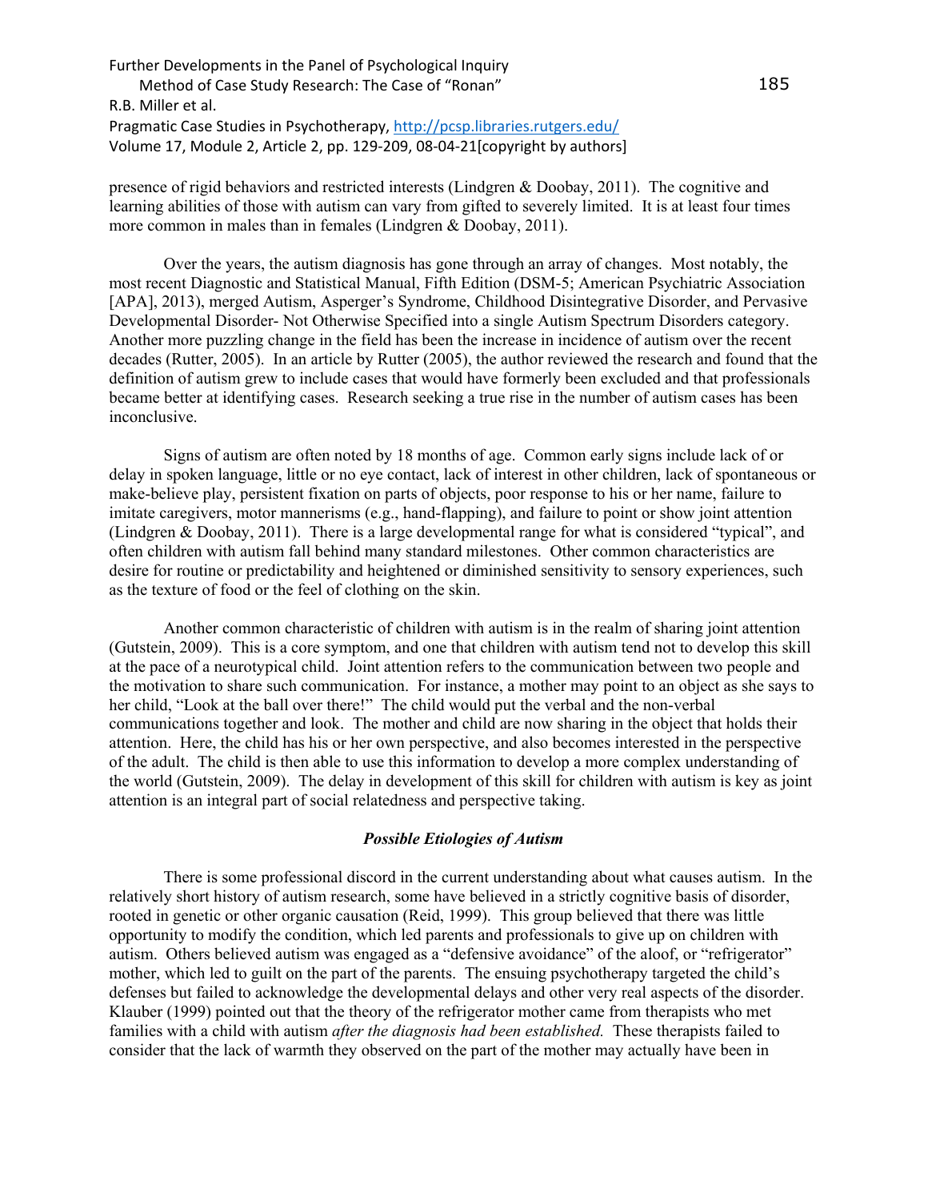presence of rigid behaviors and restricted interests (Lindgren & Doobay, 2011). The cognitive and learning abilities of those with autism can vary from gifted to severely limited. It is at least four times more common in males than in females (Lindgren & Doobay, 2011).

Over the years, the autism diagnosis has gone through an array of changes. Most notably, the most recent Diagnostic and Statistical Manual, Fifth Edition (DSM-5; American Psychiatric Association [APA], 2013), merged Autism, Asperger's Syndrome, Childhood Disintegrative Disorder, and Pervasive Developmental Disorder- Not Otherwise Specified into a single Autism Spectrum Disorders category. Another more puzzling change in the field has been the increase in incidence of autism over the recent decades (Rutter, 2005). In an article by Rutter (2005), the author reviewed the research and found that the definition of autism grew to include cases that would have formerly been excluded and that professionals became better at identifying cases. Research seeking a true rise in the number of autism cases has been inconclusive.

Signs of autism are often noted by 18 months of age. Common early signs include lack of or delay in spoken language, little or no eye contact, lack of interest in other children, lack of spontaneous or make-believe play, persistent fixation on parts of objects, poor response to his or her name, failure to imitate caregivers, motor mannerisms (e.g., hand-flapping), and failure to point or show joint attention (Lindgren & Doobay, 2011). There is a large developmental range for what is considered "typical", and often children with autism fall behind many standard milestones. Other common characteristics are desire for routine or predictability and heightened or diminished sensitivity to sensory experiences, such as the texture of food or the feel of clothing on the skin.

Another common characteristic of children with autism is in the realm of sharing joint attention (Gutstein, 2009). This is a core symptom, and one that children with autism tend not to develop this skill at the pace of a neurotypical child. Joint attention refers to the communication between two people and the motivation to share such communication. For instance, a mother may point to an object as she says to her child, "Look at the ball over there!" The child would put the verbal and the non-verbal communications together and look. The mother and child are now sharing in the object that holds their attention. Here, the child has his or her own perspective, and also becomes interested in the perspective of the adult. The child is then able to use this information to develop a more complex understanding of the world (Gutstein, 2009). The delay in development of this skill for children with autism is key as joint attention is an integral part of social relatedness and perspective taking.

### *Possible Etiologies of Autism*

There is some professional discord in the current understanding about what causes autism. In the relatively short history of autism research, some have believed in a strictly cognitive basis of disorder, rooted in genetic or other organic causation (Reid, 1999). This group believed that there was little opportunity to modify the condition, which led parents and professionals to give up on children with autism. Others believed autism was engaged as a "defensive avoidance" of the aloof, or "refrigerator" mother, which led to guilt on the part of the parents. The ensuing psychotherapy targeted the child's defenses but failed to acknowledge the developmental delays and other very real aspects of the disorder. Klauber (1999) pointed out that the theory of the refrigerator mother came from therapists who met families with a child with autism *after the diagnosis had been established.* These therapists failed to consider that the lack of warmth they observed on the part of the mother may actually have been in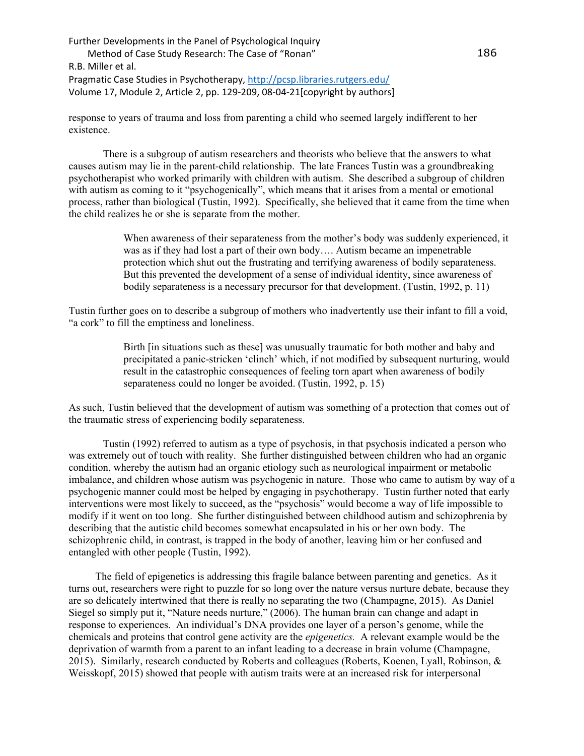response to years of trauma and loss from parenting a child who seemed largely indifferent to her existence.

There is a subgroup of autism researchers and theorists who believe that the answers to what causes autism may lie in the parent-child relationship. The late Frances Tustin was a groundbreaking psychotherapist who worked primarily with children with autism. She described a subgroup of children with autism as coming to it "psychogenically", which means that it arises from a mental or emotional process, rather than biological (Tustin, 1992). Specifically, she believed that it came from the time when the child realizes he or she is separate from the mother.

> When awareness of their separateness from the mother's body was suddenly experienced, it was as if they had lost a part of their own body…. Autism became an impenetrable protection which shut out the frustrating and terrifying awareness of bodily separateness. But this prevented the development of a sense of individual identity, since awareness of bodily separateness is a necessary precursor for that development. (Tustin, 1992, p. 11)

Tustin further goes on to describe a subgroup of mothers who inadvertently use their infant to fill a void, "a cork" to fill the emptiness and loneliness.

> Birth [in situations such as these] was unusually traumatic for both mother and baby and precipitated a panic-stricken 'clinch' which, if not modified by subsequent nurturing, would result in the catastrophic consequences of feeling torn apart when awareness of bodily separateness could no longer be avoided. (Tustin, 1992, p. 15)

As such, Tustin believed that the development of autism was something of a protection that comes out of the traumatic stress of experiencing bodily separateness.

Tustin (1992) referred to autism as a type of psychosis, in that psychosis indicated a person who was extremely out of touch with reality. She further distinguished between children who had an organic condition, whereby the autism had an organic etiology such as neurological impairment or metabolic imbalance, and children whose autism was psychogenic in nature. Those who came to autism by way of a psychogenic manner could most be helped by engaging in psychotherapy. Tustin further noted that early interventions were most likely to succeed, as the "psychosis" would become a way of life impossible to modify if it went on too long. She further distinguished between childhood autism and schizophrenia by describing that the autistic child becomes somewhat encapsulated in his or her own body. The schizophrenic child, in contrast, is trapped in the body of another, leaving him or her confused and entangled with other people (Tustin, 1992).

The field of epigenetics is addressing this fragile balance between parenting and genetics. As it turns out, researchers were right to puzzle for so long over the nature versus nurture debate, because they are so delicately intertwined that there is really no separating the two (Champagne, 2015). As Daniel Siegel so simply put it, "Nature needs nurture," (2006). The human brain can change and adapt in response to experiences. An individual's DNA provides one layer of a person's genome, while the chemicals and proteins that control gene activity are the *epigenetics.* A relevant example would be the deprivation of warmth from a parent to an infant leading to a decrease in brain volume (Champagne, 2015). Similarly, research conducted by Roberts and colleagues (Roberts, Koenen, Lyall, Robinson, & Weisskopf, 2015) showed that people with autism traits were at an increased risk for interpersonal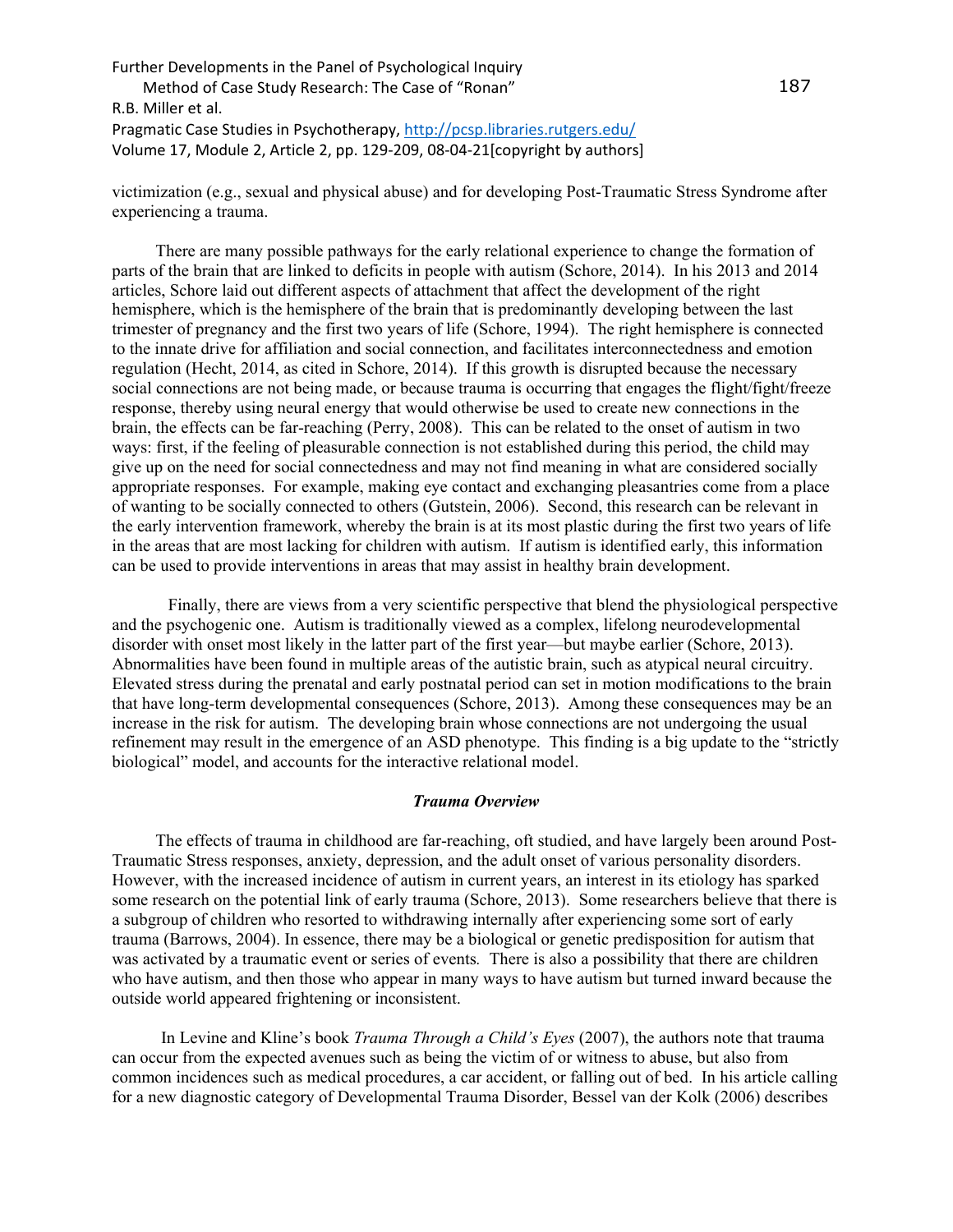victimization (e.g., sexual and physical abuse) and for developing Post-Traumatic Stress Syndrome after experiencing a trauma.

There are many possible pathways for the early relational experience to change the formation of parts of the brain that are linked to deficits in people with autism (Schore, 2014). In his 2013 and 2014 articles, Schore laid out different aspects of attachment that affect the development of the right hemisphere, which is the hemisphere of the brain that is predominantly developing between the last trimester of pregnancy and the first two years of life (Schore, 1994). The right hemisphere is connected to the innate drive for affiliation and social connection, and facilitates interconnectedness and emotion regulation (Hecht, 2014, as cited in Schore, 2014). If this growth is disrupted because the necessary social connections are not being made, or because trauma is occurring that engages the flight/fight/freeze response, thereby using neural energy that would otherwise be used to create new connections in the brain, the effects can be far-reaching (Perry, 2008). This can be related to the onset of autism in two ways: first, if the feeling of pleasurable connection is not established during this period, the child may give up on the need for social connectedness and may not find meaning in what are considered socially appropriate responses. For example, making eye contact and exchanging pleasantries come from a place of wanting to be socially connected to others (Gutstein, 2006). Second, this research can be relevant in the early intervention framework, whereby the brain is at its most plastic during the first two years of life in the areas that are most lacking for children with autism. If autism is identified early, this information can be used to provide interventions in areas that may assist in healthy brain development.

Finally, there are views from a very scientific perspective that blend the physiological perspective and the psychogenic one. Autism is traditionally viewed as a complex, lifelong neurodevelopmental disorder with onset most likely in the latter part of the first year—but maybe earlier (Schore, 2013). Abnormalities have been found in multiple areas of the autistic brain, such as atypical neural circuitry. Elevated stress during the prenatal and early postnatal period can set in motion modifications to the brain that have long-term developmental consequences (Schore, 2013). Among these consequences may be an increase in the risk for autism. The developing brain whose connections are not undergoing the usual refinement may result in the emergence of an ASD phenotype. This finding is a big update to the "strictly biological" model, and accounts for the interactive relational model.

### ***Trauma Overview***

The effects of trauma in childhood are far-reaching, oft studied, and have largely been around Post-Traumatic Stress responses, anxiety, depression, and the adult onset of various personality disorders. However, with the increased incidence of autism in current years, an interest in its etiology has sparked some research on the potential link of early trauma (Schore, 2013). Some researchers believe that there is a subgroup of children who resorted to withdrawing internally after experiencing some sort of early trauma (Barrows, 2004). In essence, there may be a biological or genetic predisposition for autism that was activated by a traumatic event or series of events. There is also a possibility that there are children who have autism, and then those who appear in many ways to have autism but turned inward because the outside world appeared frightening or inconsistent.

In Levine and Kline's book *Trauma Through a Child's Eyes* (2007), the authors note that trauma can occur from the expected avenues such as being the victim of or witness to abuse, but also from common incidences such as medical procedures, a car accident, or falling out of bed. In his article calling for a new diagnostic category of Developmental Trauma Disorder, Bessel van der Kolk (2006) describes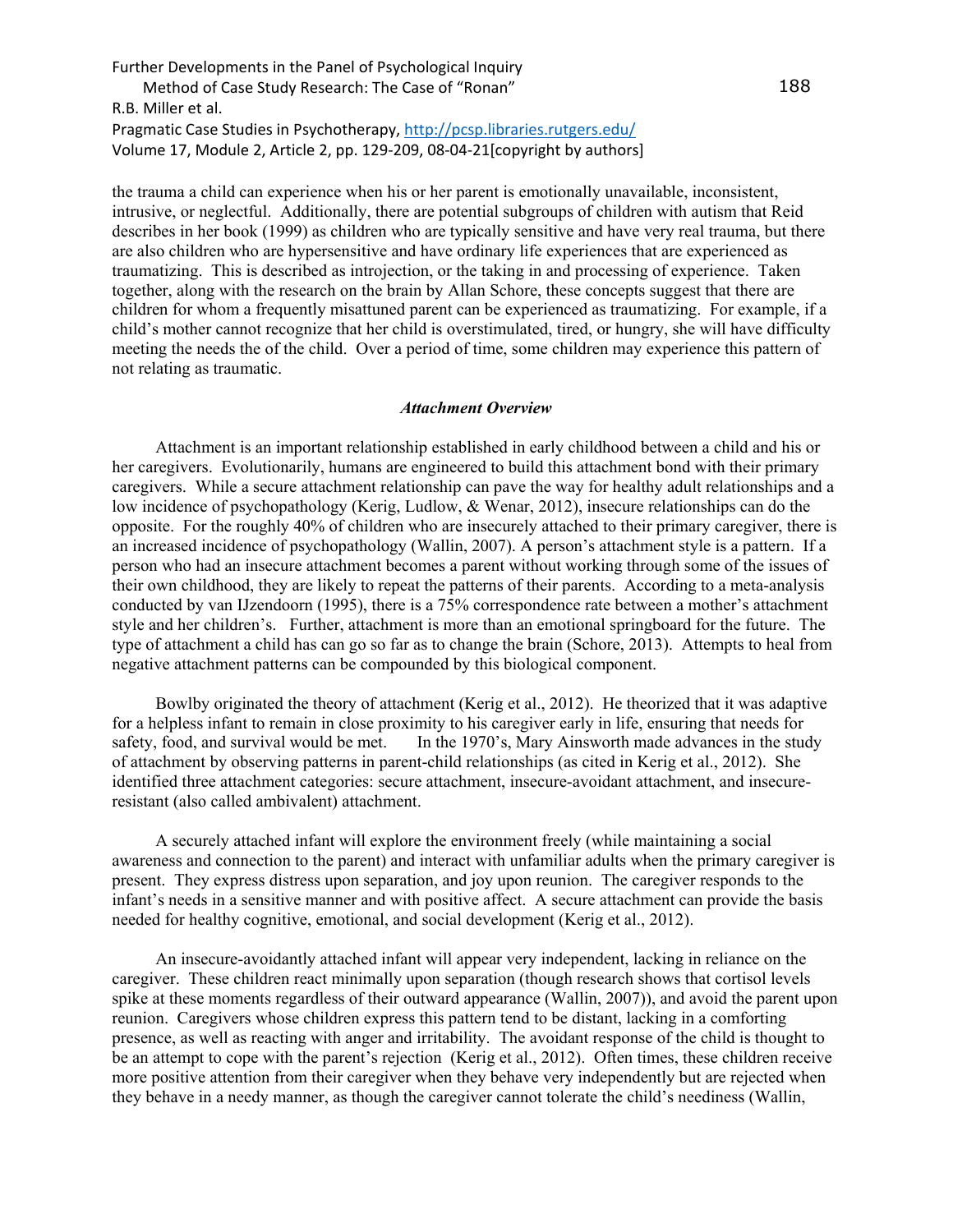the trauma a child can experience when his or her parent is emotionally unavailable, inconsistent, intrusive, or neglectful. Additionally, there are potential subgroups of children with autism that Reid describes in her book (1999) as children who are typically sensitive and have very real trauma, but there are also children who are hypersensitive and have ordinary life experiences that are experienced as traumatizing. This is described as introjection, or the taking in and processing of experience. Taken together, along with the research on the brain by Allan Schore, these concepts suggest that there are children for whom a frequently misattuned parent can be experienced as traumatizing. For example, if a child's mother cannot recognize that her child is overstimulated, tired, or hungry, she will have difficulty meeting the needs the of the child. Over a period of time, some children may experience this pattern of not relating as traumatic.

### *Attachment Overview*

Attachment is an important relationship established in early childhood between a child and his or her caregivers. Evolutionarily, humans are engineered to build this attachment bond with their primary caregivers. While a secure attachment relationship can pave the way for healthy adult relationships and a low incidence of psychopathology (Kerig, Ludlow, & Wenar, 2012), insecure relationships can do the opposite. For the roughly 40% of children who are insecurely attached to their primary caregiver, there is an increased incidence of psychopathology (Wallin, 2007). A person's attachment style is a pattern. If a person who had an insecure attachment becomes a parent without working through some of the issues of their own childhood, they are likely to repeat the patterns of their parents. According to a meta-analysis conducted by van IJzendoorn (1995), there is a 75% correspondence rate between a mother's attachment style and her children's. Further, attachment is more than an emotional springboard for the future. The type of attachment a child has can go so far as to change the brain (Schore, 2013). Attempts to heal from negative attachment patterns can be compounded by this biological component.

Bowlby originated the theory of attachment (Kerig et al., 2012). He theorized that it was adaptive for a helpless infant to remain in close proximity to his caregiver early in life, ensuring that needs for safety, food, and survival would be met. In the 1970's, Mary Ainsworth made advances in the study of attachment by observing patterns in parent-child relationships (as cited in Kerig et al., 2012). She identified three attachment categories: secure attachment, insecure-avoidant attachment, and insecure-resistant (also called ambivalent) attachment.

A securely attached infant will explore the environment freely (while maintaining a social awareness and connection to the parent) and interact with unfamiliar adults when the primary caregiver is present. They express distress upon separation, and joy upon reunion. The caregiver responds to the infant's needs in a sensitive manner and with positive affect. A secure attachment can provide the basis needed for healthy cognitive, emotional, and social development (Kerig et al., 2012).

An insecure-avoidantly attached infant will appear very independent, lacking in reliance on the caregiver. These children react minimally upon separation (though research shows that cortisol levels spike at these moments regardless of their outward appearance (Wallin, 2007)), and avoid the parent upon reunion. Caregivers whose children express this pattern tend to be distant, lacking in a comforting presence, as well as reacting with anger and irritability. The avoidant response of the child is thought to be an attempt to cope with the parent's rejection (Kerig et al., 2012). Often times, these children receive more positive attention from their caregiver when they behave very independently but are rejected when they behave in a needy manner, as though the caregiver cannot tolerate the child's neediness (Wallin,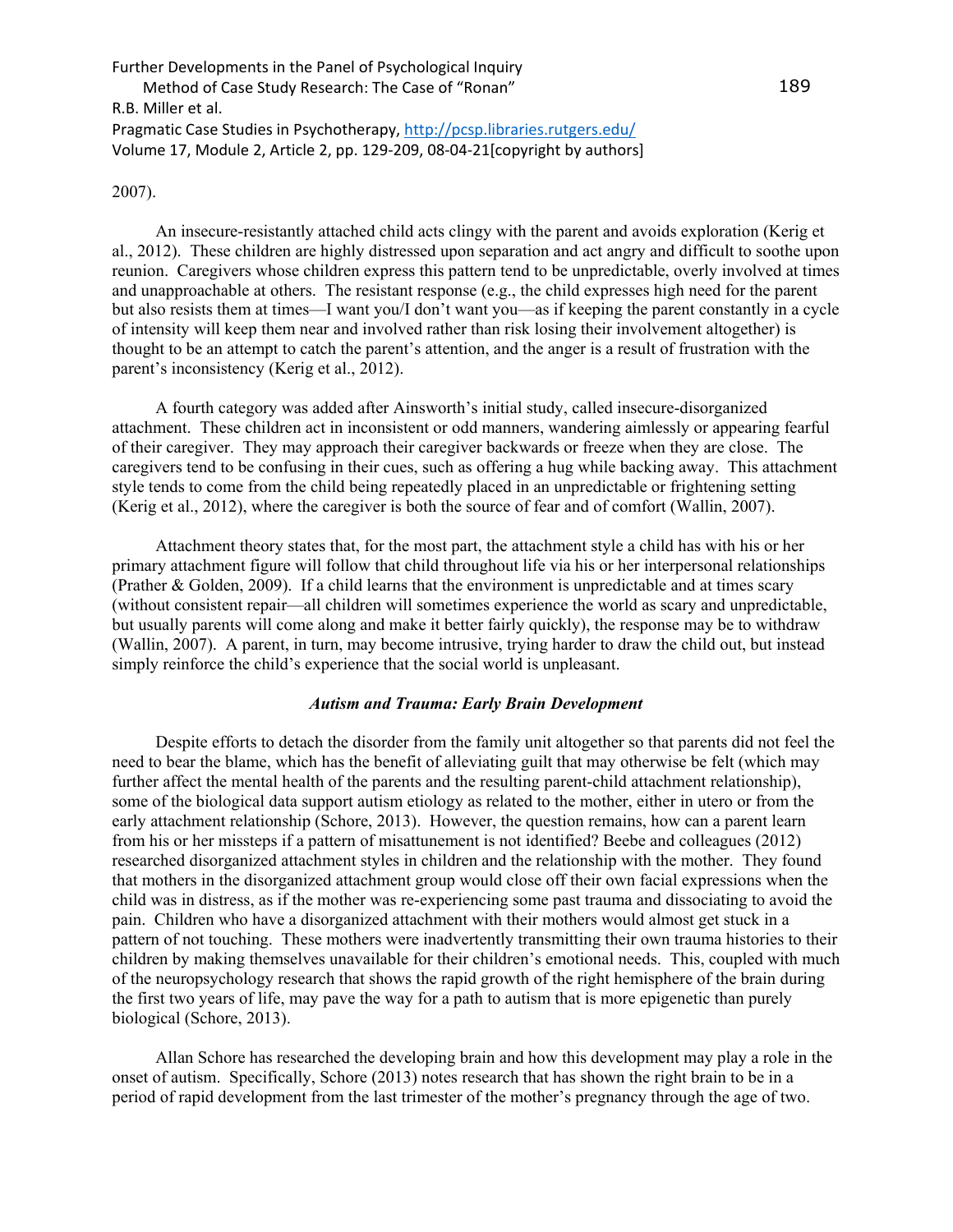2007).

An insecure-resistantly attached child acts clingy with the parent and avoids exploration (Kerig et al., 2012). These children are highly distressed upon separation and act angry and difficult to soothe upon reunion. Caregivers whose children express this pattern tend to be unpredictable, overly involved at times and unapproachable at others. The resistant response (e.g., the child expresses high need for the parent but also resists them at times—I want you/I don't want you—as if keeping the parent constantly in a cycle of intensity will keep them near and involved rather than risk losing their involvement altogether) is thought to be an attempt to catch the parent's attention, and the anger is a result of frustration with the parent's inconsistency (Kerig et al., 2012).

A fourth category was added after Ainsworth's initial study, called insecure-disorganized attachment. These children act in inconsistent or odd manners, wandering aimlessly or appearing fearful of their caregiver. They may approach their caregiver backwards or freeze when they are close. The caregivers tend to be confusing in their cues, such as offering a hug while backing away. This attachment style tends to come from the child being repeatedly placed in an unpredictable or frightening setting (Kerig et al., 2012), where the caregiver is both the source of fear and of comfort (Wallin, 2007).

Attachment theory states that, for the most part, the attachment style a child has with his or her primary attachment figure will follow that child throughout life via his or her interpersonal relationships (Prather & Golden, 2009). If a child learns that the environment is unpredictable and at times scary (without consistent repair—all children will sometimes experience the world as scary and unpredictable, but usually parents will come along and make it better fairly quickly), the response may be to withdraw (Wallin, 2007). A parent, in turn, may become intrusive, trying harder to draw the child out, but instead simply reinforce the child's experience that the social world is unpleasant.

### *Autism and Trauma: Early Brain Development*

Despite efforts to detach the disorder from the family unit altogether so that parents did not feel the need to bear the blame, which has the benefit of alleviating guilt that may otherwise be felt (which may further affect the mental health of the parents and the resulting parent-child attachment relationship), some of the biological data support autism etiology as related to the mother, either in utero or from the early attachment relationship (Schore, 2013). However, the question remains, how can a parent learn from his or her missteps if a pattern of misattunement is not identified? Beebe and colleagues (2012) researched disorganized attachment styles in children and the relationship with the mother. They found that mothers in the disorganized attachment group would close off their own facial expressions when the child was in distress, as if the mother was re-experiencing some past trauma and dissociating to avoid the pain. Children who have a disorganized attachment with their mothers would almost get stuck in a pattern of not touching. These mothers were inadvertently transmitting their own trauma histories to their children by making themselves unavailable for their children's emotional needs. This, coupled with much of the neuropsychology research that shows the rapid growth of the right hemisphere of the brain during the first two years of life, may pave the way for a path to autism that is more epigenetic than purely biological (Schore, 2013).

Allan Schore has researched the developing brain and how this development may play a role in the onset of autism. Specifically, Schore (2013) notes research that has shown the right brain to be in a period of rapid development from the last trimester of the mother's pregnancy through the age of two.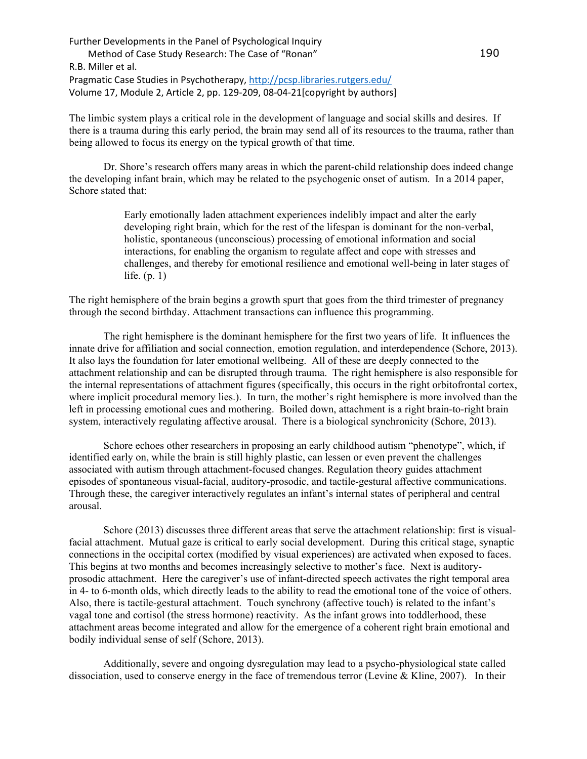The limbic system plays a critical role in the development of language and social skills and desires. If there is a trauma during this early period, the brain may send all of its resources to the trauma, rather than being allowed to focus its energy on the typical growth of that time.

Dr. Shore's research offers many areas in which the parent-child relationship does indeed change the developing infant brain, which may be related to the psychogenic onset of autism. In a 2014 paper, Schore stated that:

> Early emotionally laden attachment experiences indelibly impact and alter the early developing right brain, which for the rest of the lifespan is dominant for the non-verbal, holistic, spontaneous (unconscious) processing of emotional information and social interactions, for enabling the organism to regulate affect and cope with stresses and challenges, and thereby for emotional resilience and emotional well-being in later stages of life. (p. 1)

The right hemisphere of the brain begins a growth spurt that goes from the third trimester of pregnancy through the second birthday. Attachment transactions can influence this programming.

The right hemisphere is the dominant hemisphere for the first two years of life. It influences the innate drive for affiliation and social connection, emotion regulation, and interdependence (Schore, 2013). It also lays the foundation for later emotional wellbeing. All of these are deeply connected to the attachment relationship and can be disrupted through trauma. The right hemisphere is also responsible for the internal representations of attachment figures (specifically, this occurs in the right orbitofrontal cortex, where implicit procedural memory lies.). In turn, the mother's right hemisphere is more involved than the left in processing emotional cues and mothering. Boiled down, attachment is a right brain-to-right brain system, interactively regulating affective arousal. There is a biological synchronicity (Schore, 2013).

Schore echoes other researchers in proposing an early childhood autism "phenotype", which, if identified early on, while the brain is still highly plastic, can lessen or even prevent the challenges associated with autism through attachment-focused changes. Regulation theory guides attachment episodes of spontaneous visual-facial, auditory-prosodic, and tactile-gestural affective communications. Through these, the caregiver interactively regulates an infant's internal states of peripheral and central arousal.

Schore (2013) discusses three different areas that serve the attachment relationship: first is visual-facial attachment. Mutual gaze is critical to early social development. During this critical stage, synaptic connections in the occipital cortex (modified by visual experiences) are activated when exposed to faces. This begins at two months and becomes increasingly selective to mother's face. Next is auditory-prosodic attachment. Here the caregiver's use of infant-directed speech activates the right temporal area in 4- to 6-month olds, which directly leads to the ability to read the emotional tone of the voice of others. Also, there is tactile-gestural attachment. Touch synchrony (affective touch) is related to the infant's vagal tone and cortisol (the stress hormone) reactivity. As the infant grows into toddlerhood, these attachment areas become integrated and allow for the emergence of a coherent right brain emotional and bodily individual sense of self (Schore, 2013).

Additionally, severe and ongoing dysregulation may lead to a psycho-physiological state called dissociation, used to conserve energy in the face of tremendous terror (Levine & Kline, 2007). In their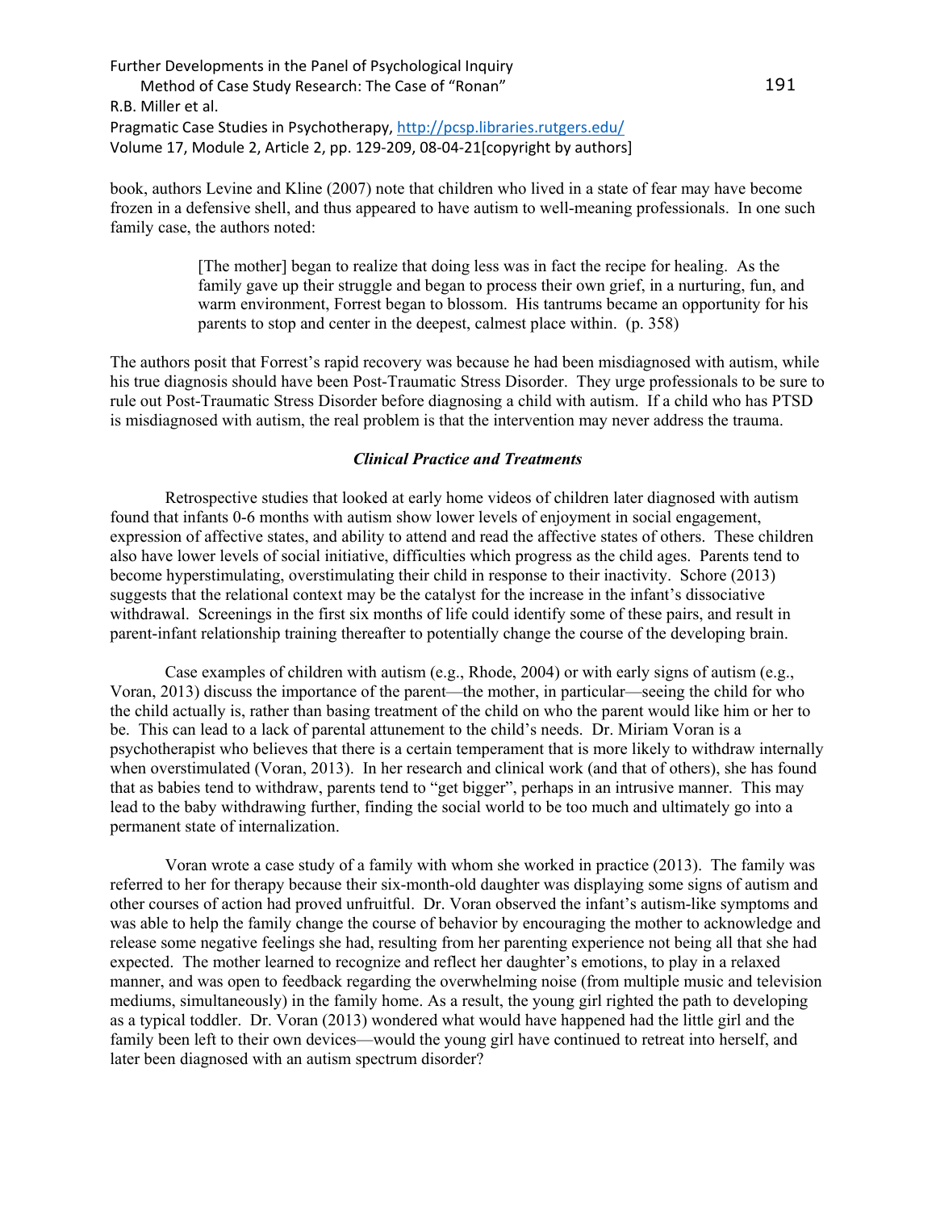book, authors Levine and Kline (2007) note that children who lived in a state of fear may have become frozen in a defensive shell, and thus appeared to have autism to well-meaning professionals. In one such family case, the authors noted:

> [The mother] began to realize that doing less was in fact the recipe for healing. As the family gave up their struggle and began to process their own grief, in a nurturing, fun, and warm environment, Forrest began to blossom. His tantrums became an opportunity for his parents to stop and center in the deepest, calmest place within. (p. 358)

The authors posit that Forrest's rapid recovery was because he had been misdiagnosed with autism, while his true diagnosis should have been Post-Traumatic Stress Disorder. They urge professionals to be sure to rule out Post-Traumatic Stress Disorder before diagnosing a child with autism. If a child who has PTSD is misdiagnosed with autism, the real problem is that the intervention may never address the trauma.

### *Clinical Practice and Treatments*

Retrospective studies that looked at early home videos of children later diagnosed with autism found that infants 0-6 months with autism show lower levels of enjoyment in social engagement, expression of affective states, and ability to attend and read the affective states of others. These children also have lower levels of social initiative, difficulties which progress as the child ages. Parents tend to become hyperstimulating, overstimulating their child in response to their inactivity. Schore (2013) suggests that the relational context may be the catalyst for the increase in the infant's dissociative withdrawal. Screenings in the first six months of life could identify some of these pairs, and result in parent-infant relationship training thereafter to potentially change the course of the developing brain.

Case examples of children with autism (e.g., Rhode, 2004) or with early signs of autism (e.g., Voran, 2013) discuss the importance of the parent—the mother, in particular—seeing the child for who the child actually is, rather than basing treatment of the child on who the parent would like him or her to be. This can lead to a lack of parental attunement to the child's needs. Dr. Miriam Voran is a psychotherapist who believes that there is a certain temperament that is more likely to withdraw internally when overstimulated (Voran, 2013). In her research and clinical work (and that of others), she has found that as babies tend to withdraw, parents tend to "get bigger", perhaps in an intrusive manner. This may lead to the baby withdrawing further, finding the social world to be too much and ultimately go into a permanent state of internalization.

Voran wrote a case study of a family with whom she worked in practice (2013). The family was referred to her for therapy because their six-month-old daughter was displaying some signs of autism and other courses of action had proved unfruitful. Dr. Voran observed the infant's autism-like symptoms and was able to help the family change the course of behavior by encouraging the mother to acknowledge and release some negative feelings she had, resulting from her parenting experience not being all that she had expected. The mother learned to recognize and reflect her daughter's emotions, to play in a relaxed manner, and was open to feedback regarding the overwhelming noise (from multiple music and television mediums, simultaneously) in the family home. As a result, the young girl righted the path to developing as a typical toddler. Dr. Voran (2013) wondered what would have happened had the little girl and the family been left to their own devices—would the young girl have continued to retreat into herself, and later been diagnosed with an autism spectrum disorder?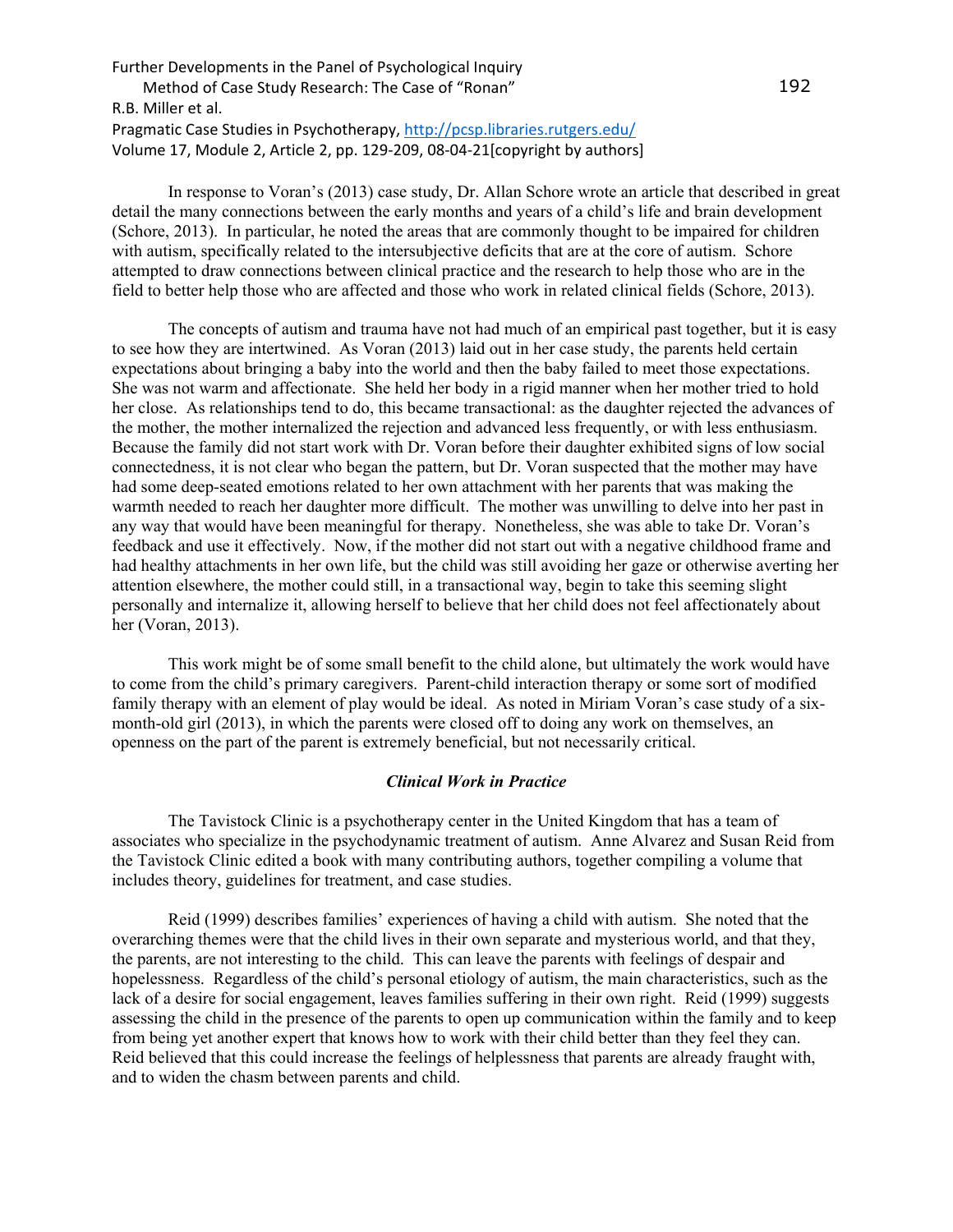In response to Voran's (2013) case study, Dr. Allan Schore wrote an article that described in great detail the many connections between the early months and years of a child's life and brain development (Schore, 2013). In particular, he noted the areas that are commonly thought to be impaired for children with autism, specifically related to the intersubjective deficits that are at the core of autism. Schore attempted to draw connections between clinical practice and the research to help those who are in the field to better help those who are affected and those who work in related clinical fields (Schore, 2013).

The concepts of autism and trauma have not had much of an empirical past together, but it is easy to see how they are intertwined. As Voran (2013) laid out in her case study, the parents held certain expectations about bringing a baby into the world and then the baby failed to meet those expectations. She was not warm and affectionate. She held her body in a rigid manner when her mother tried to hold her close. As relationships tend to do, this became transactional: as the daughter rejected the advances of the mother, the mother internalized the rejection and advanced less frequently, or with less enthusiasm. Because the family did not start work with Dr. Voran before their daughter exhibited signs of low social connectedness, it is not clear who began the pattern, but Dr. Voran suspected that the mother may have had some deep-seated emotions related to her own attachment with her parents that was making the warmth needed to reach her daughter more difficult. The mother was unwilling to delve into her past in any way that would have been meaningful for therapy. Nonetheless, she was able to take Dr. Voran's feedback and use it effectively. Now, if the mother did not start out with a negative childhood frame and had healthy attachments in her own life, but the child was still avoiding her gaze or otherwise averting her attention elsewhere, the mother could still, in a transactional way, begin to take this seeming slight personally and internalize it, allowing herself to believe that her child does not feel affectionately about her (Voran, 2013).

This work might be of some small benefit to the child alone, but ultimately the work would have to come from the child's primary caregivers. Parent-child interaction therapy or some sort of modified family therapy with an element of play would be ideal. As noted in Miriam Voran's case study of a six-month-old girl (2013), in which the parents were closed off to doing any work on themselves, an openness on the part of the parent is extremely beneficial, but not necessarily critical.

### *Clinical Work in Practice*

The Tavistock Clinic is a psychotherapy center in the United Kingdom that has a team of associates who specialize in the psychodynamic treatment of autism. Anne Alvarez and Susan Reid from the Tavistock Clinic edited a book with many contributing authors, together compiling a volume that includes theory, guidelines for treatment, and case studies.

Reid (1999) describes families' experiences of having a child with autism. She noted that the overarching themes were that the child lives in their own separate and mysterious world, and that they, the parents, are not interesting to the child. This can leave the parents with feelings of despair and hopelessness. Regardless of the child's personal etiology of autism, the main characteristics, such as the lack of a desire for social engagement, leaves families suffering in their own right. Reid (1999) suggests assessing the child in the presence of the parents to open up communication within the family and to keep from being yet another expert that knows how to work with their child better than they feel they can. Reid believed that this could increase the feelings of helplessness that parents are already fraught with, and to widen the chasm between parents and child.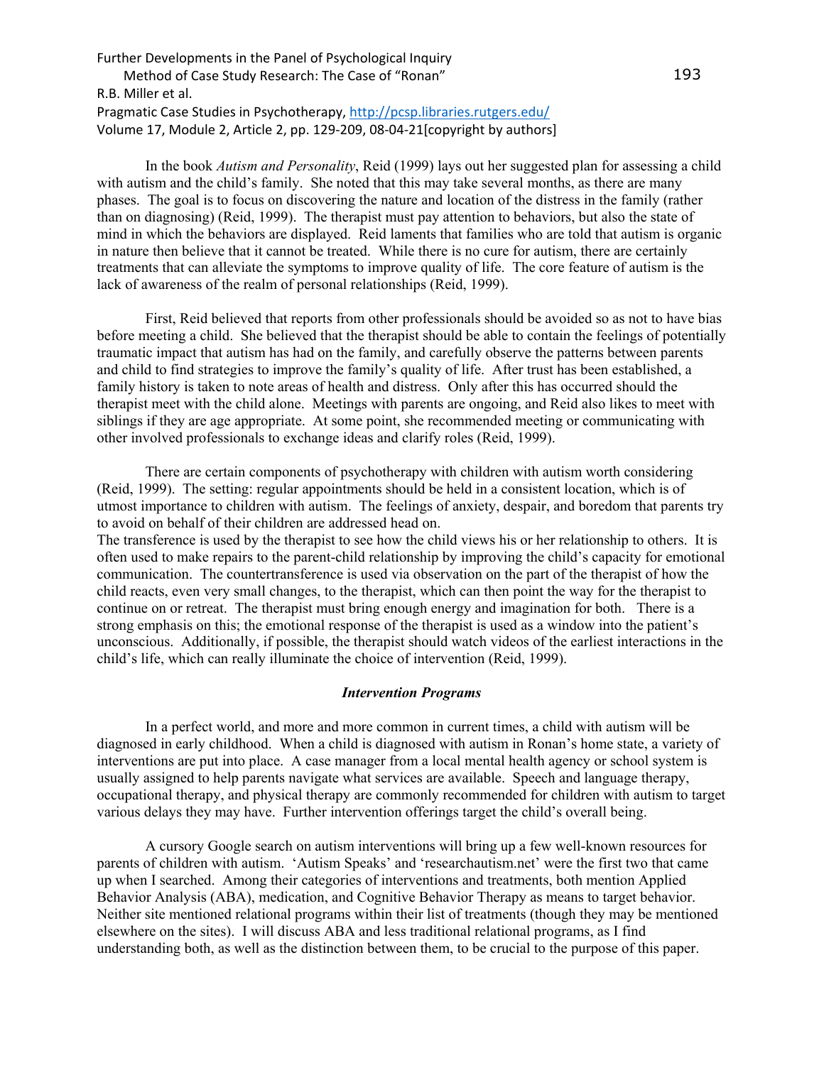In the book *Autism and Personality*, Reid (1999) lays out her suggested plan for assessing a child with autism and the child's family. She noted that this may take several months, as there are many phases. The goal is to focus on discovering the nature and location of the distress in the family (rather than on diagnosing) (Reid, 1999). The therapist must pay attention to behaviors, but also the state of mind in which the behaviors are displayed. Reid laments that families who are told that autism is organic in nature then believe that it cannot be treated. While there is no cure for autism, there are certainly treatments that can alleviate the symptoms to improve quality of life. The core feature of autism is the lack of awareness of the realm of personal relationships (Reid, 1999).

First, Reid believed that reports from other professionals should be avoided so as not to have bias before meeting a child. She believed that the therapist should be able to contain the feelings of potentially traumatic impact that autism has had on the family, and carefully observe the patterns between parents and child to find strategies to improve the family's quality of life. After trust has been established, a family history is taken to note areas of health and distress. Only after this has occurred should the therapist meet with the child alone. Meetings with parents are ongoing, and Reid also likes to meet with siblings if they are age appropriate. At some point, she recommended meeting or communicating with other involved professionals to exchange ideas and clarify roles (Reid, 1999).

There are certain components of psychotherapy with children with autism worth considering (Reid, 1999). The setting: regular appointments should be held in a consistent location, which is of utmost importance to children with autism. The feelings of anxiety, despair, and boredom that parents try to avoid on behalf of their children are addressed head on.
The transference is used by the therapist to see how the child views his or her relationship to others. It is often used to make repairs to the parent-child relationship by improving the child's capacity for emotional communication. The countertransference is used via observation on the part of the therapist of how the child reacts, even very small changes, to the therapist, which can then point the way for the therapist to continue on or retreat. The therapist must bring enough energy and imagination for both. There is a strong emphasis on this; the emotional response of the therapist is used as a window into the patient's unconscious. Additionally, if possible, the therapist should watch videos of the earliest interactions in the child's life, which can really illuminate the choice of intervention (Reid, 1999).

### *Intervention Programs*

In a perfect world, and more and more common in current times, a child with autism will be diagnosed in early childhood. When a child is diagnosed with autism in Ronan's home state, a variety of interventions are put into place. A case manager from a local mental health agency or school system is usually assigned to help parents navigate what services are available. Speech and language therapy, occupational therapy, and physical therapy are commonly recommended for children with autism to target various delays they may have. Further intervention offerings target the child's overall being.

A cursory Google search on autism interventions will bring up a few well-known resources for parents of children with autism. 'Autism Speaks' and 'researchautism.net' were the first two that came up when I searched. Among their categories of interventions and treatments, both mention Applied Behavior Analysis (ABA), medication, and Cognitive Behavior Therapy as means to target behavior. Neither site mentioned relational programs within their list of treatments (though they may be mentioned elsewhere on the sites). I will discuss ABA and less traditional relational programs, as I find understanding both, as well as the distinction between them, to be crucial to the purpose of this paper.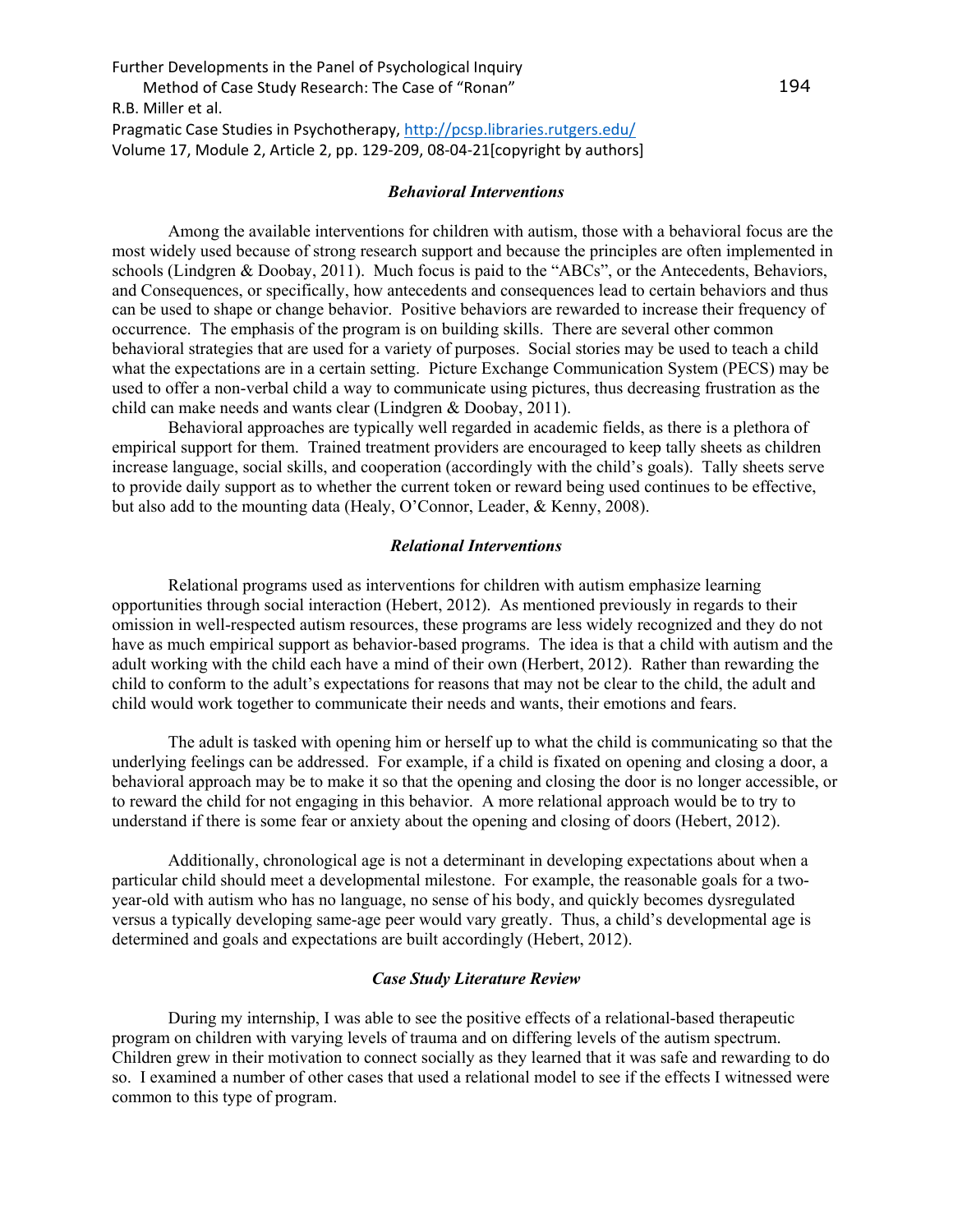### *Behavioral Interventions*

Among the available interventions for children with autism, those with a behavioral focus are the most widely used because of strong research support and because the principles are often implemented in schools (Lindgren & Doobay, 2011). Much focus is paid to the "ABCs", or the Antecedents, Behaviors, and Consequences, or specifically, how antecedents and consequences lead to certain behaviors and thus can be used to shape or change behavior. Positive behaviors are rewarded to increase their frequency of occurrence. The emphasis of the program is on building skills. There are several other common behavioral strategies that are used for a variety of purposes. Social stories may be used to teach a child what the expectations are in a certain setting. Picture Exchange Communication System (PECS) may be used to offer a non-verbal child a way to communicate using pictures, thus decreasing frustration as the child can make needs and wants clear (Lindgren & Doobay, 2011).

Behavioral approaches are typically well regarded in academic fields, as there is a plethora of empirical support for them. Trained treatment providers are encouraged to keep tally sheets as children increase language, social skills, and cooperation (accordingly with the child's goals). Tally sheets serve to provide daily support as to whether the current token or reward being used continues to be effective, but also add to the mounting data (Healy, O'Connor, Leader, & Kenny, 2008).

### *Relational Interventions*

Relational programs used as interventions for children with autism emphasize learning opportunities through social interaction (Hebert, 2012). As mentioned previously in regards to their omission in well-respected autism resources, these programs are less widely recognized and they do not have as much empirical support as behavior-based programs. The idea is that a child with autism and the adult working with the child each have a mind of their own (Herbert, 2012). Rather than rewarding the child to conform to the adult's expectations for reasons that may not be clear to the child, the adult and child would work together to communicate their needs and wants, their emotions and fears.

The adult is tasked with opening him or herself up to what the child is communicating so that the underlying feelings can be addressed. For example, if a child is fixated on opening and closing a door, a behavioral approach may be to make it so that the opening and closing the door is no longer accessible, or to reward the child for not engaging in this behavior. A more relational approach would be to try to understand if there is some fear or anxiety about the opening and closing of doors (Hebert, 2012).

Additionally, chronological age is not a determinant in developing expectations about when a particular child should meet a developmental milestone. For example, the reasonable goals for a two-year-old with autism who has no language, no sense of his body, and quickly becomes dysregulated versus a typically developing same-age peer would vary greatly. Thus, a child's developmental age is determined and goals and expectations are built accordingly (Hebert, 2012).

### *Case Study Literature Review*

During my internship, I was able to see the positive effects of a relational-based therapeutic program on children with varying levels of trauma and on differing levels of the autism spectrum. Children grew in their motivation to connect socially as they learned that it was safe and rewarding to do so. I examined a number of other cases that used a relational model to see if the effects I witnessed were common to this type of program.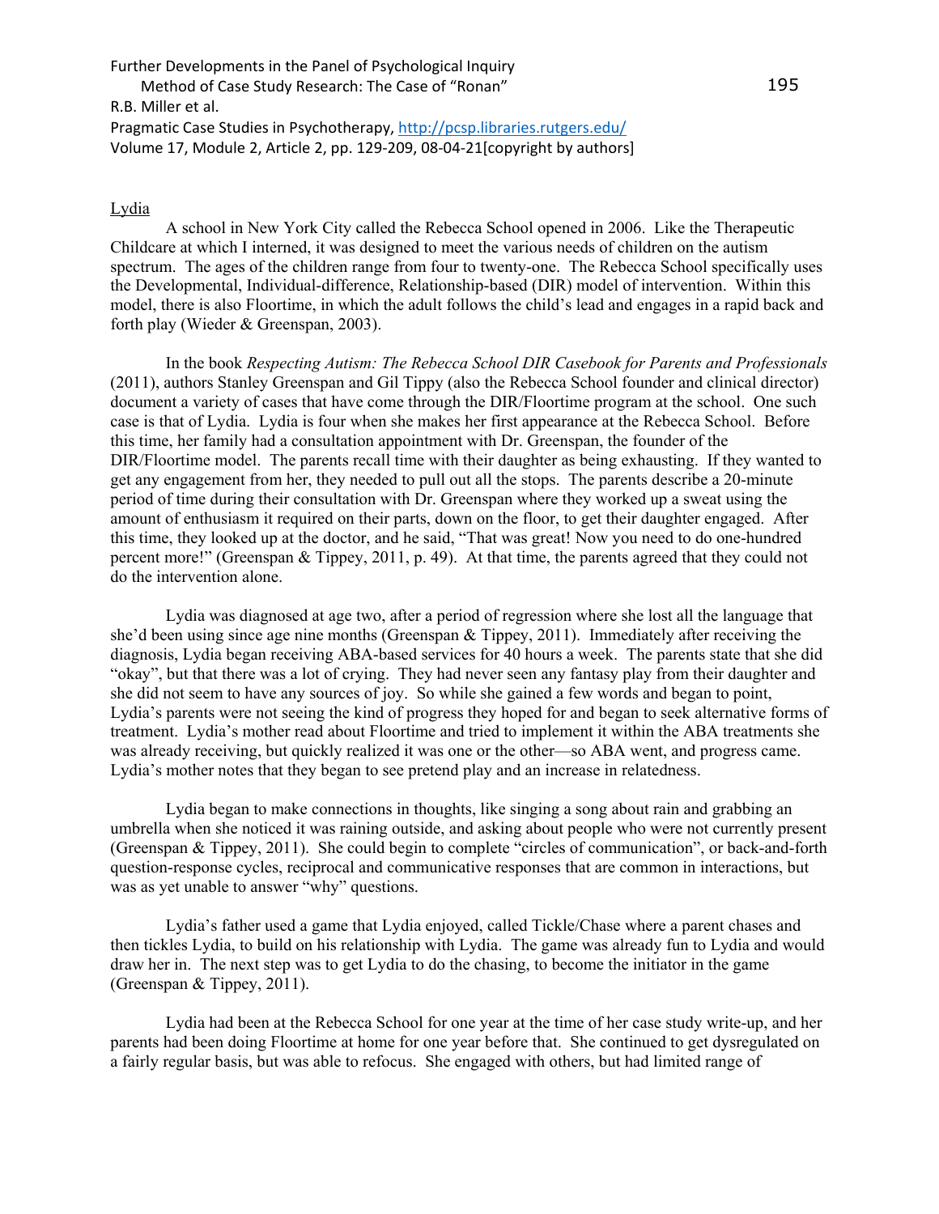Lydia

A school in New York City called the Rebecca School opened in 2006. Like the Therapeutic Childcare at which I interned, it was designed to meet the various needs of children on the autism spectrum. The ages of the children range from four to twenty-one. The Rebecca School specifically uses the Developmental, Individual-difference, Relationship-based (DIR) model of intervention. Within this model, there is also Floortime, in which the adult follows the child's lead and engages in a rapid back and forth play (Wieder & Greenspan, 2003).

In the book *Respecting Autism: The Rebecca School DIR Casebook for Parents and Professionals* (2011), authors Stanley Greenspan and Gil Tippy (also the Rebecca School founder and clinical director) document a variety of cases that have come through the DIR/Floortime program at the school. One such case is that of Lydia. Lydia is four when she makes her first appearance at the Rebecca School. Before this time, her family had a consultation appointment with Dr. Greenspan, the founder of the DIR/Floortime model. The parents recall time with their daughter as being exhausting. If they wanted to get any engagement from her, they needed to pull out all the stops. The parents describe a 20-minute period of time during their consultation with Dr. Greenspan where they worked up a sweat using the amount of enthusiasm it required on their parts, down on the floor, to get their daughter engaged. After this time, they looked up at the doctor, and he said, "That was great! Now you need to do one-hundred percent more!" (Greenspan & Tippey, 2011, p. 49). At that time, the parents agreed that they could not do the intervention alone.

Lydia was diagnosed at age two, after a period of regression where she lost all the language that she'd been using since age nine months (Greenspan & Tippey, 2011). Immediately after receiving the diagnosis, Lydia began receiving ABA-based services for 40 hours a week. The parents state that she did "okay", but that there was a lot of crying. They had never seen any fantasy play from their daughter and she did not seem to have any sources of joy. So while she gained a few words and began to point, Lydia's parents were not seeing the kind of progress they hoped for and began to seek alternative forms of treatment. Lydia's mother read about Floortime and tried to implement it within the ABA treatments she was already receiving, but quickly realized it was one or the other—so ABA went, and progress came. Lydia's mother notes that they began to see pretend play and an increase in relatedness.

Lydia began to make connections in thoughts, like singing a song about rain and grabbing an umbrella when she noticed it was raining outside, and asking about people who were not currently present (Greenspan & Tippey, 2011). She could begin to complete "circles of communication", or back-and-forth question-response cycles, reciprocal and communicative responses that are common in interactions, but was as yet unable to answer "why" questions.

Lydia's father used a game that Lydia enjoyed, called Tickle/Chase where a parent chases and then tickles Lydia, to build on his relationship with Lydia. The game was already fun to Lydia and would draw her in. The next step was to get Lydia to do the chasing, to become the initiator in the game (Greenspan & Tippey, 2011).

Lydia had been at the Rebecca School for one year at the time of her case study write-up, and her parents had been doing Floortime at home for one year before that. She continued to get dysregulated on a fairly regular basis, but was able to refocus. She engaged with others, but had limited range of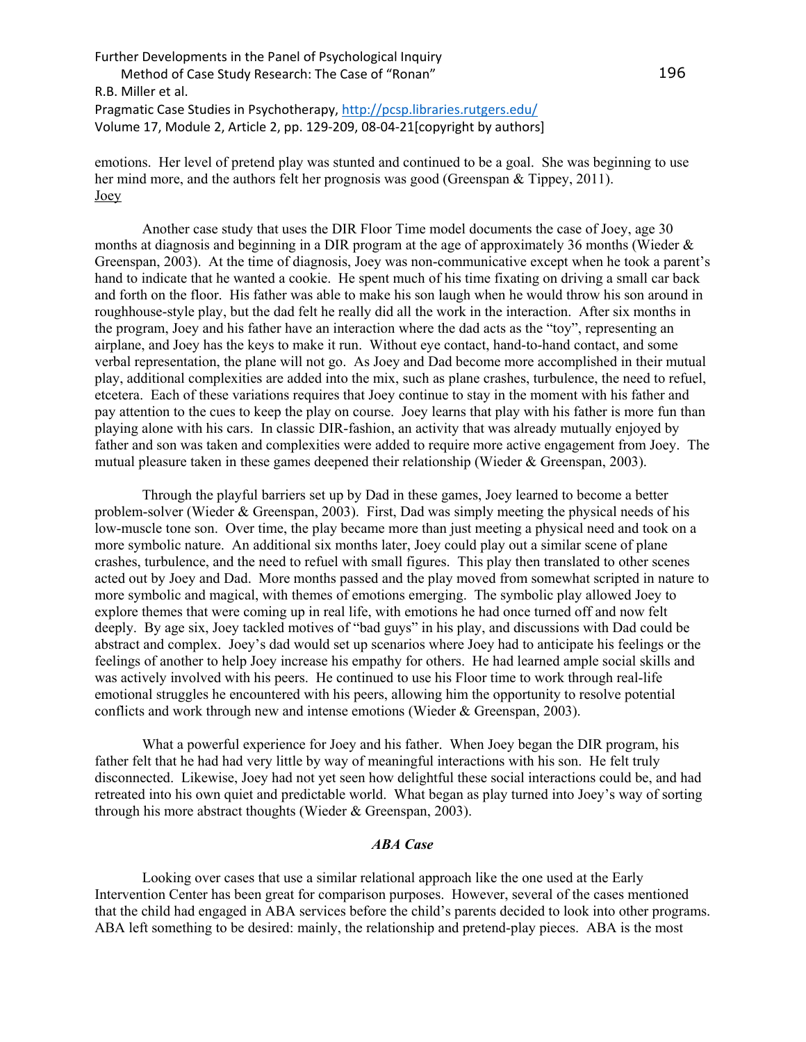emotions. Her level of pretend play was stunted and continued to be a goal. She was beginning to use her mind more, and the authors felt her prognosis was good (Greenspan & Tippey, 2011).

Joey

Another case study that uses the DIR Floor Time model documents the case of Joey, age 30 months at diagnosis and beginning in a DIR program at the age of approximately 36 months (Wieder & Greenspan, 2003). At the time of diagnosis, Joey was non-communicative except when he took a parent's hand to indicate that he wanted a cookie. He spent much of his time fixating on driving a small car back and forth on the floor. His father was able to make his son laugh when he would throw his son around in roughhouse-style play, but the dad felt he really did all the work in the interaction. After six months in the program, Joey and his father have an interaction where the dad acts as the "toy", representing an airplane, and Joey has the keys to make it run. Without eye contact, hand-to-hand contact, and some verbal representation, the plane will not go. As Joey and Dad become more accomplished in their mutual play, additional complexities are added into the mix, such as plane crashes, turbulence, the need to refuel, etcetera. Each of these variations requires that Joey continue to stay in the moment with his father and pay attention to the cues to keep the play on course. Joey learns that play with his father is more fun than playing alone with his cars. In classic DIR-fashion, an activity that was already mutually enjoyed by father and son was taken and complexities were added to require more active engagement from Joey. The mutual pleasure taken in these games deepened their relationship (Wieder & Greenspan, 2003).

Through the playful barriers set up by Dad in these games, Joey learned to become a better problem-solver (Wieder & Greenspan, 2003). First, Dad was simply meeting the physical needs of his low-muscle tone son. Over time, the play became more than just meeting a physical need and took on a more symbolic nature. An additional six months later, Joey could play out a similar scene of plane crashes, turbulence, and the need to refuel with small figures. This play then translated to other scenes acted out by Joey and Dad. More months passed and the play moved from somewhat scripted in nature to more symbolic and magical, with themes of emotions emerging. The symbolic play allowed Joey to explore themes that were coming up in real life, with emotions he had once turned off and now felt deeply. By age six, Joey tackled motives of "bad guys" in his play, and discussions with Dad could be abstract and complex. Joey's dad would set up scenarios where Joey had to anticipate his feelings or the feelings of another to help Joey increase his empathy for others. He had learned ample social skills and was actively involved with his peers. He continued to use his Floor time to work through real-life emotional struggles he encountered with his peers, allowing him the opportunity to resolve potential conflicts and work through new and intense emotions (Wieder & Greenspan, 2003).

What a powerful experience for Joey and his father. When Joey began the DIR program, his father felt that he had had very little by way of meaningful interactions with his son. He felt truly disconnected. Likewise, Joey had not yet seen how delightful these social interactions could be, and had retreated into his own quiet and predictable world. What began as play turned into Joey's way of sorting through his more abstract thoughts (Wieder & Greenspan, 2003).

### *ABA Case*

Looking over cases that use a similar relational approach like the one used at the Early Intervention Center has been great for comparison purposes. However, several of the cases mentioned that the child had engaged in ABA services before the child's parents decided to look into other programs. ABA left something to be desired: mainly, the relationship and pretend-play pieces. ABA is the most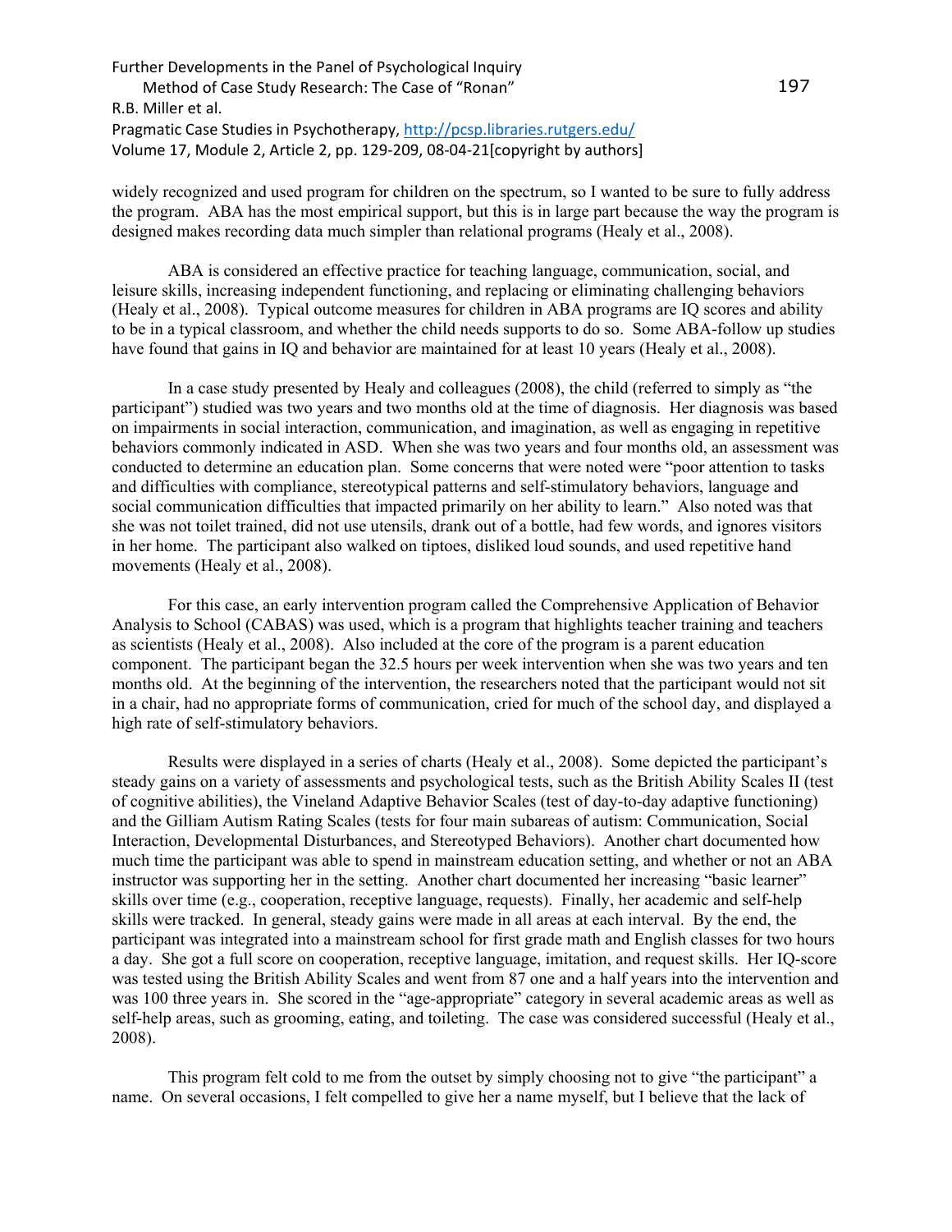widely recognized and used program for children on the spectrum, so I wanted to be sure to fully address the program. ABA has the most empirical support, but this is in large part because the way the program is designed makes recording data much simpler than relational programs (Healy et al., 2008).

ABA is considered an effective practice for teaching language, communication, social, and leisure skills, increasing independent functioning, and replacing or eliminating challenging behaviors (Healy et al., 2008). Typical outcome measures for children in ABA programs are IQ scores and ability to be in a typical classroom, and whether the child needs supports to do so. Some ABA-follow up studies have found that gains in IQ and behavior are maintained for at least 10 years (Healy et al., 2008).

In a case study presented by Healy and colleagues (2008), the child (referred to simply as "the participant") studied was two years and two months old at the time of diagnosis. Her diagnosis was based on impairments in social interaction, communication, and imagination, as well as engaging in repetitive behaviors commonly indicated in ASD. When she was two years and four months old, an assessment was conducted to determine an education plan. Some concerns that were noted were "poor attention to tasks and difficulties with compliance, stereotypical patterns and self-stimulatory behaviors, language and social communication difficulties that impacted primarily on her ability to learn." Also noted was that she was not toilet trained, did not use utensils, drank out of a bottle, had few words, and ignores visitors in her home. The participant also walked on tiptoes, disliked loud sounds, and used repetitive hand movements (Healy et al., 2008).

For this case, an early intervention program called the Comprehensive Application of Behavior Analysis to School (CABAS) was used, which is a program that highlights teacher training and teachers as scientists (Healy et al., 2008). Also included at the core of the program is a parent education component. The participant began the 32.5 hours per week intervention when she was two years and ten months old. At the beginning of the intervention, the researchers noted that the participant would not sit in a chair, had no appropriate forms of communication, cried for much of the school day, and displayed a high rate of self-stimulatory behaviors.

Results were displayed in a series of charts (Healy et al., 2008). Some depicted the participant's steady gains on a variety of assessments and psychological tests, such as the British Ability Scales II (test of cognitive abilities), the Vineland Adaptive Behavior Scales (test of day-to-day adaptive functioning) and the Gilliam Autism Rating Scales (tests for four main subareas of autism: Communication, Social Interaction, Developmental Disturbances, and Stereotyped Behaviors). Another chart documented how much time the participant was able to spend in mainstream education setting, and whether or not an ABA instructor was supporting her in the setting. Another chart documented her increasing "basic learner" skills over time (e.g., cooperation, receptive language, requests). Finally, her academic and self-help skills were tracked. In general, steady gains were made in all areas at each interval. By the end, the participant was integrated into a mainstream school for first grade math and English classes for two hours a day. She got a full score on cooperation, receptive language, imitation, and request skills. Her IQ-score was tested using the British Ability Scales and went from 87 one and a half years into the intervention and was 100 three years in. She scored in the "age-appropriate" category in several academic areas as well as self-help areas, such as grooming, eating, and toileting. The case was considered successful (Healy et al., 2008).

This program felt cold to me from the outset by simply choosing not to give "the participant" a name. On several occasions, I felt compelled to give her a name myself, but I believe that the lack of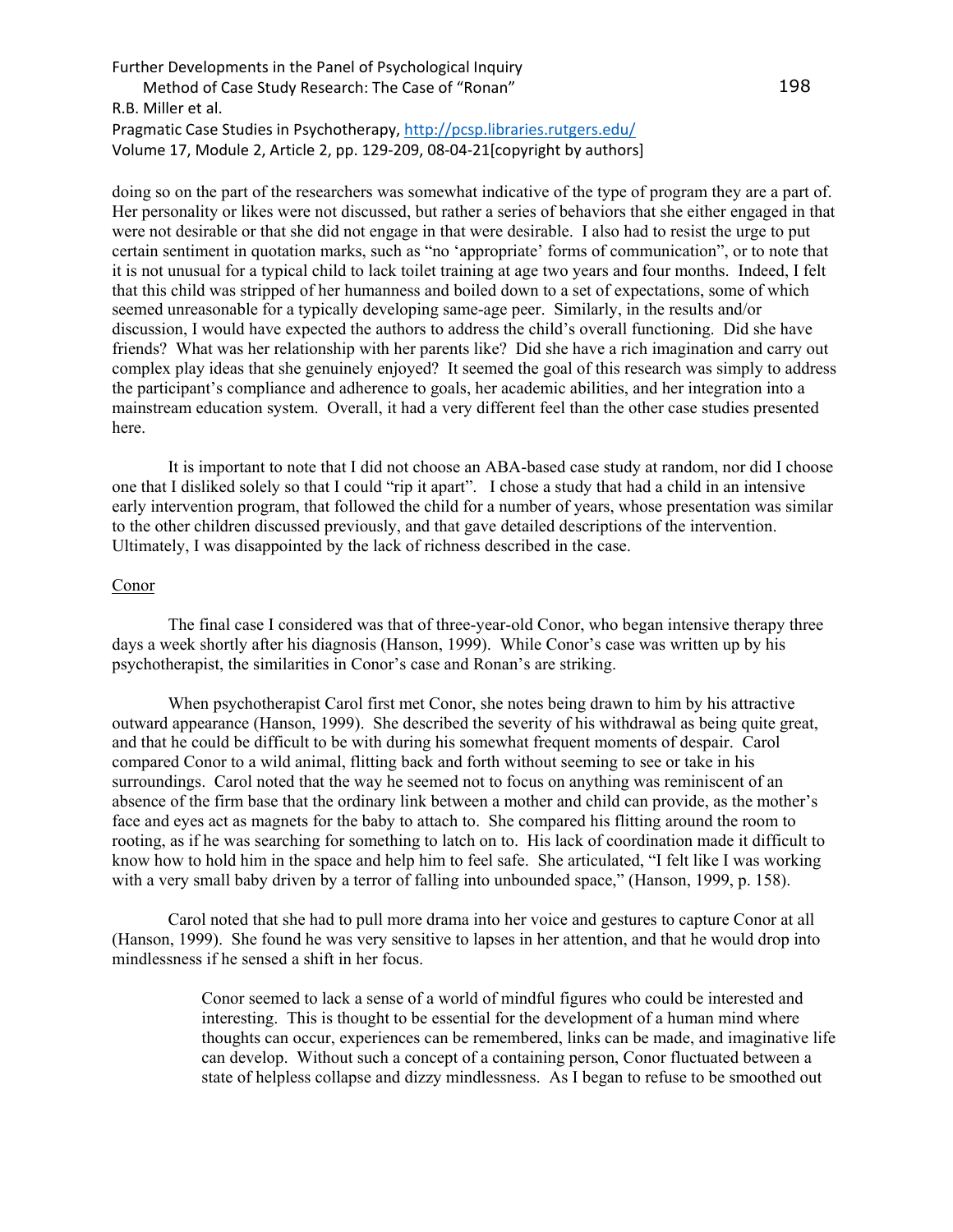doing so on the part of the researchers was somewhat indicative of the type of program they are a part of. Her personality or likes were not discussed, but rather a series of behaviors that she either engaged in that were not desirable or that she did not engage in that were desirable. I also had to resist the urge to put certain sentiment in quotation marks, such as "no 'appropriate' forms of communication", or to note that it is not unusual for a typical child to lack toilet training at age two years and four months. Indeed, I felt that this child was stripped of her humanness and boiled down to a set of expectations, some of which seemed unreasonable for a typically developing same-age peer. Similarly, in the results and/or discussion, I would have expected the authors to address the child's overall functioning. Did she have friends? What was her relationship with her parents like? Did she have a rich imagination and carry out complex play ideas that she genuinely enjoyed? It seemed the goal of this research was simply to address the participant's compliance and adherence to goals, her academic abilities, and her integration into a mainstream education system. Overall, it had a very different feel than the other case studies presented here.

It is important to note that I did not choose an ABA-based case study at random, nor did I choose one that I disliked solely so that I could "rip it apart". I chose a study that had a child in an intensive early intervention program, that followed the child for a number of years, whose presentation was similar to the other children discussed previously, and that gave detailed descriptions of the intervention. Ultimately, I was disappointed by the lack of richness described in the case.

Conor

The final case I considered was that of three-year-old Conor, who began intensive therapy three days a week shortly after his diagnosis (Hanson, 1999). While Conor's case was written up by his psychotherapist, the similarities in Conor's case and Ronan's are striking.

When psychotherapist Carol first met Conor, she notes being drawn to him by his attractive outward appearance (Hanson, 1999). She described the severity of his withdrawal as being quite great, and that he could be difficult to be with during his somewhat frequent moments of despair. Carol compared Conor to a wild animal, flitting back and forth without seeming to see or take in his surroundings. Carol noted that the way he seemed not to focus on anything was reminiscent of an absence of the firm base that the ordinary link between a mother and child can provide, as the mother's face and eyes act as magnets for the baby to attach to. She compared his flitting around the room to rooting, as if he was searching for something to latch on to. His lack of coordination made it difficult to know how to hold him in the space and help him to feel safe. She articulated, "I felt like I was working with a very small baby driven by a terror of falling into unbounded space," (Hanson, 1999, p. 158).

Carol noted that she had to pull more drama into her voice and gestures to capture Conor at all (Hanson, 1999). She found he was very sensitive to lapses in her attention, and that he would drop into mindlessness if he sensed a shift in her focus.

> Conor seemed to lack a sense of a world of mindful figures who could be interested and interesting. This is thought to be essential for the development of a human mind where thoughts can occur, experiences can be remembered, links can be made, and imaginative life can develop. Without such a concept of a containing person, Conor fluctuated between a state of helpless collapse and dizzy mindlessness. As I began to refuse to be smoothed out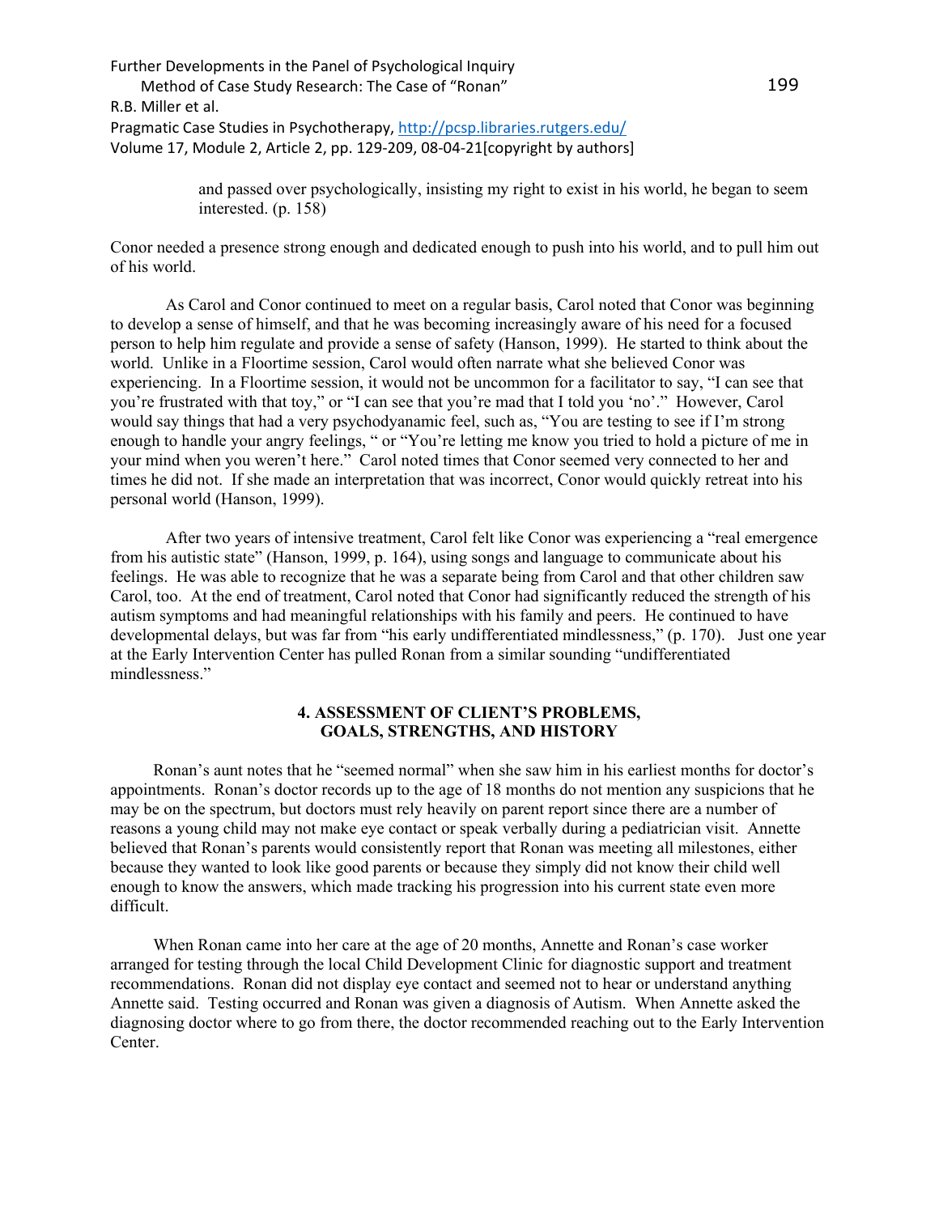> and passed over psychologically, insisting my right to exist in his world, he began to seem interested. (p. 158)

Conor needed a presence strong enough and dedicated enough to push into his world, and to pull him out of his world.

As Carol and Conor continued to meet on a regular basis, Carol noted that Conor was beginning to develop a sense of himself, and that he was becoming increasingly aware of his need for a focused person to help him regulate and provide a sense of safety (Hanson, 1999). He started to think about the world. Unlike in a Floortime session, Carol would often narrate what she believed Conor was experiencing. In a Floortime session, it would not be uncommon for a facilitator to say, "I can see that you're frustrated with that toy," or "I can see that you're mad that I told you 'no'." However, Carol would say things that had a very psychodyanamic feel, such as, "You are testing to see if I'm strong enough to handle your angry feelings, " or "You're letting me know you tried to hold a picture of me in your mind when you weren't here." Carol noted times that Conor seemed very connected to her and times he did not. If she made an interpretation that was incorrect, Conor would quickly retreat into his personal world (Hanson, 1999).

After two years of intensive treatment, Carol felt like Conor was experiencing a "real emergence from his autistic state" (Hanson, 1999, p. 164), using songs and language to communicate about his feelings. He was able to recognize that he was a separate being from Carol and that other children saw Carol, too. At the end of treatment, Carol noted that Conor had significantly reduced the strength of his autism symptoms and had meaningful relationships with his family and peers. He continued to have developmental delays, but was far from "his early undifferentiated mindlessness," (p. 170). Just one year at the Early Intervention Center has pulled Ronan from a similar sounding "undifferentiated mindlessness."

## 4. ASSESSMENT OF CLIENT'S PROBLEMS, GOALS, STRENGTHS, AND HISTORY

Ronan's aunt notes that he "seemed normal" when she saw him in his earliest months for doctor's appointments. Ronan's doctor records up to the age of 18 months do not mention any suspicions that he may be on the spectrum, but doctors must rely heavily on parent report since there are a number of reasons a young child may not make eye contact or speak verbally during a pediatrician visit. Annette believed that Ronan's parents would consistently report that Ronan was meeting all milestones, either because they wanted to look like good parents or because they simply did not know their child well enough to know the answers, which made tracking his progression into his current state even more difficult.

When Ronan came into her care at the age of 20 months, Annette and Ronan's case worker arranged for testing through the local Child Development Clinic for diagnostic support and treatment recommendations. Ronan did not display eye contact and seemed not to hear or understand anything Annette said. Testing occurred and Ronan was given a diagnosis of Autism. When Annette asked the diagnosing doctor where to go from there, the doctor recommended reaching out to the Early Intervention Center.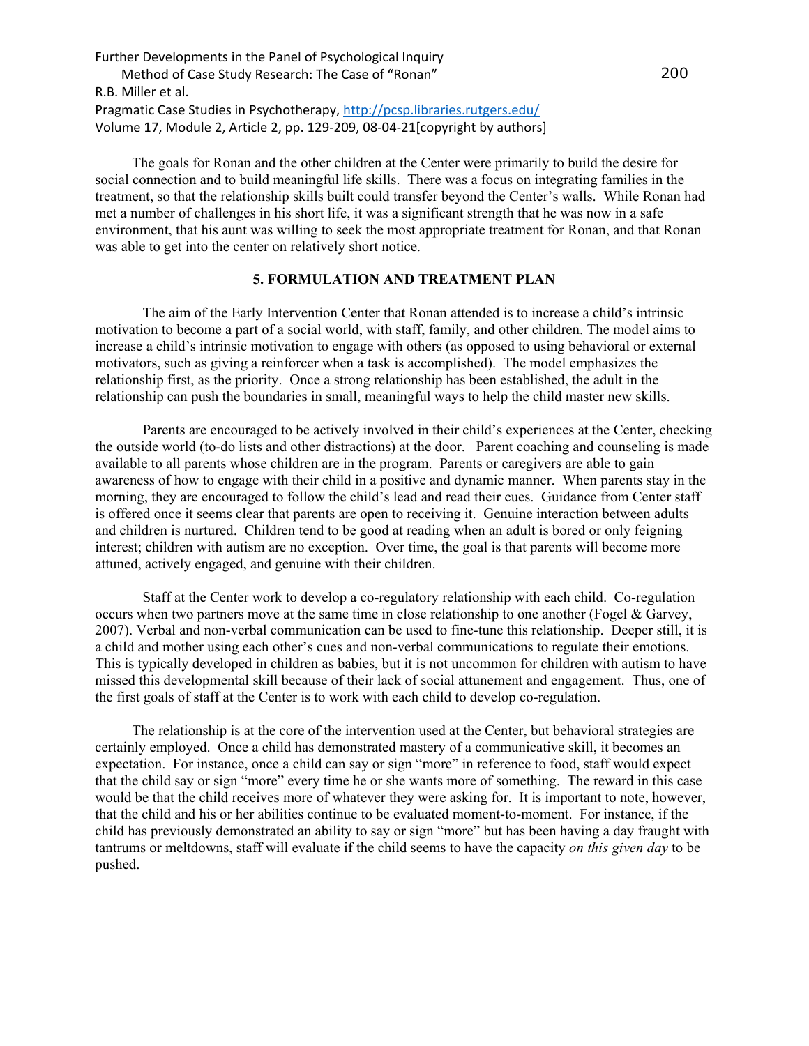The goals for Ronan and the other children at the Center were primarily to build the desire for social connection and to build meaningful life skills. There was a focus on integrating families in the treatment, so that the relationship skills built could transfer beyond the Center's walls. While Ronan had met a number of challenges in his short life, it was a significant strength that he was now in a safe environment, that his aunt was willing to seek the most appropriate treatment for Ronan, and that Ronan was able to get into the center on relatively short notice.

## 5. FORMULATION AND TREATMENT PLAN

The aim of the Early Intervention Center that Ronan attended is to increase a child's intrinsic motivation to become a part of a social world, with staff, family, and other children. The model aims to increase a child's intrinsic motivation to engage with others (as opposed to using behavioral or external motivators, such as giving a reinforcer when a task is accomplished). The model emphasizes the relationship first, as the priority. Once a strong relationship has been established, the adult in the relationship can push the boundaries in small, meaningful ways to help the child master new skills.

Parents are encouraged to be actively involved in their child's experiences at the Center, checking the outside world (to-do lists and other distractions) at the door. Parent coaching and counseling is made available to all parents whose children are in the program. Parents or caregivers are able to gain awareness of how to engage with their child in a positive and dynamic manner. When parents stay in the morning, they are encouraged to follow the child's lead and read their cues. Guidance from Center staff is offered once it seems clear that parents are open to receiving it. Genuine interaction between adults and children is nurtured. Children tend to be good at reading when an adult is bored or only feigning interest; children with autism are no exception. Over time, the goal is that parents will become more attuned, actively engaged, and genuine with their children.

Staff at the Center work to develop a co-regulatory relationship with each child. Co-regulation occurs when two partners move at the same time in close relationship to one another (Fogel & Garvey, 2007). Verbal and non-verbal communication can be used to fine-tune this relationship. Deeper still, it is a child and mother using each other's cues and non-verbal communications to regulate their emotions. This is typically developed in children as babies, but it is not uncommon for children with autism to have missed this developmental skill because of their lack of social attunement and engagement. Thus, one of the first goals of staff at the Center is to work with each child to develop co-regulation.

The relationship is at the core of the intervention used at the Center, but behavioral strategies are certainly employed. Once a child has demonstrated mastery of a communicative skill, it becomes an expectation. For instance, once a child can say or sign "more" in reference to food, staff would expect that the child say or sign "more" every time he or she wants more of something. The reward in this case would be that the child receives more of whatever they were asking for. It is important to note, however, that the child and his or her abilities continue to be evaluated moment-to-moment. For instance, if the child has previously demonstrated an ability to say or sign "more" but has been having a day fraught with tantrums or meltdowns, staff will evaluate if the child seems to have the capacity *on this given day* to be pushed.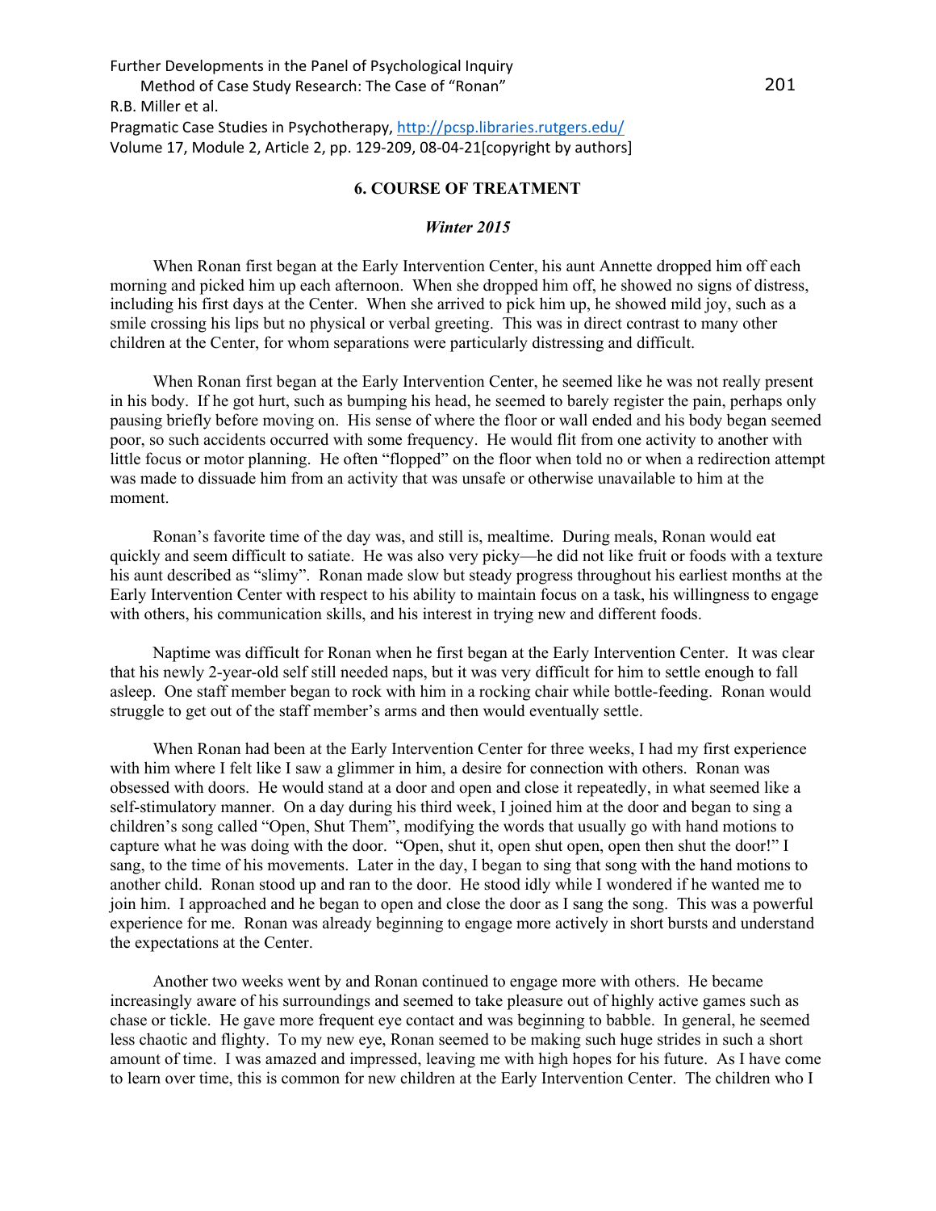## 6. COURSE OF TREATMENT

### *Winter 2015*

When Ronan first began at the Early Intervention Center, his aunt Annette dropped him off each morning and picked him up each afternoon. When she dropped him off, he showed no signs of distress, including his first days at the Center. When she arrived to pick him up, he showed mild joy, such as a smile crossing his lips but no physical or verbal greeting. This was in direct contrast to many other children at the Center, for whom separations were particularly distressing and difficult.

When Ronan first began at the Early Intervention Center, he seemed like he was not really present in his body. If he got hurt, such as bumping his head, he seemed to barely register the pain, perhaps only pausing briefly before moving on. His sense of where the floor or wall ended and his body began seemed poor, so such accidents occurred with some frequency. He would flit from one activity to another with little focus or motor planning. He often "flopped" on the floor when told no or when a redirection attempt was made to dissuade him from an activity that was unsafe or otherwise unavailable to him at the moment.

Ronan's favorite time of the day was, and still is, mealtime. During meals, Ronan would eat quickly and seem difficult to satiate. He was also very picky—he did not like fruit or foods with a texture his aunt described as "slimy". Ronan made slow but steady progress throughout his earliest months at the Early Intervention Center with respect to his ability to maintain focus on a task, his willingness to engage with others, his communication skills, and his interest in trying new and different foods.

Naptime was difficult for Ronan when he first began at the Early Intervention Center. It was clear that his newly 2-year-old self still needed naps, but it was very difficult for him to settle enough to fall asleep. One staff member began to rock with him in a rocking chair while bottle-feeding. Ronan would struggle to get out of the staff member's arms and then would eventually settle.

When Ronan had been at the Early Intervention Center for three weeks, I had my first experience with him where I felt like I saw a glimmer in him, a desire for connection with others. Ronan was obsessed with doors. He would stand at a door and open and close it repeatedly, in what seemed like a self-stimulatory manner. On a day during his third week, I joined him at the door and began to sing a children's song called "Open, Shut Them", modifying the words that usually go with hand motions to capture what he was doing with the door. "Open, shut it, open shut open, open then shut the door!" I sang, to the time of his movements. Later in the day, I began to sing that song with the hand motions to another child. Ronan stood up and ran to the door. He stood idly while I wondered if he wanted me to join him. I approached and he began to open and close the door as I sang the song. This was a powerful experience for me. Ronan was already beginning to engage more actively in short bursts and understand the expectations at the Center.

Another two weeks went by and Ronan continued to engage more with others. He became increasingly aware of his surroundings and seemed to take pleasure out of highly active games such as chase or tickle. He gave more frequent eye contact and was beginning to babble. In general, he seemed less chaotic and flighty. To my new eye, Ronan seemed to be making such huge strides in such a short amount of time. I was amazed and impressed, leaving me with high hopes for his future. As I have come to learn over time, this is common for new children at the Early Intervention Center. The children who I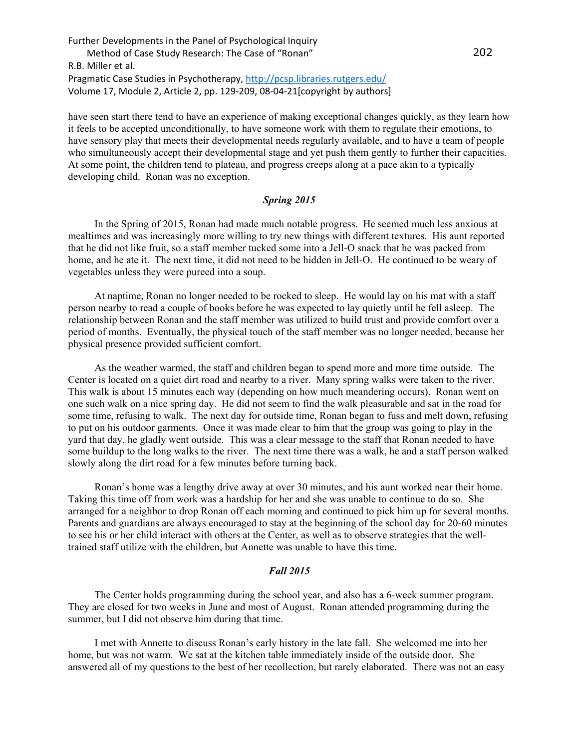have seen start there tend to have an experience of making exceptional changes quickly, as they learn how it feels to be accepted unconditionally, to have someone work with them to regulate their emotions, to have sensory play that meets their developmental needs regularly available, and to have a team of people who simultaneously accept their developmental stage and yet push them gently to further their capacities. At some point, the children tend to plateau, and progress creeps along at a pace akin to a typically developing child. Ronan was no exception.

### *Spring 2015*

In the Spring of 2015, Ronan had made much notable progress. He seemed much less anxious at mealtimes and was increasingly more willing to try new things with different textures. His aunt reported that he did not like fruit, so a staff member tucked some into a Jell-O snack that he was packed from home, and he ate it. The next time, it did not need to be hidden in Jell-O. He continued to be weary of vegetables unless they were pureed into a soup.

At naptime, Ronan no longer needed to be rocked to sleep. He would lay on his mat with a staff person nearby to read a couple of books before he was expected to lay quietly until he fell asleep. The relationship between Ronan and the staff member was utilized to build trust and provide comfort over a period of months. Eventually, the physical touch of the staff member was no longer needed, because her physical presence provided sufficient comfort.

As the weather warmed, the staff and children began to spend more and more time outside. The Center is located on a quiet dirt road and nearby to a river. Many spring walks were taken to the river. This walk is about 15 minutes each way (depending on how much meandering occurs). Ronan went on one such walk on a nice spring day. He did not seem to find the walk pleasurable and sat in the road for some time, refusing to walk. The next day for outside time, Ronan began to fuss and melt down, refusing to put on his outdoor garments. Once it was made clear to him that the group was going to play in the yard that day, he gladly went outside. This was a clear message to the staff that Ronan needed to have some buildup to the long walks to the river. The next time there was a walk, he and a staff person walked slowly along the dirt road for a few minutes before turning back.

Ronan's home was a lengthy drive away at over 30 minutes, and his aunt worked near their home. Taking this time off from work was a hardship for her and she was unable to continue to do so. She arranged for a neighbor to drop Ronan off each morning and continued to pick him up for several months. Parents and guardians are always encouraged to stay at the beginning of the school day for 20-60 minutes to see his or her child interact with others at the Center, as well as to observe strategies that the well-trained staff utilize with the children, but Annette was unable to have this time.

### *Fall 2015*

The Center holds programming during the school year, and also has a 6-week summer program. They are closed for two weeks in June and most of August. Ronan attended programming during the summer, but I did not observe him during that time.

I met with Annette to discuss Ronan's early history in the late fall. She welcomed me into her home, but was not warm. We sat at the kitchen table immediately inside of the outside door. She answered all of my questions to the best of her recollection, but rarely elaborated. There was not an easy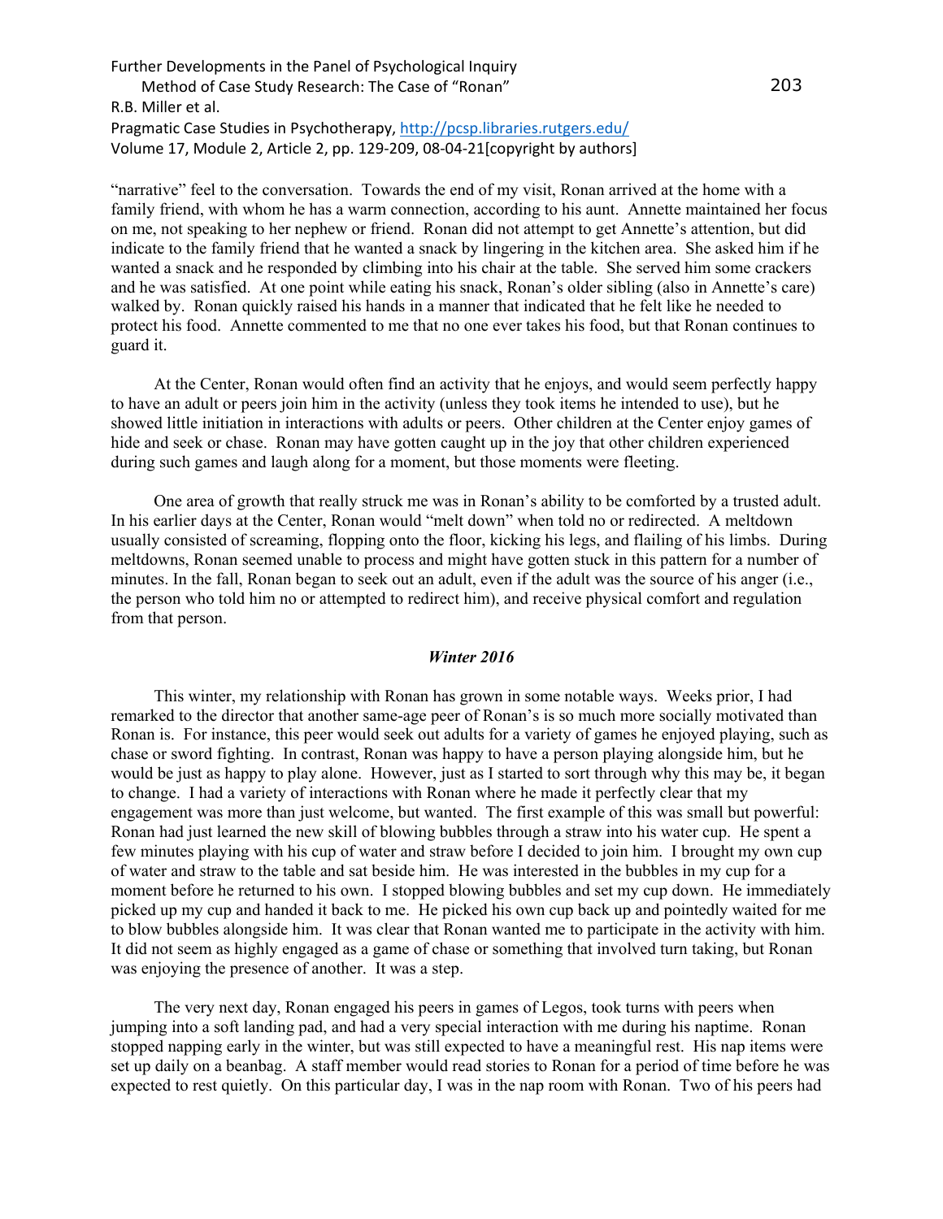"narrative" feel to the conversation. Towards the end of my visit, Ronan arrived at the home with a family friend, with whom he has a warm connection, according to his aunt. Annette maintained her focus on me, not speaking to her nephew or friend. Ronan did not attempt to get Annette's attention, but did indicate to the family friend that he wanted a snack by lingering in the kitchen area. She asked him if he wanted a snack and he responded by climbing into his chair at the table. She served him some crackers and he was satisfied. At one point while eating his snack, Ronan's older sibling (also in Annette's care) walked by. Ronan quickly raised his hands in a manner that indicated that he felt like he needed to protect his food. Annette commented to me that no one ever takes his food, but that Ronan continues to guard it.

At the Center, Ronan would often find an activity that he enjoys, and would seem perfectly happy to have an adult or peers join him in the activity (unless they took items he intended to use), but he showed little initiation in interactions with adults or peers. Other children at the Center enjoy games of hide and seek or chase. Ronan may have gotten caught up in the joy that other children experienced during such games and laugh along for a moment, but those moments were fleeting.

One area of growth that really struck me was in Ronan's ability to be comforted by a trusted adult. In his earlier days at the Center, Ronan would "melt down" when told no or redirected. A meltdown usually consisted of screaming, flopping onto the floor, kicking his legs, and flailing of his limbs. During meltdowns, Ronan seemed unable to process and might have gotten stuck in this pattern for a number of minutes. In the fall, Ronan began to seek out an adult, even if the adult was the source of his anger (i.e., the person who told him no or attempted to redirect him), and receive physical comfort and regulation from that person.

***Winter 2016***

This winter, my relationship with Ronan has grown in some notable ways. Weeks prior, I had remarked to the director that another same-age peer of Ronan's is so much more socially motivated than Ronan is. For instance, this peer would seek out adults for a variety of games he enjoyed playing, such as chase or sword fighting. In contrast, Ronan was happy to have a person playing alongside him, but he would be just as happy to play alone. However, just as I started to sort through why this may be, it began to change. I had a variety of interactions with Ronan where he made it perfectly clear that my engagement was more than just welcome, but wanted. The first example of this was small but powerful: Ronan had just learned the new skill of blowing bubbles through a straw into his water cup. He spent a few minutes playing with his cup of water and straw before I decided to join him. I brought my own cup of water and straw to the table and sat beside him. He was interested in the bubbles in my cup for a moment before he returned to his own. I stopped blowing bubbles and set my cup down. He immediately picked up my cup and handed it back to me. He picked his own cup back up and pointedly waited for me to blow bubbles alongside him. It was clear that Ronan wanted me to participate in the activity with him. It did not seem as highly engaged as a game of chase or something that involved turn taking, but Ronan was enjoying the presence of another. It was a step.

The very next day, Ronan engaged his peers in games of Legos, took turns with peers when jumping into a soft landing pad, and had a very special interaction with me during his naptime. Ronan stopped napping early in the winter, but was still expected to have a meaningful rest. His nap items were set up daily on a beanbag. A staff member would read stories to Ronan for a period of time before he was expected to rest quietly. On this particular day, I was in the nap room with Ronan. Two of his peers had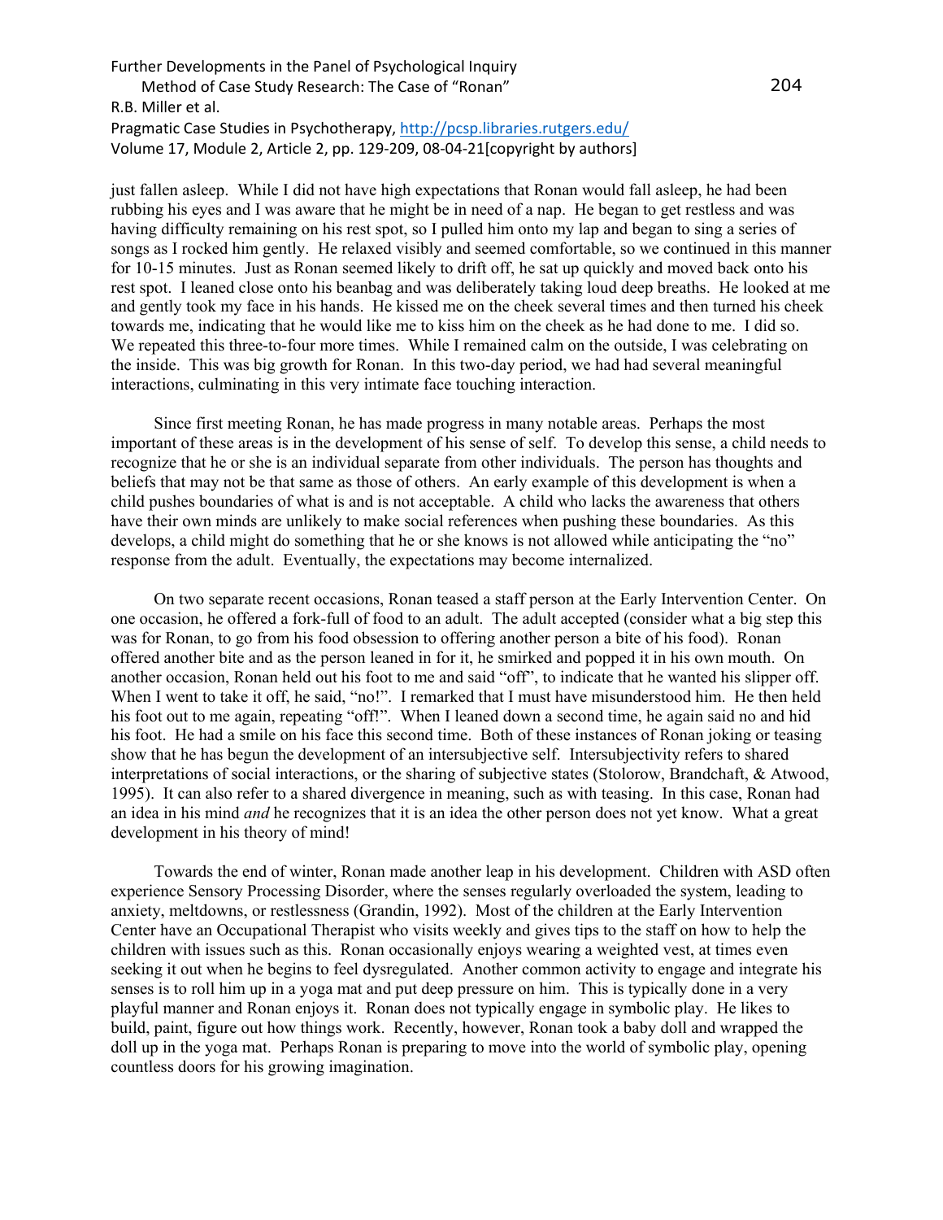just fallen asleep. While I did not have high expectations that Ronan would fall asleep, he had been rubbing his eyes and I was aware that he might be in need of a nap. He began to get restless and was having difficulty remaining on his rest spot, so I pulled him onto my lap and began to sing a series of songs as I rocked him gently. He relaxed visibly and seemed comfortable, so we continued in this manner for 10-15 minutes. Just as Ronan seemed likely to drift off, he sat up quickly and moved back onto his rest spot. I leaned close onto his beanbag and was deliberately taking loud deep breaths. He looked at me and gently took my face in his hands. He kissed me on the cheek several times and then turned his cheek towards me, indicating that he would like me to kiss him on the cheek as he had done to me. I did so. We repeated this three-to-four more times. While I remained calm on the outside, I was celebrating on the inside. This was big growth for Ronan. In this two-day period, we had had several meaningful interactions, culminating in this very intimate face touching interaction.

Since first meeting Ronan, he has made progress in many notable areas. Perhaps the most important of these areas is in the development of his sense of self. To develop this sense, a child needs to recognize that he or she is an individual separate from other individuals. The person has thoughts and beliefs that may not be that same as those of others. An early example of this development is when a child pushes boundaries of what is and is not acceptable. A child who lacks the awareness that others have their own minds are unlikely to make social references when pushing these boundaries. As this develops, a child might do something that he or she knows is not allowed while anticipating the "no" response from the adult. Eventually, the expectations may become internalized.

On two separate recent occasions, Ronan teased a staff person at the Early Intervention Center. On one occasion, he offered a fork-full of food to an adult. The adult accepted (consider what a big step this was for Ronan, to go from his food obsession to offering another person a bite of his food). Ronan offered another bite and as the person leaned in for it, he smirked and popped it in his own mouth. On another occasion, Ronan held out his foot to me and said "off", to indicate that he wanted his slipper off. When I went to take it off, he said, "no!". I remarked that I must have misunderstood him. He then held his foot out to me again, repeating "off!". When I leaned down a second time, he again said no and hid his foot. He had a smile on his face this second time. Both of these instances of Ronan joking or teasing show that he has begun the development of an intersubjective self. Intersubjectivity refers to shared interpretations of social interactions, or the sharing of subjective states (Stolorow, Brandchaft, & Atwood, 1995). It can also refer to a shared divergence in meaning, such as with teasing. In this case, Ronan had an idea in his mind *and* he recognizes that it is an idea the other person does not yet know. What a great development in his theory of mind!

Towards the end of winter, Ronan made another leap in his development. Children with ASD often experience Sensory Processing Disorder, where the senses regularly overloaded the system, leading to anxiety, meltdowns, or restlessness (Grandin, 1992). Most of the children at the Early Intervention Center have an Occupational Therapist who visits weekly and gives tips to the staff on how to help the children with issues such as this. Ronan occasionally enjoys wearing a weighted vest, at times even seeking it out when he begins to feel dysregulated. Another common activity to engage and integrate his senses is to roll him up in a yoga mat and put deep pressure on him. This is typically done in a very playful manner and Ronan enjoys it. Ronan does not typically engage in symbolic play. He likes to build, paint, figure out how things work. Recently, however, Ronan took a baby doll and wrapped the doll up in the yoga mat. Perhaps Ronan is preparing to move into the world of symbolic play, opening countless doors for his growing imagination.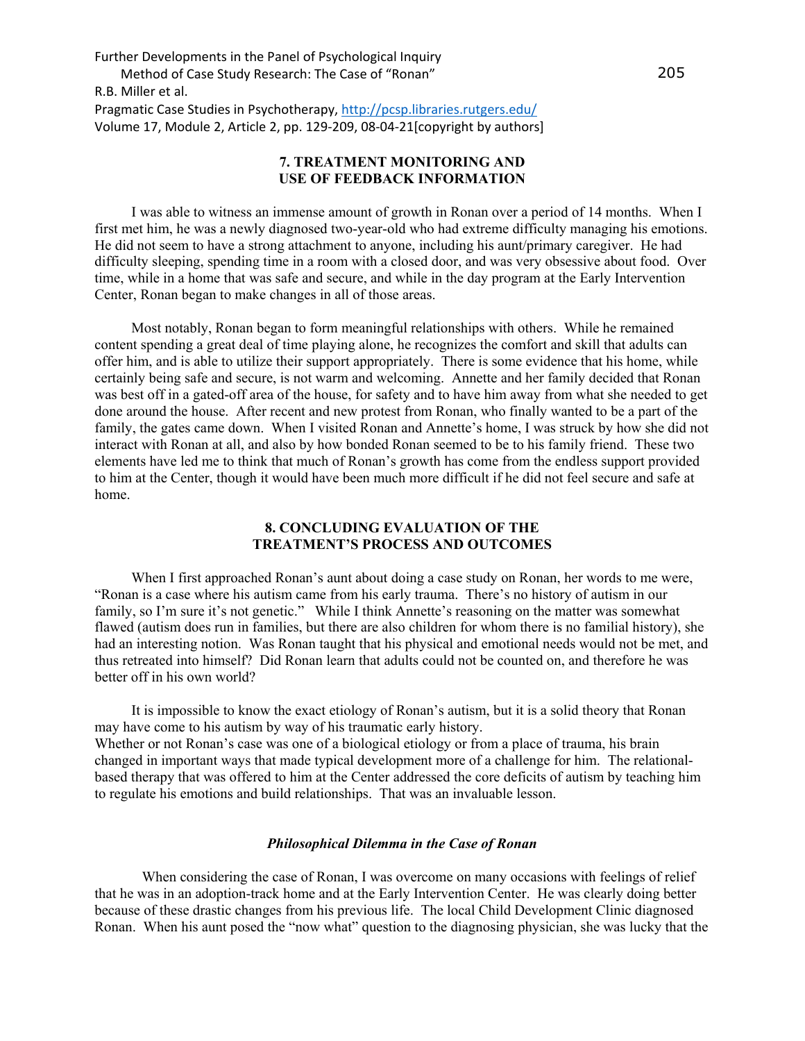## 7. TREATMENT MONITORING AND USE OF FEEDBACK INFORMATION

I was able to witness an immense amount of growth in Ronan over a period of 14 months. When I first met him, he was a newly diagnosed two-year-old who had extreme difficulty managing his emotions. He did not seem to have a strong attachment to anyone, including his aunt/primary caregiver. He had difficulty sleeping, spending time in a room with a closed door, and was very obsessive about food. Over time, while in a home that was safe and secure, and while in the day program at the Early Intervention Center, Ronan began to make changes in all of those areas.

Most notably, Ronan began to form meaningful relationships with others. While he remained content spending a great deal of time playing alone, he recognizes the comfort and skill that adults can offer him, and is able to utilize their support appropriately. There is some evidence that his home, while certainly being safe and secure, is not warm and welcoming. Annette and her family decided that Ronan was best off in a gated-off area of the house, for safety and to have him away from what she needed to get done around the house. After recent and new protest from Ronan, who finally wanted to be a part of the family, the gates came down. When I visited Ronan and Annette's home, I was struck by how she did not interact with Ronan at all, and also by how bonded Ronan seemed to be to his family friend. These two elements have led me to think that much of Ronan's growth has come from the endless support provided to him at the Center, though it would have been much more difficult if he did not feel secure and safe at home.

## 8. CONCLUDING EVALUATION OF THE TREATMENT'S PROCESS AND OUTCOMES

When I first approached Ronan's aunt about doing a case study on Ronan, her words to me were, "Ronan is a case where his autism came from his early trauma. There's no history of autism in our family, so I'm sure it's not genetic." While I think Annette's reasoning on the matter was somewhat flawed (autism does run in families, but there are also children for whom there is no familial history), she had an interesting notion. Was Ronan taught that his physical and emotional needs would not be met, and thus retreated into himself? Did Ronan learn that adults could not be counted on, and therefore he was better off in his own world?

It is impossible to know the exact etiology of Ronan's autism, but it is a solid theory that Ronan may have come to his autism by way of his traumatic early history.
Whether or not Ronan's case was one of a biological etiology or from a place of trauma, his brain changed in important ways that made typical development more of a challenge for him. The relational-based therapy that was offered to him at the Center addressed the core deficits of autism by teaching him to regulate his emotions and build relationships. That was an invaluable lesson.

### *Philosophical Dilemma in the Case of Ronan*

When considering the case of Ronan, I was overcome on many occasions with feelings of relief that he was in an adoption-track home and at the Early Intervention Center. He was clearly doing better because of these drastic changes from his previous life. The local Child Development Clinic diagnosed Ronan. When his aunt posed the "now what" question to the diagnosing physician, she was lucky that the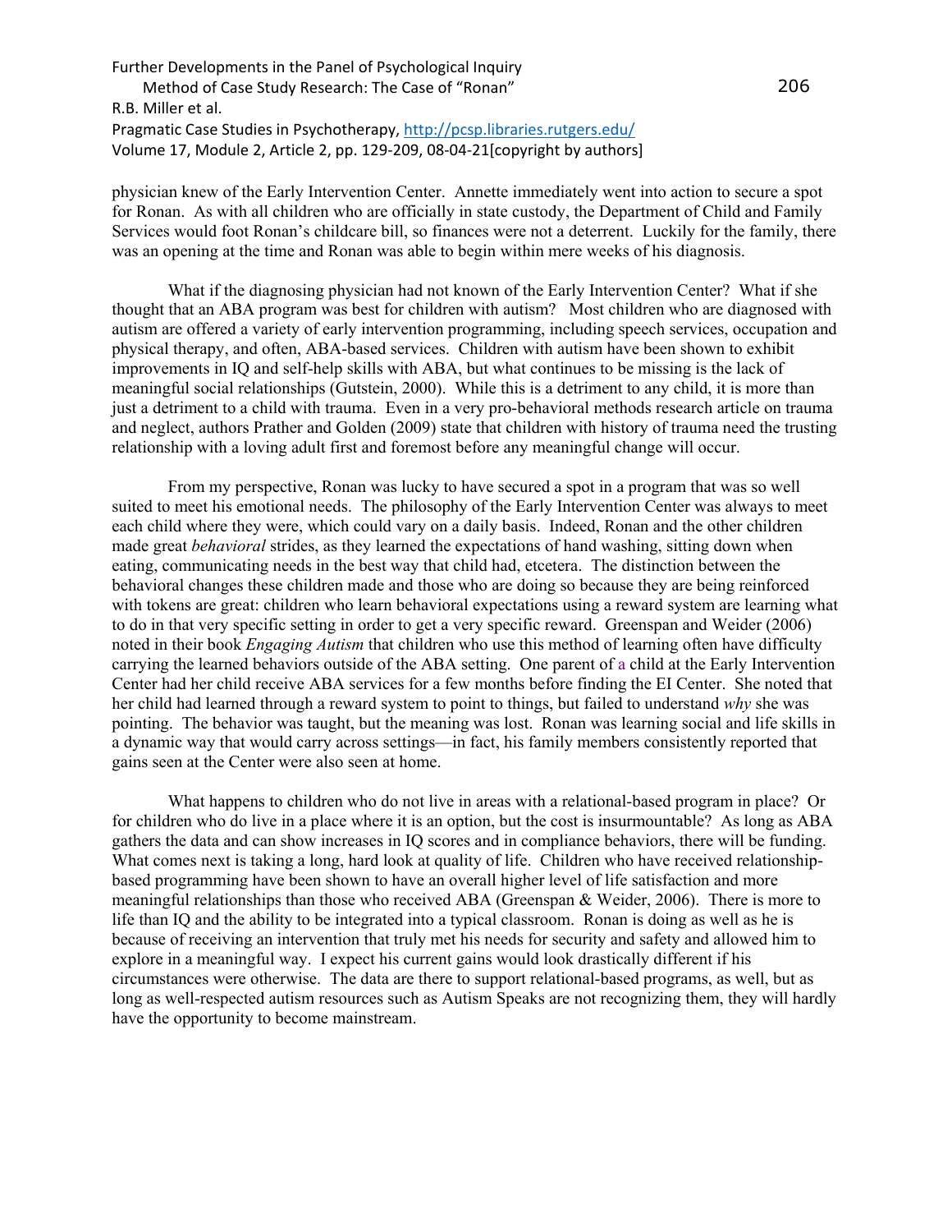physician knew of the Early Intervention Center. Annette immediately went into action to secure a spot for Ronan. As with all children who are officially in state custody, the Department of Child and Family Services would foot Ronan's childcare bill, so finances were not a deterrent. Luckily for the family, there was an opening at the time and Ronan was able to begin within mere weeks of his diagnosis.

What if the diagnosing physician had not known of the Early Intervention Center? What if she thought that an ABA program was best for children with autism? Most children who are diagnosed with autism are offered a variety of early intervention programming, including speech services, occupation and physical therapy, and often, ABA-based services. Children with autism have been shown to exhibit improvements in IQ and self-help skills with ABA, but what continues to be missing is the lack of meaningful social relationships (Gutstein, 2000). While this is a detriment to any child, it is more than just a detriment to a child with trauma. Even in a very pro-behavioral methods research article on trauma and neglect, authors Prather and Golden (2009) state that children with history of trauma need the trusting relationship with a loving adult first and foremost before any meaningful change will occur.

From my perspective, Ronan was lucky to have secured a spot in a program that was so well suited to meet his emotional needs. The philosophy of the Early Intervention Center was always to meet each child where they were, which could vary on a daily basis. Indeed, Ronan and the other children made great *behavioral* strides, as they learned the expectations of hand washing, sitting down when eating, communicating needs in the best way that child had, etcetera. The distinction between the behavioral changes these children made and those who are doing so because they are being reinforced with tokens are great: children who learn behavioral expectations using a reward system are learning what to do in that very specific setting in order to get a very specific reward. Greenspan and Weider (2006) noted in their book *Engaging Autism* that children who use this method of learning often have difficulty carrying the learned behaviors outside of the ABA setting. One parent of a child at the Early Intervention Center had her child receive ABA services for a few months before finding the EI Center. She noted that her child had learned through a reward system to point to things, but failed to understand *why* she was pointing. The behavior was taught, but the meaning was lost. Ronan was learning social and life skills in a dynamic way that would carry across settings—in fact, his family members consistently reported that gains seen at the Center were also seen at home.

What happens to children who do not live in areas with a relational-based program in place? Or for children who do live in a place where it is an option, but the cost is insurmountable? As long as ABA gathers the data and can show increases in IQ scores and in compliance behaviors, there will be funding. What comes next is taking a long, hard look at quality of life. Children who have received relationship-based programming have been shown to have an overall higher level of life satisfaction and more meaningful relationships than those who received ABA (Greenspan & Weider, 2006). There is more to life than IQ and the ability to be integrated into a typical classroom. Ronan is doing as well as he is because of receiving an intervention that truly met his needs for security and safety and allowed him to explore in a meaningful way. I expect his current gains would look drastically different if his circumstances were otherwise. The data are there to support relational-based programs, as well, but as long as well-respected autism resources such as Autism Speaks are not recognizing them, they will hardly have the opportunity to become mainstream.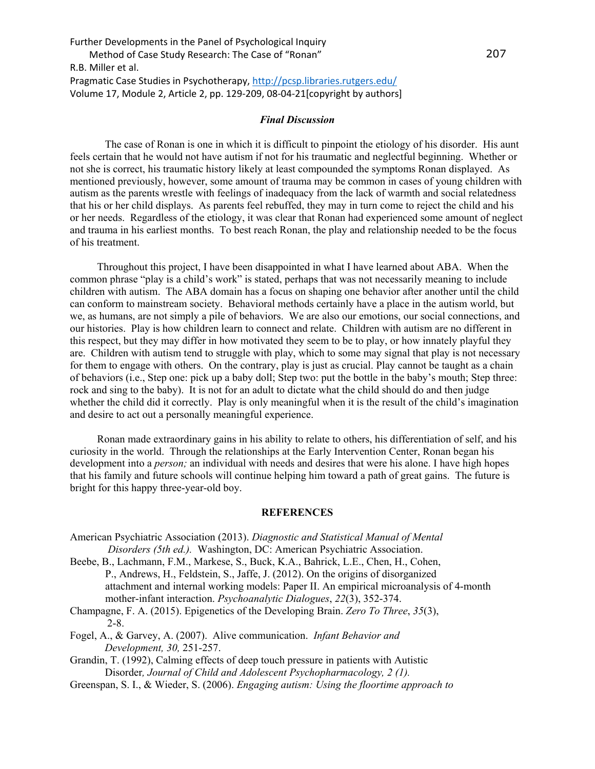### *Final Discussion*

The case of Ronan is one in which it is difficult to pinpoint the etiology of his disorder. His aunt feels certain that he would not have autism if not for his traumatic and neglectful beginning. Whether or not she is correct, his traumatic history likely at least compounded the symptoms Ronan displayed. As mentioned previously, however, some amount of trauma may be common in cases of young children with autism as the parents wrestle with feelings of inadequacy from the lack of warmth and social relatedness that his or her child displays. As parents feel rebuffed, they may in turn come to reject the child and his or her needs. Regardless of the etiology, it was clear that Ronan had experienced some amount of neglect and trauma in his earliest months. To best reach Ronan, the play and relationship needed to be the focus of his treatment.

Throughout this project, I have been disappointed in what I have learned about ABA. When the common phrase "play is a child's work" is stated, perhaps that was not necessarily meaning to include children with autism. The ABA domain has a focus on shaping one behavior after another until the child can conform to mainstream society. Behavioral methods certainly have a place in the autism world, but we, as humans, are not simply a pile of behaviors. We are also our emotions, our social connections, and our histories. Play is how children learn to connect and relate. Children with autism are no different in this respect, but they may differ in how motivated they seem to be to play, or how innately playful they are. Children with autism tend to struggle with play, which to some may signal that play is not necessary for them to engage with others. On the contrary, play is just as crucial. Play cannot be taught as a chain of behaviors (i.e., Step one: pick up a baby doll; Step two: put the bottle in the baby's mouth; Step three: rock and sing to the baby). It is not for an adult to dictate what the child should do and then judge whether the child did it correctly. Play is only meaningful when it is the result of the child's imagination and desire to act out a personally meaningful experience.

Ronan made extraordinary gains in his ability to relate to others, his differentiation of self, and his curiosity in the world. Through the relationships at the Early Intervention Center, Ronan began his development into a *person;* an individual with needs and desires that were his alone. I have high hopes that his family and future schools will continue helping him toward a path of great gains. The future is bright for this happy three-year-old boy.

## REFERENCES

American Psychiatric Association (2013). *Diagnostic and Statistical Manual of Mental Disorders (5th ed.).* Washington, DC: American Psychiatric Association.

Beebe, B., Lachmann, F.M., Markese, S., Buck, K.A., Bahrick, L.E., Chen, H., Cohen, P., Andrews, H., Feldstein, S., Jaffe, J. (2012). On the origins of disorganized attachment and internal working models: Paper II. An empirical microanalysis of 4-month mother-infant interaction. *Psychoanalytic Dialogues*, *22*(3), 352-374.

Champagne, F. A. (2015). Epigenetics of the Developing Brain. *Zero To Three*, *35*(3), 2-8.

Fogel, A., & Garvey, A. (2007). Alive communication. *Infant Behavior and Development, 30,* 251-257.

Grandin, T. (1992), Calming effects of deep touch pressure in patients with Autistic Disorder*, Journal of Child and Adolescent Psychopharmacology, 2 (1).*

Greenspan, S. I., & Wieder, S. (2006). *Engaging autism: Using the floortime approach to*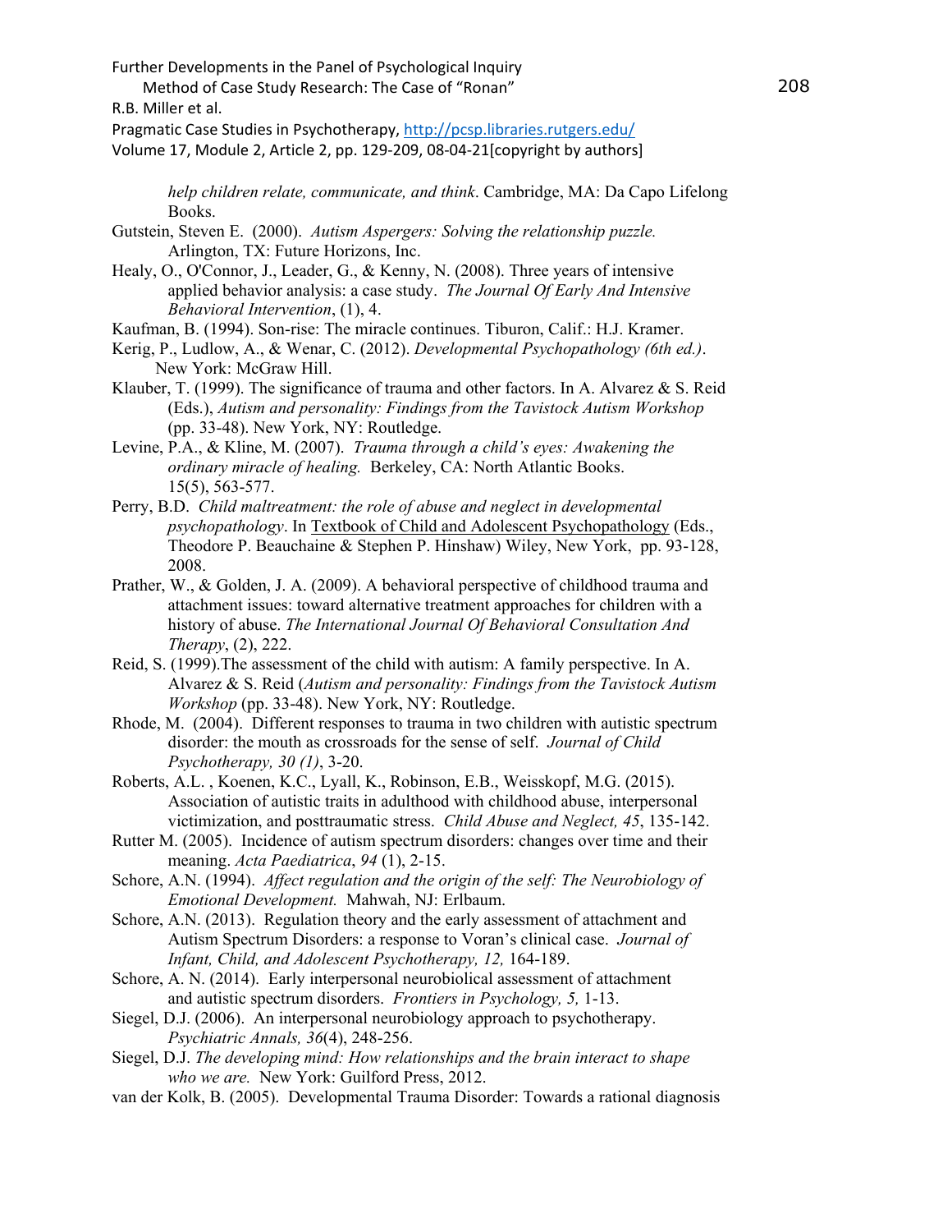*help children relate, communicate, and think*. Cambridge, MA: Da Capo Lifelong Books.

Gutstein, Steven E. (2000). *Autism Aspergers: Solving the relationship puzzle.* Arlington, TX: Future Horizons, Inc.

Healy, O., O'Connor, J., Leader, G., & Kenny, N. (2008). Three years of intensive applied behavior analysis: a case study. *The Journal Of Early And Intensive Behavioral Intervention*, (1), 4.

Kaufman, B. (1994). Son-rise: The miracle continues. Tiburon, Calif.: H.J. Kramer.

Kerig, P., Ludlow, A., & Wenar, C. (2012). *Developmental Psychopathology (6th ed.)*. New York: McGraw Hill.

Klauber, T. (1999). The significance of trauma and other factors. In A. Alvarez & S. Reid (Eds.), *Autism and personality: Findings from the Tavistock Autism Workshop* (pp. 33-48). New York, NY: Routledge.

Levine, P.A., & Kline, M. (2007). *Trauma through a child's eyes: Awakening the ordinary miracle of healing.* Berkeley, CA: North Atlantic Books. 15(5), 563-577.

Perry, B.D. *Child maltreatment: the role of abuse and neglect in developmental psychopathology*. In Textbook of Child and Adolescent Psychopathology (Eds., Theodore P. Beauchaine & Stephen P. Hinshaw) Wiley, New York, pp. 93-128, 2008.

Prather, W., & Golden, J. A. (2009). A behavioral perspective of childhood trauma and attachment issues: toward alternative treatment approaches for children with a history of abuse. *The International Journal Of Behavioral Consultation And Therapy*, (2), 222.

Reid, S. (1999).The assessment of the child with autism: A family perspective. In A. Alvarez & S. Reid (*Autism and personality: Findings from the Tavistock Autism Workshop* (pp. 33-48). New York, NY: Routledge.

Rhode, M. (2004). Different responses to trauma in two children with autistic spectrum disorder: the mouth as crossroads for the sense of self. *Journal of Child Psychotherapy, 30 (1)*, 3-20.

Roberts, A.L. , Koenen, K.C., Lyall, K., Robinson, E.B., Weisskopf, M.G. (2015). Association of autistic traits in adulthood with childhood abuse, interpersonal victimization, and posttraumatic stress. *Child Abuse and Neglect, 45*, 135-142.

Rutter M. (2005). Incidence of autism spectrum disorders: changes over time and their meaning. *Acta Paediatrica*, *94* (1), 2-15.

Schore, A.N. (1994). *Affect regulation and the origin of the self: The Neurobiology of Emotional Development.* Mahwah, NJ: Erlbaum.

Schore, A.N. (2013). Regulation theory and the early assessment of attachment and Autism Spectrum Disorders: a response to Voran's clinical case. *Journal of Infant, Child, and Adolescent Psychotherapy, 12,* 164-189.

Schore, A. N. (2014). Early interpersonal neurobiolical assessment of attachment and autistic spectrum disorders. *Frontiers in Psychology, 5,* 1-13.

Siegel, D.J. (2006). An interpersonal neurobiology approach to psychotherapy. *Psychiatric Annals, 36*(4), 248-256.

Siegel, D.J. *The developing mind: How relationships and the brain interact to shape who we are.* New York: Guilford Press, 2012.

van der Kolk, B. (2005). Developmental Trauma Disorder: Towards a rational diagnosis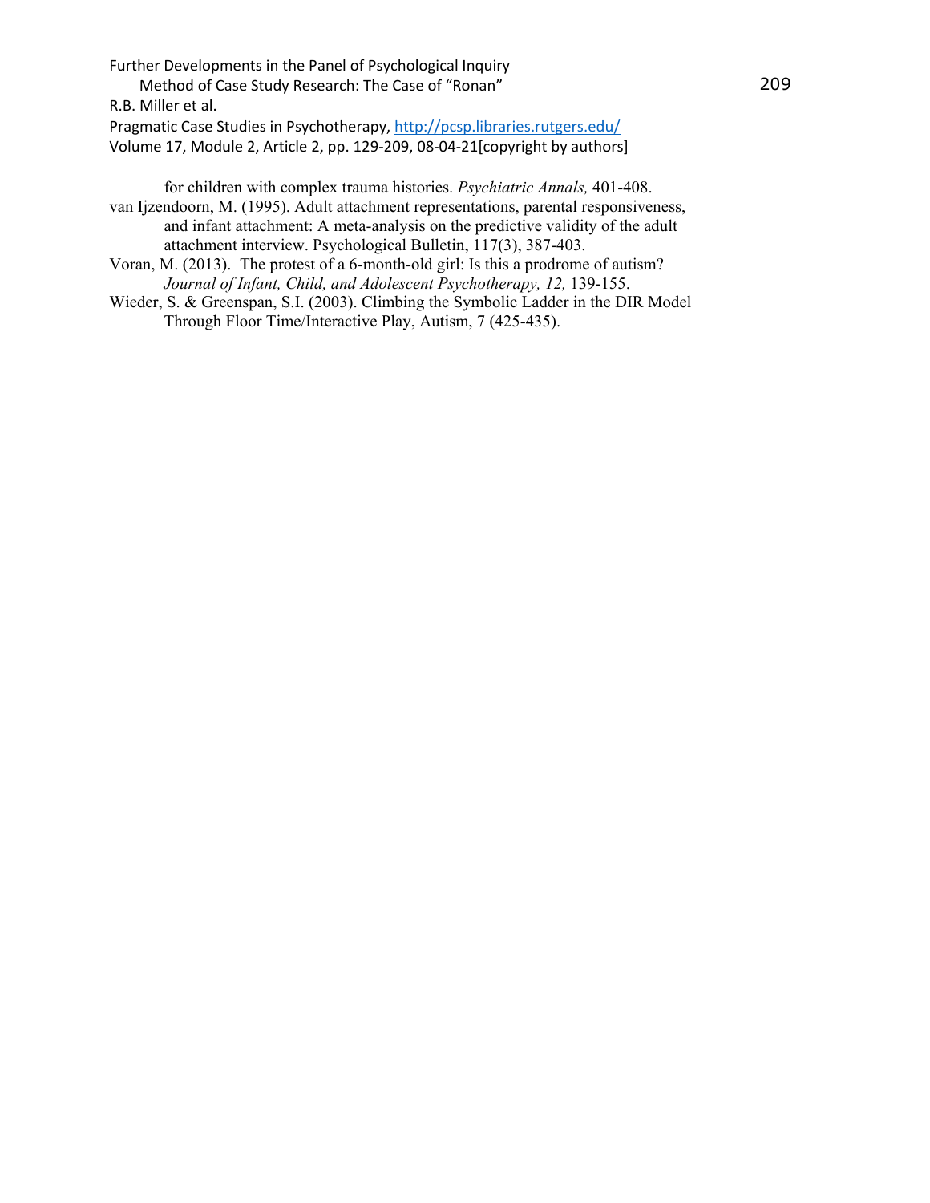for children with complex trauma histories. *Psychiatric Annals,* 401-408.

van Ijzendoorn, M. (1995). Adult attachment representations, parental responsiveness, and infant attachment: A meta-analysis on the predictive validity of the adult attachment interview. Psychological Bulletin, 117(3), 387-403.

Voran, M. (2013). The protest of a 6-month-old girl: Is this a prodrome of autism? *Journal of Infant, Child, and Adolescent Psychotherapy, 12,* 139-155.

Wieder, S. & Greenspan, S.I. (2003). Climbing the Symbolic Ladder in the DIR Model Through Floor Time/Interactive Play, Autism, 7 (425-435).